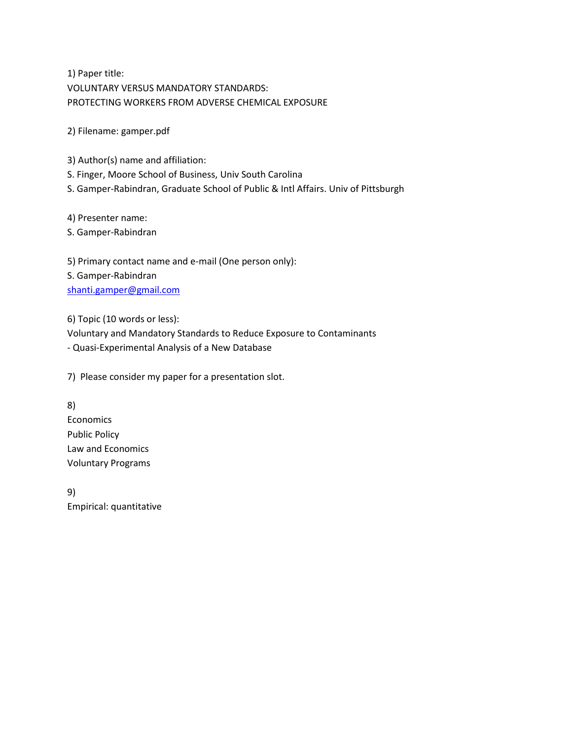1) Paper title:
VOLUNTARY VERSUS MANDATORY STANDARDS:
PROTECTING WORKERS FROM ADVERSE CHEMICAL EXPOSURE

2) Filename: gamper.pdf

3) Author(s) name and affiliation:
S. Finger, Moore School of Business, Univ South Carolina
S. Gamper-Rabindran, Graduate School of Public & Intl Affairs. Univ of Pittsburgh

4) Presenter name:
S. Gamper-Rabindran

5) Primary contact name and e-mail (One person only):
S. Gamper-Rabindran
shanti.gamper@gmail.com

6) Topic (10 words or less):
Voluntary and Mandatory Standards to Reduce Exposure to Contaminants
- Quasi-Experimental Analysis of a New Database

7) Please consider my paper for a presentation slot.

8)
Economics
Public Policy
Law and Economics
Voluntary Programs

9)
Empirical: quantitative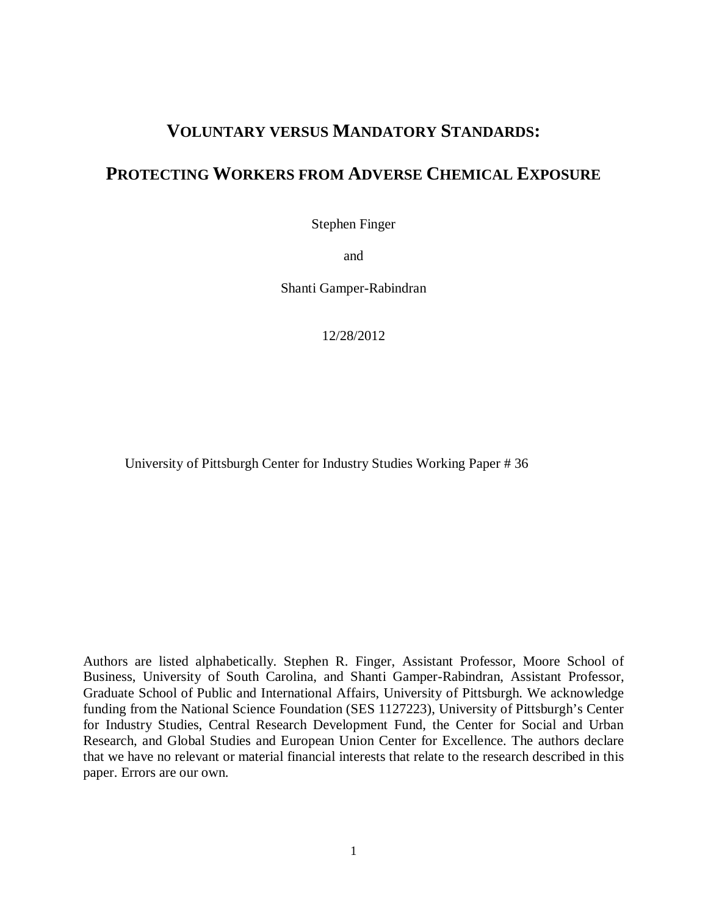# VOLUNTARY VERSUS MANDATORY STANDARDS:

# PROTECTING WORKERS FROM ADVERSE CHEMICAL EXPOSURE

Stephen Finger

and

Shanti Gamper-Rabindran

12/28/2012

University of Pittsburgh Center for Industry Studies Working Paper # 36

Authors are listed alphabetically. Stephen R. Finger, Assistant Professor, Moore School of Business, University of South Carolina, and Shanti Gamper-Rabindran, Assistant Professor, Graduate School of Public and International Affairs, University of Pittsburgh. We acknowledge funding from the National Science Foundation (SES 1127223), University of Pittsburgh's Center for Industry Studies, Central Research Development Fund, the Center for Social and Urban Research, and Global Studies and European Union Center for Excellence. The authors declare that we have no relevant or material financial interests that relate to the research described in this paper. Errors are our own.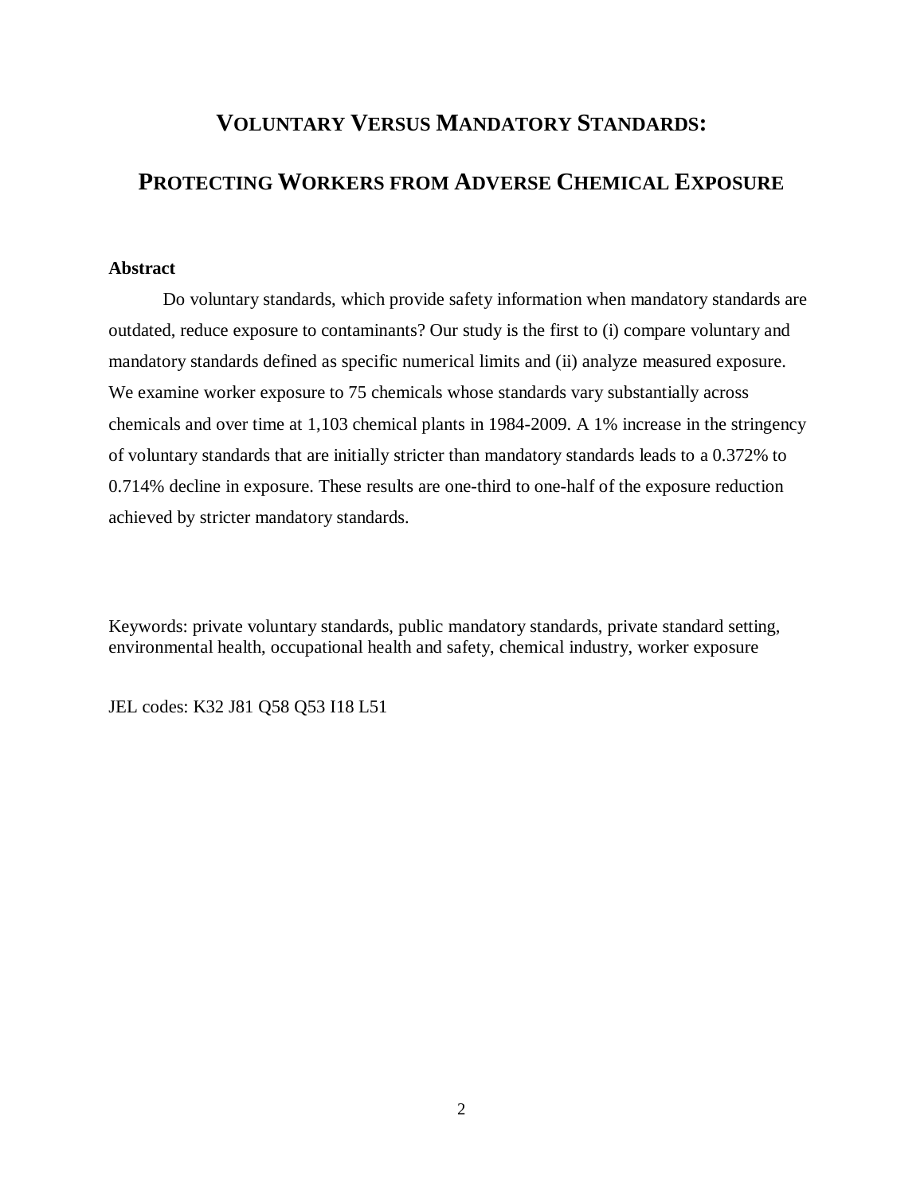# VOLUNTARY VERSUS MANDATORY STANDARDS:

# PROTECTING WORKERS FROM ADVERSE CHEMICAL EXPOSURE

**Abstract**

Do voluntary standards, which provide safety information when mandatory standards are outdated, reduce exposure to contaminants? Our study is the first to (i) compare voluntary and mandatory standards defined as specific numerical limits and (ii) analyze measured exposure. We examine worker exposure to 75 chemicals whose standards vary substantially across chemicals and over time at 1,103 chemical plants in 1984-2009. A 1% increase in the stringency of voluntary standards that are initially stricter than mandatory standards leads to a 0.372% to 0.714% decline in exposure. These results are one-third to one-half of the exposure reduction achieved by stricter mandatory standards.

Keywords: private voluntary standards, public mandatory standards, private standard setting, environmental health, occupational health and safety, chemical industry, worker exposure

JEL codes: K32 J81 Q58 Q53 I18 L51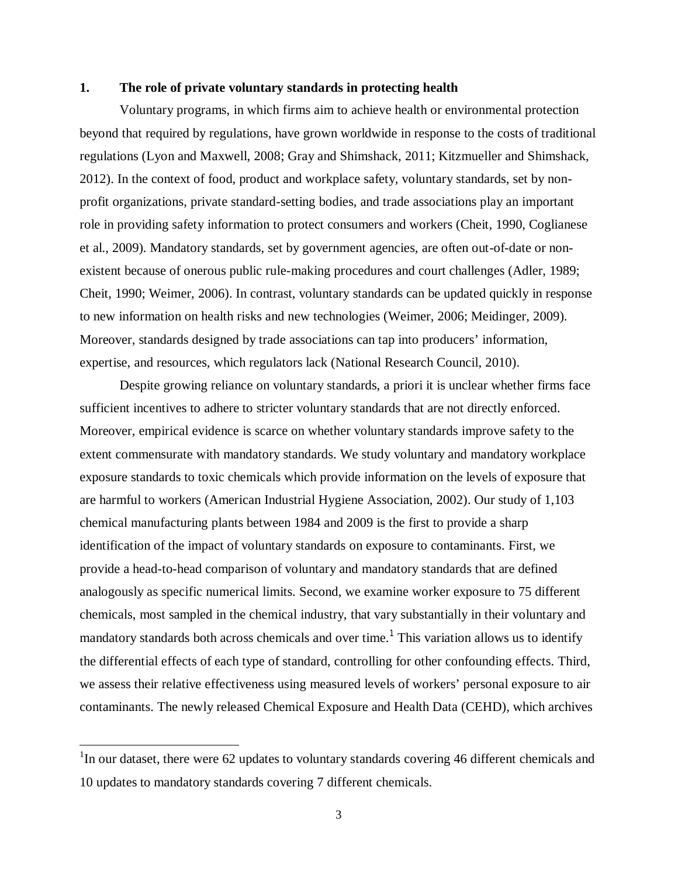## 1. The role of private voluntary standards in protecting health

Voluntary programs, in which firms aim to achieve health or environmental protection beyond that required by regulations, have grown worldwide in response to the costs of traditional regulations (Lyon and Maxwell, 2008; Gray and Shimshack, 2011; Kitzmueller and Shimshack, 2012). In the context of food, product and workplace safety, voluntary standards, set by non-profit organizations, private standard-setting bodies, and trade associations play an important role in providing safety information to protect consumers and workers (Cheit, 1990, Coglianese et al., 2009). Mandatory standards, set by government agencies, are often out-of-date or non-existent because of onerous public rule-making procedures and court challenges (Adler, 1989; Cheit, 1990; Weimer, 2006). In contrast, voluntary standards can be updated quickly in response to new information on health risks and new technologies (Weimer, 2006; Meidinger, 2009). Moreover, standards designed by trade associations can tap into producers' information, expertise, and resources, which regulators lack (National Research Council, 2010).

Despite growing reliance on voluntary standards, a priori it is unclear whether firms face sufficient incentives to adhere to stricter voluntary standards that are not directly enforced. Moreover, empirical evidence is scarce on whether voluntary standards improve safety to the extent commensurate with mandatory standards. We study voluntary and mandatory workplace exposure standards to toxic chemicals which provide information on the levels of exposure that are harmful to workers (American Industrial Hygiene Association, 2002). Our study of 1,103 chemical manufacturing plants between 1984 and 2009 is the first to provide a sharp identification of the impact of voluntary standards on exposure to contaminants. First, we provide a head-to-head comparison of voluntary and mandatory standards that are defined analogously as specific numerical limits. Second, we examine worker exposure to 75 different chemicals, most sampled in the chemical industry, that vary substantially in their voluntary and mandatory standards both across chemicals and over time.[1] This variation allows us to identify the differential effects of each type of standard, controlling for other confounding effects. Third, we assess their relative effectiveness using measured levels of workers' personal exposure to air contaminants. The newly released Chemical Exposure and Health Data (CEHD), which archives

[1] In our dataset, there were 62 updates to voluntary standards covering 46 different chemicals and 10 updates to mandatory standards covering 7 different chemicals.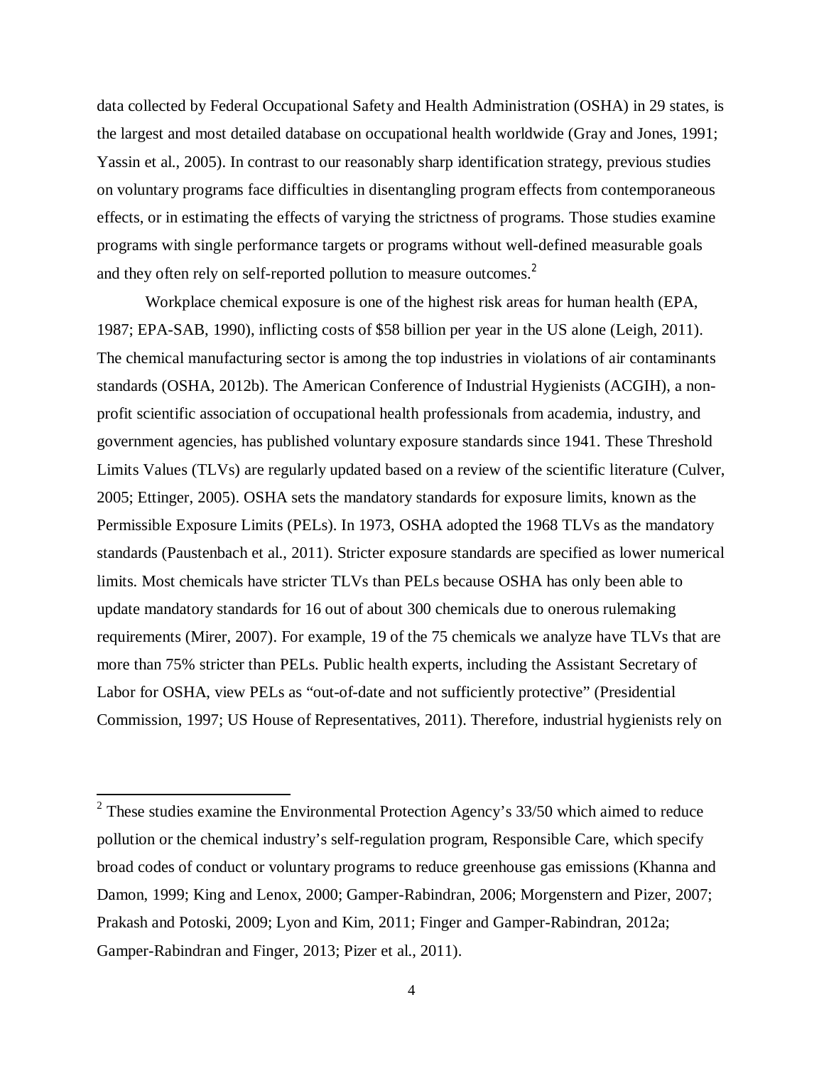data collected by Federal Occupational Safety and Health Administration (OSHA) in 29 states, is the largest and most detailed database on occupational health worldwide (Gray and Jones, 1991; Yassin et al., 2005). In contrast to our reasonably sharp identification strategy, previous studies on voluntary programs face difficulties in disentangling program effects from contemporaneous effects, or in estimating the effects of varying the strictness of programs. Those studies examine programs with single performance targets or programs without well-defined measurable goals and they often rely on self-reported pollution to measure outcomes.[2]

Workplace chemical exposure is one of the highest risk areas for human health (EPA, 1987; EPA-SAB, 1990), inflicting costs of $58 billion per year in the US alone (Leigh, 2011). The chemical manufacturing sector is among the top industries in violations of air contaminants standards (OSHA, 2012b). The American Conference of Industrial Hygienists (ACGIH), a non-profit scientific association of occupational health professionals from academia, industry, and government agencies, has published voluntary exposure standards since 1941. These Threshold Limits Values (TLVs) are regularly updated based on a review of the scientific literature (Culver, 2005; Ettinger, 2005). OSHA sets the mandatory standards for exposure limits, known as the Permissible Exposure Limits (PELs). In 1973, OSHA adopted the 1968 TLVs as the mandatory standards (Paustenbach et al., 2011). Stricter exposure standards are specified as lower numerical limits. Most chemicals have stricter TLVs than PELs because OSHA has only been able to update mandatory standards for 16 out of about 300 chemicals due to onerous rulemaking requirements (Mirer, 2007). For example, 19 of the 75 chemicals we analyze have TLVs that are more than 75% stricter than PELs. Public health experts, including the Assistant Secretary of Labor for OSHA, view PELs as "out-of-date and not sufficiently protective" (Presidential Commission, 1997; US House of Representatives, 2011). Therefore, industrial hygienists rely on

[2] These studies examine the Environmental Protection Agency's 33/50 which aimed to reduce pollution or the chemical industry's self-regulation program, Responsible Care, which specify broad codes of conduct or voluntary programs to reduce greenhouse gas emissions (Khanna and Damon, 1999; King and Lenox, 2000; Gamper-Rabindran, 2006; Morgenstern and Pizer, 2007; Prakash and Potoski, 2009; Lyon and Kim, 2011; Finger and Gamper-Rabindran, 2012a; Gamper-Rabindran and Finger, 2013; Pizer et al., 2011).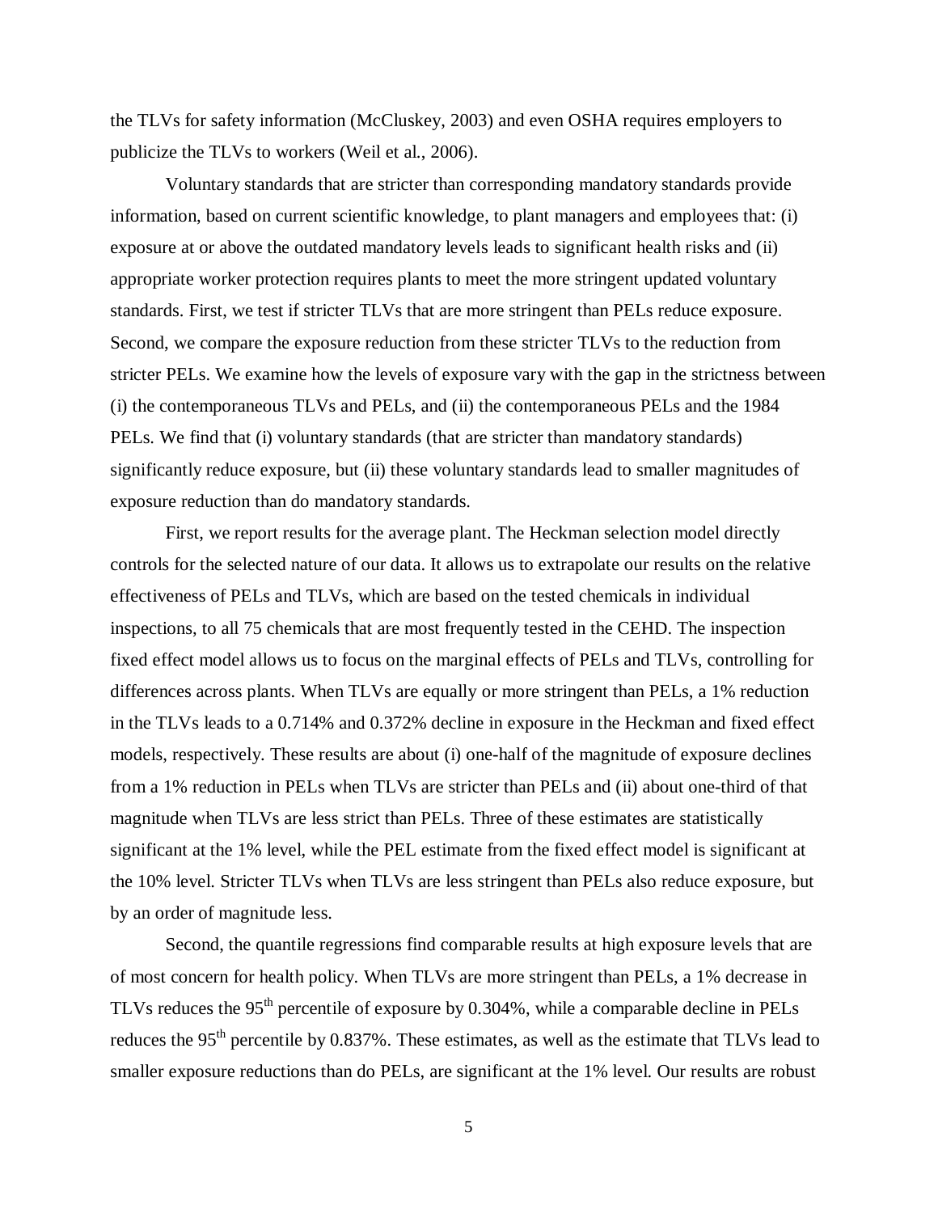the TLVs for safety information (McCluskey, 2003) and even OSHA requires employers to publicize the TLVs to workers (Weil et al., 2006).

Voluntary standards that are stricter than corresponding mandatory standards provide information, based on current scientific knowledge, to plant managers and employees that: (i) exposure at or above the outdated mandatory levels leads to significant health risks and (ii) appropriate worker protection requires plants to meet the more stringent updated voluntary standards. First, we test if stricter TLVs that are more stringent than PELs reduce exposure. Second, we compare the exposure reduction from these stricter TLVs to the reduction from stricter PELs. We examine how the levels of exposure vary with the gap in the strictness between (i) the contemporaneous TLVs and PELs, and (ii) the contemporaneous PELs and the 1984 PELs. We find that (i) voluntary standards (that are stricter than mandatory standards) significantly reduce exposure, but (ii) these voluntary standards lead to smaller magnitudes of exposure reduction than do mandatory standards.

First, we report results for the average plant. The Heckman selection model directly controls for the selected nature of our data. It allows us to extrapolate our results on the relative effectiveness of PELs and TLVs, which are based on the tested chemicals in individual inspections, to all 75 chemicals that are most frequently tested in the CEHD. The inspection fixed effect model allows us to focus on the marginal effects of PELs and TLVs, controlling for differences across plants. When TLVs are equally or more stringent than PELs, a 1% reduction in the TLVs leads to a 0.714% and 0.372% decline in exposure in the Heckman and fixed effect models, respectively. These results are about (i) one-half of the magnitude of exposure declines from a 1% reduction in PELs when TLVs are stricter than PELs and (ii) about one-third of that magnitude when TLVs are less strict than PELs. Three of these estimates are statistically significant at the 1% level, while the PEL estimate from the fixed effect model is significant at the 10% level. Stricter TLVs when TLVs are less stringent than PELs also reduce exposure, but by an order of magnitude less.

Second, the quantile regressions find comparable results at high exposure levels that are of most concern for health policy. When TLVs are more stringent than PELs, a 1% decrease in TLVs reduces the 95$^{th}$ percentile of exposure by 0.304%, while a comparable decline in PELs reduces the 95$^{th}$ percentile by 0.837%. These estimates, as well as the estimate that TLVs lead to smaller exposure reductions than do PELs, are significant at the 1% level. Our results are robust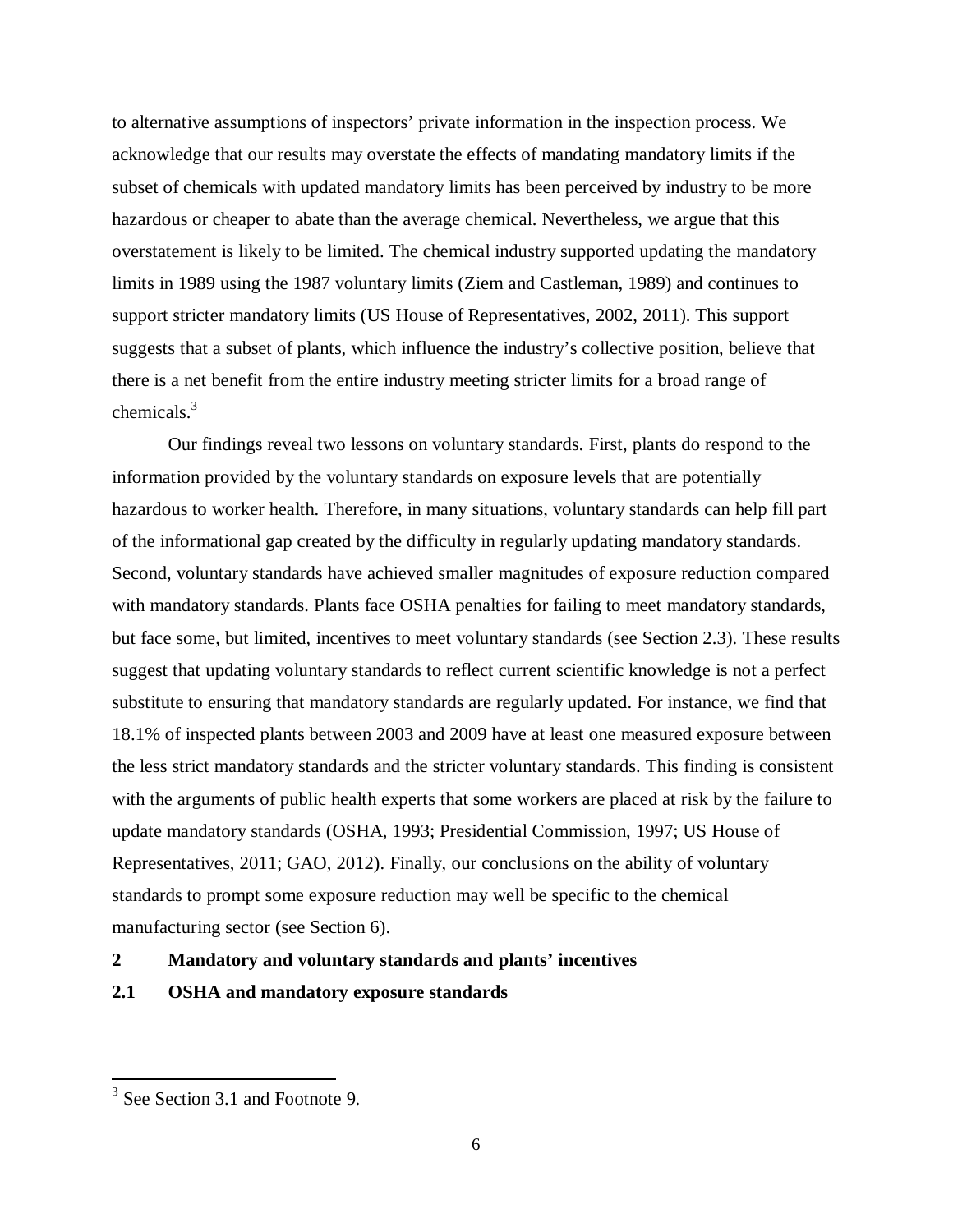to alternative assumptions of inspectors' private information in the inspection process. We acknowledge that our results may overstate the effects of mandating mandatory limits if the subset of chemicals with updated mandatory limits has been perceived by industry to be more hazardous or cheaper to abate than the average chemical. Nevertheless, we argue that this overstatement is likely to be limited. The chemical industry supported updating the mandatory limits in 1989 using the 1987 voluntary limits (Ziem and Castleman, 1989) and continues to support stricter mandatory limits (US House of Representatives, 2002, 2011). This support suggests that a subset of plants, which influence the industry's collective position, believe that there is a net benefit from the entire industry meeting stricter limits for a broad range of chemicals.[3]

Our findings reveal two lessons on voluntary standards. First, plants do respond to the information provided by the voluntary standards on exposure levels that are potentially hazardous to worker health. Therefore, in many situations, voluntary standards can help fill part of the informational gap created by the difficulty in regularly updating mandatory standards. Second, voluntary standards have achieved smaller magnitudes of exposure reduction compared with mandatory standards. Plants face OSHA penalties for failing to meet mandatory standards, but face some, but limited, incentives to meet voluntary standards (see Section 2.3). These results suggest that updating voluntary standards to reflect current scientific knowledge is not a perfect substitute to ensuring that mandatory standards are regularly updated. For instance, we find that 18.1% of inspected plants between 2003 and 2009 have at least one measured exposure between the less strict mandatory standards and the stricter voluntary standards. This finding is consistent with the arguments of public health experts that some workers are placed at risk by the failure to update mandatory standards (OSHA, 1993; Presidential Commission, 1997; US House of Representatives, 2011; GAO, 2012). Finally, our conclusions on the ability of voluntary standards to prompt some exposure reduction may well be specific to the chemical manufacturing sector (see Section 6).

## 2 Mandatory and voluntary standards and plants' incentives

### 2.1 OSHA and mandatory exposure standards

[3] See Section 3.1 and Footnote 9.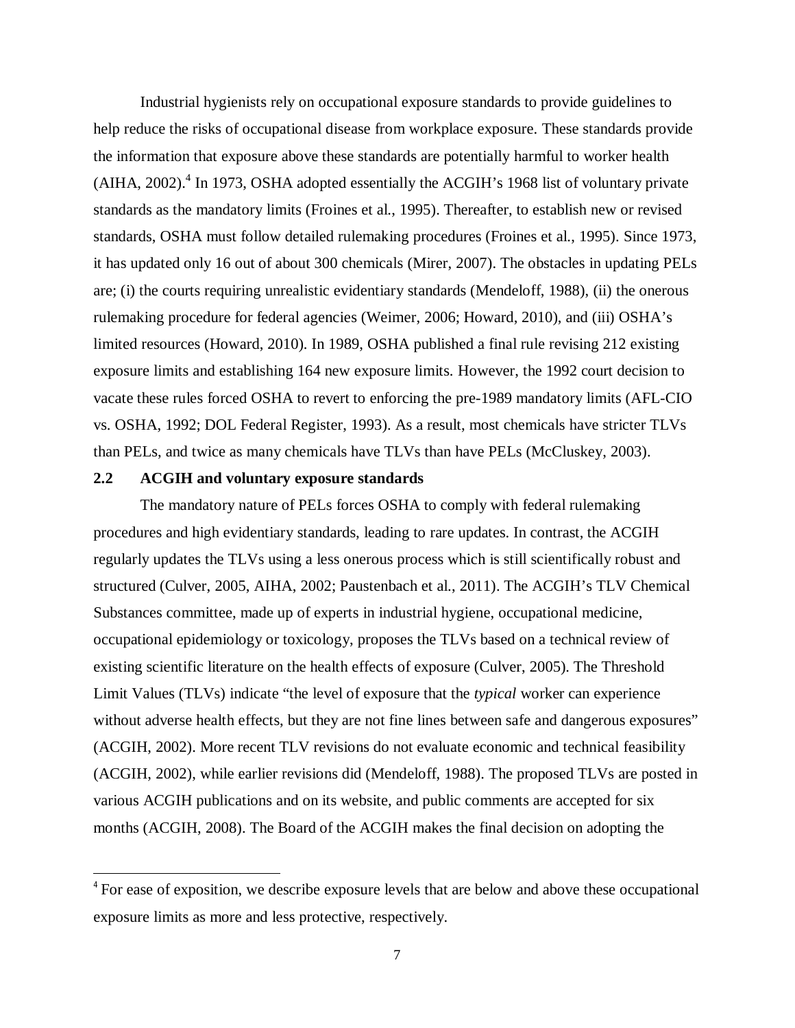Industrial hygienists rely on occupational exposure standards to provide guidelines to help reduce the risks of occupational disease from workplace exposure. These standards provide the information that exposure above these standards are potentially harmful to worker health (AIHA, 2002).[4] In 1973, OSHA adopted essentially the ACGIH's 1968 list of voluntary private standards as the mandatory limits (Froines et al., 1995). Thereafter, to establish new or revised standards, OSHA must follow detailed rulemaking procedures (Froines et al., 1995). Since 1973, it has updated only 16 out of about 300 chemicals (Mirer, 2007). The obstacles in updating PELs are; (i) the courts requiring unrealistic evidentiary standards (Mendeloff, 1988), (ii) the onerous rulemaking procedure for federal agencies (Weimer, 2006; Howard, 2010), and (iii) OSHA's limited resources (Howard, 2010). In 1989, OSHA published a final rule revising 212 existing exposure limits and establishing 164 new exposure limits. However, the 1992 court decision to vacate these rules forced OSHA to revert to enforcing the pre-1989 mandatory limits (AFL-CIO vs. OSHA, 1992; DOL Federal Register, 1993). As a result, most chemicals have stricter TLVs than PELs, and twice as many chemicals have TLVs than have PELs (McCluskey, 2003).

## 2.2 ACGIH and voluntary exposure standards

The mandatory nature of PELs forces OSHA to comply with federal rulemaking procedures and high evidentiary standards, leading to rare updates. In contrast, the ACGIH regularly updates the TLVs using a less onerous process which is still scientifically robust and structured (Culver, 2005, AIHA, 2002; Paustenbach et al., 2011). The ACGIH's TLV Chemical Substances committee, made up of experts in industrial hygiene, occupational medicine, occupational epidemiology or toxicology, proposes the TLVs based on a technical review of existing scientific literature on the health effects of exposure (Culver, 2005). The Threshold Limit Values (TLVs) indicate "the level of exposure that the *typical* worker can experience without adverse health effects, but they are not fine lines between safe and dangerous exposures" (ACGIH, 2002). More recent TLV revisions do not evaluate economic and technical feasibility (ACGIH, 2002), while earlier revisions did (Mendeloff, 1988). The proposed TLVs are posted in various ACGIH publications and on its website, and public comments are accepted for six months (ACGIH, 2008). The Board of the ACGIH makes the final decision on adopting the

[4] For ease of exposition, we describe exposure levels that are below and above these occupational exposure limits as more and less protective, respectively.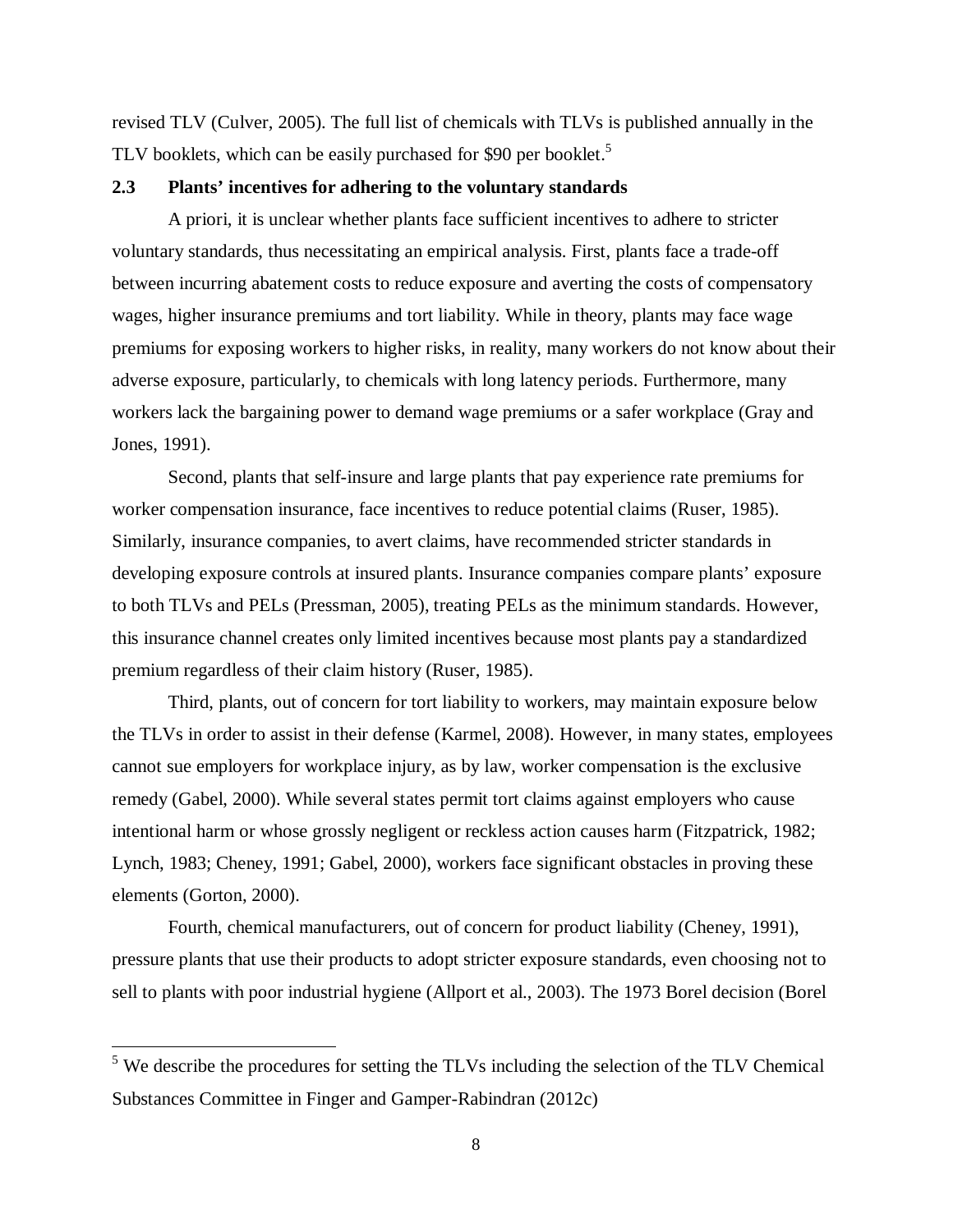revised TLV (Culver, 2005). The full list of chemicals with TLVs is published annually in the TLV booklets, which can be easily purchased for $90 per booklet.[5]

### 2.3 Plants' incentives for adhering to the voluntary standards

A priori, it is unclear whether plants face sufficient incentives to adhere to stricter voluntary standards, thus necessitating an empirical analysis. First, plants face a trade-off between incurring abatement costs to reduce exposure and averting the costs of compensatory wages, higher insurance premiums and tort liability. While in theory, plants may face wage premiums for exposing workers to higher risks, in reality, many workers do not know about their adverse exposure, particularly, to chemicals with long latency periods. Furthermore, many workers lack the bargaining power to demand wage premiums or a safer workplace (Gray and Jones, 1991).

Second, plants that self-insure and large plants that pay experience rate premiums for worker compensation insurance, face incentives to reduce potential claims (Ruser, 1985). Similarly, insurance companies, to avert claims, have recommended stricter standards in developing exposure controls at insured plants. Insurance companies compare plants' exposure to both TLVs and PELs (Pressman, 2005), treating PELs as the minimum standards. However, this insurance channel creates only limited incentives because most plants pay a standardized premium regardless of their claim history (Ruser, 1985).

Third, plants, out of concern for tort liability to workers, may maintain exposure below the TLVs in order to assist in their defense (Karmel, 2008). However, in many states, employees cannot sue employers for workplace injury, as by law, worker compensation is the exclusive remedy (Gabel, 2000). While several states permit tort claims against employers who cause intentional harm or whose grossly negligent or reckless action causes harm (Fitzpatrick, 1982; Lynch, 1983; Cheney, 1991; Gabel, 2000), workers face significant obstacles in proving these elements (Gorton, 2000).

Fourth, chemical manufacturers, out of concern for product liability (Cheney, 1991), pressure plants that use their products to adopt stricter exposure standards, even choosing not to sell to plants with poor industrial hygiene (Allport et al., 2003). The 1973 Borel decision (Borel

[5] We describe the procedures for setting the TLVs including the selection of the TLV Chemical Substances Committee in Finger and Gamper-Rabindran (2012c)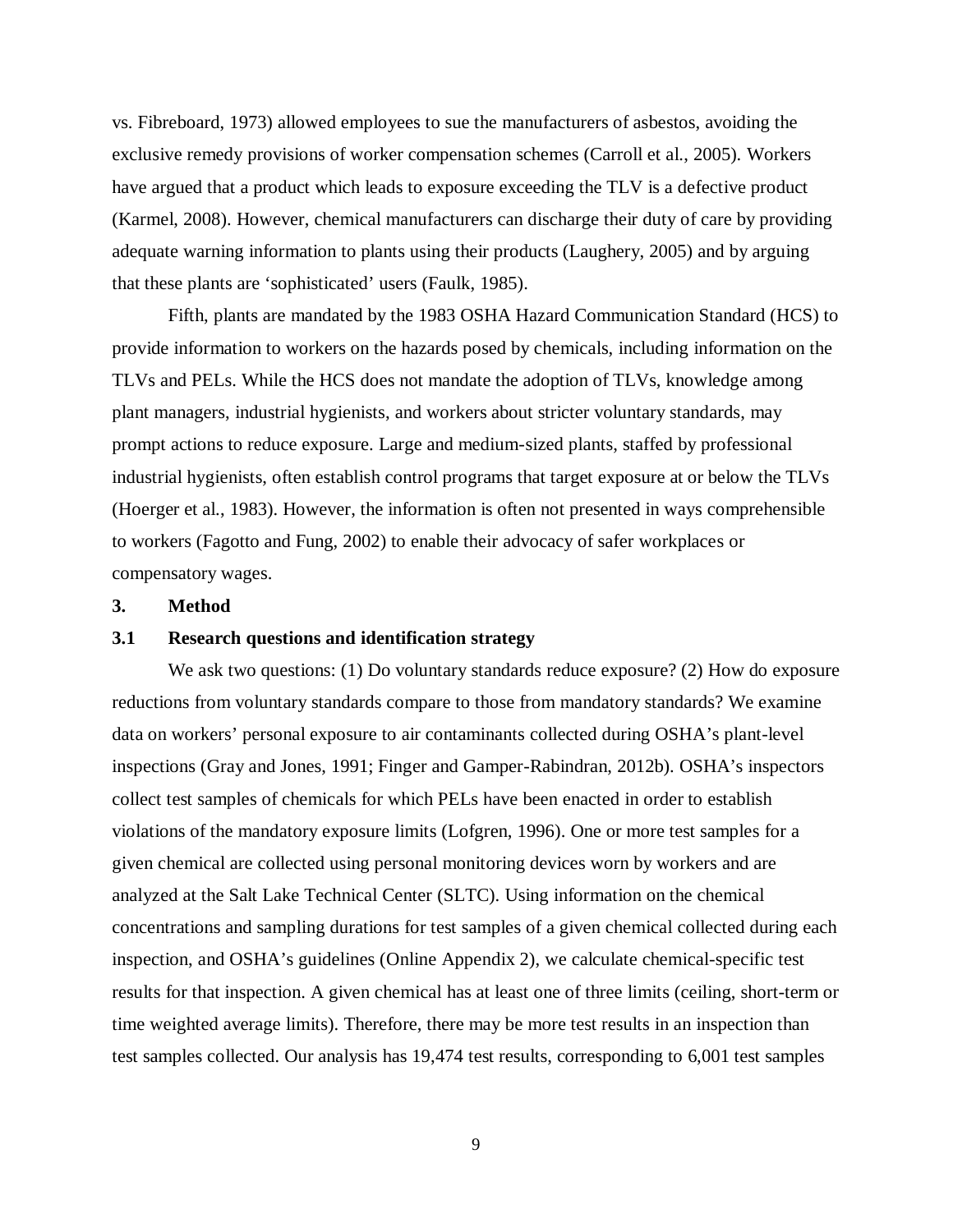vs. Fibreboard, 1973) allowed employees to sue the manufacturers of asbestos, avoiding the exclusive remedy provisions of worker compensation schemes (Carroll et al., 2005). Workers have argued that a product which leads to exposure exceeding the TLV is a defective product (Karmel, 2008). However, chemical manufacturers can discharge their duty of care by providing adequate warning information to plants using their products (Laughery, 2005) and by arguing that these plants are 'sophisticated' users (Faulk, 1985).

Fifth, plants are mandated by the 1983 OSHA Hazard Communication Standard (HCS) to provide information to workers on the hazards posed by chemicals, including information on the TLVs and PELs. While the HCS does not mandate the adoption of TLVs, knowledge among plant managers, industrial hygienists, and workers about stricter voluntary standards, may prompt actions to reduce exposure. Large and medium-sized plants, staffed by professional industrial hygienists, often establish control programs that target exposure at or below the TLVs (Hoerger et al., 1983). However, the information is often not presented in ways comprehensible to workers (Fagotto and Fung, 2002) to enable their advocacy of safer workplaces or compensatory wages.

## 3. Method

### 3.1 Research questions and identification strategy

We ask two questions: (1) Do voluntary standards reduce exposure? (2) How do exposure reductions from voluntary standards compare to those from mandatory standards? We examine data on workers' personal exposure to air contaminants collected during OSHA's plant-level inspections (Gray and Jones, 1991; Finger and Gamper-Rabindran, 2012b). OSHA's inspectors collect test samples of chemicals for which PELs have been enacted in order to establish violations of the mandatory exposure limits (Lofgren, 1996). One or more test samples for a given chemical are collected using personal monitoring devices worn by workers and are analyzed at the Salt Lake Technical Center (SLTC). Using information on the chemical concentrations and sampling durations for test samples of a given chemical collected during each inspection, and OSHA's guidelines (Online Appendix 2), we calculate chemical-specific test results for that inspection. A given chemical has at least one of three limits (ceiling, short-term or time weighted average limits). Therefore, there may be more test results in an inspection than test samples collected. Our analysis has 19,474 test results, corresponding to 6,001 test samples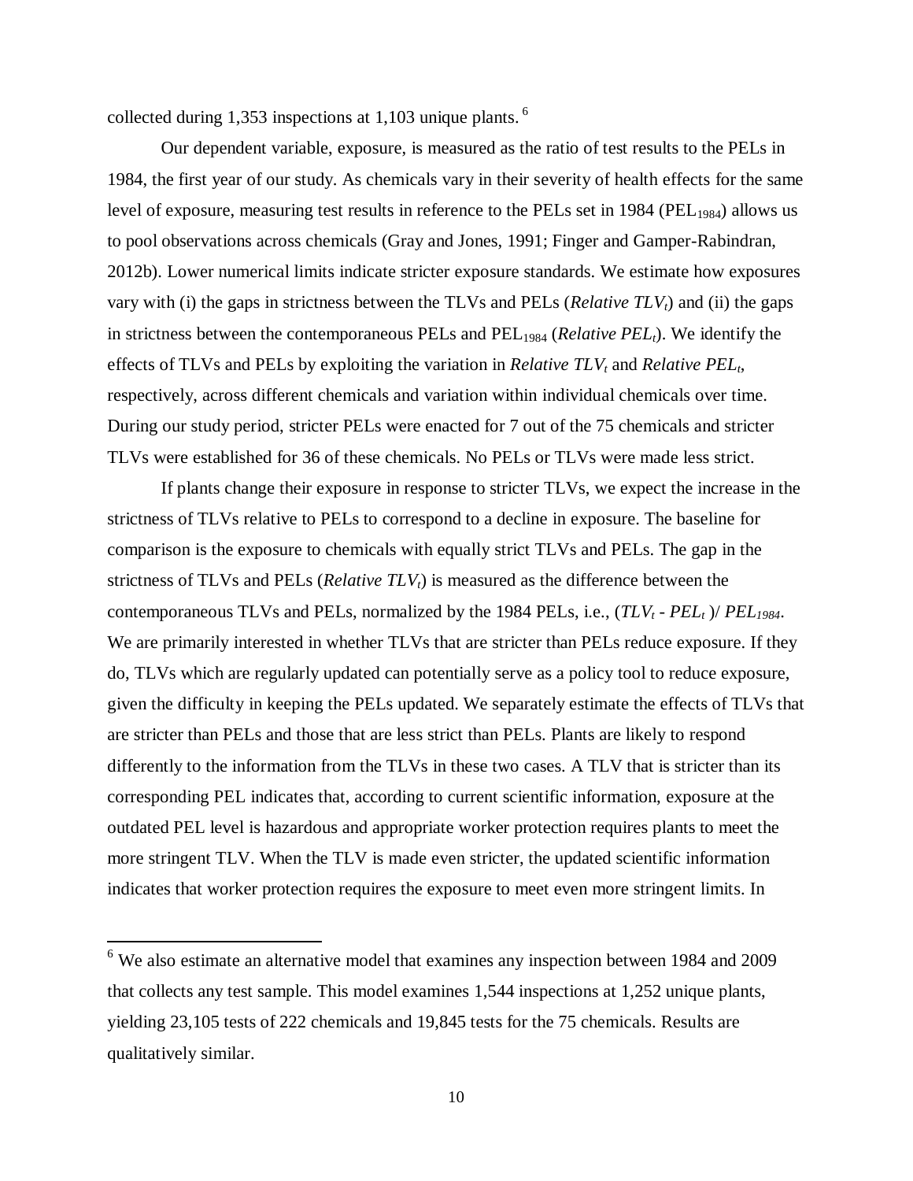collected during 1,353 inspections at 1,103 unique plants. [6]

Our dependent variable, exposure, is measured as the ratio of test results to the PELs in 1984, the first year of our study. As chemicals vary in their severity of health effects for the same level of exposure, measuring test results in reference to the PELs set in 1984 ($PEL_{1984}$) allows us to pool observations across chemicals (Gray and Jones, 1991; Finger and Gamper-Rabindran, 2012b). Lower numerical limits indicate stricter exposure standards. We estimate how exposures vary with (i) the gaps in strictness between the TLVs and PELs (*Relative* $TLV_t$) and (ii) the gaps in strictness between the contemporaneous PELs and $PEL_{1984}$ (*Relative* $PEL_t$). We identify the effects of TLVs and PELs by exploiting the variation in *Relative* $TLV_t$ and *Relative* $PEL_t$, respectively, across different chemicals and variation within individual chemicals over time. During our study period, stricter PELs were enacted for 7 out of the 75 chemicals and stricter TLVs were established for 36 of these chemicals. No PELs or TLVs were made less strict.

If plants change their exposure in response to stricter TLVs, we expect the increase in the strictness of TLVs relative to PELs to correspond to a decline in exposure. The baseline for comparison is the exposure to chemicals with equally strict TLVs and PELs. The gap in the strictness of TLVs and PELs (*Relative* $TLV_t$) is measured as the difference between the contemporaneous TLVs and PELs, normalized by the 1984 PELs, i.e., $(TLV_t - PEL_t)/PEL_{1984}$. We are primarily interested in whether TLVs that are stricter than PELs reduce exposure. If they do, TLVs which are regularly updated can potentially serve as a policy tool to reduce exposure, given the difficulty in keeping the PELs updated. We separately estimate the effects of TLVs that are stricter than PELs and those that are less strict than PELs. Plants are likely to respond differently to the information from the TLVs in these two cases. A TLV that is stricter than its corresponding PEL indicates that, according to current scientific information, exposure at the outdated PEL level is hazardous and appropriate worker protection requires plants to meet the more stringent TLV. When the TLV is made even stricter, the updated scientific information indicates that worker protection requires the exposure to meet even more stringent limits. In

[6] We also estimate an alternative model that examines any inspection between 1984 and 2009 that collects any test sample. This model examines 1,544 inspections at 1,252 unique plants, yielding 23,105 tests of 222 chemicals and 19,845 tests for the 75 chemicals. Results are qualitatively similar.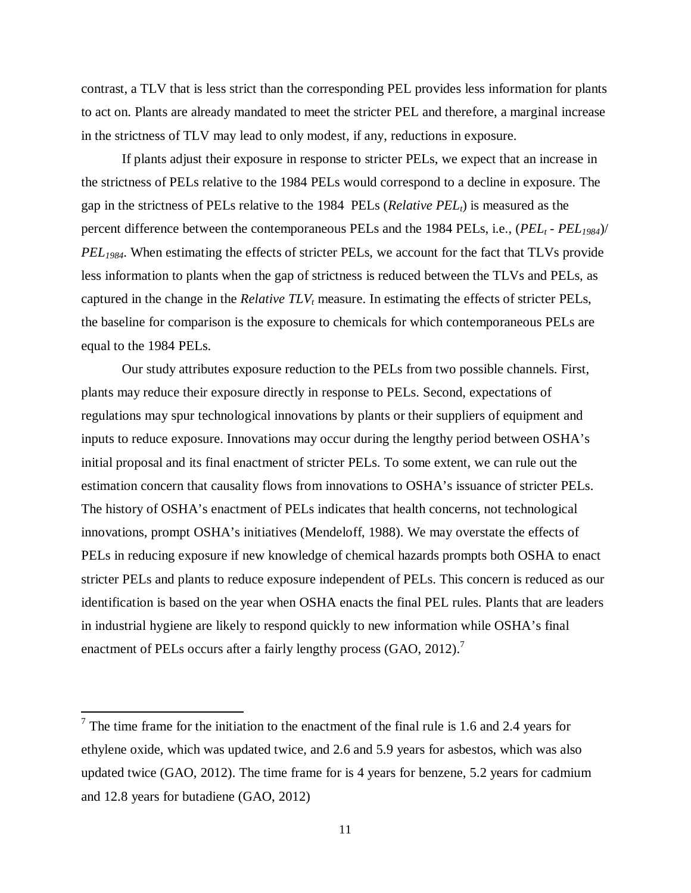contrast, a TLV that is less strict than the corresponding PEL provides less information for plants to act on. Plants are already mandated to meet the stricter PEL and therefore, a marginal increase in the strictness of TLV may lead to only modest, if any, reductions in exposure.

If plants adjust their exposure in response to stricter PELs, we expect that an increase in the strictness of PELs relative to the 1984 PELs would correspond to a decline in exposure. The gap in the strictness of PELs relative to the 1984 PELs (*Relative* $PEL_t$) is measured as the percent difference between the contemporaneous PELs and the 1984 PELs, i.e., $(PEL_t - PEL_{1984})/PEL_{1984}$. When estimating the effects of stricter PELs, we account for the fact that TLVs provide less information to plants when the gap of strictness is reduced between the TLVs and PELs, as captured in the change in the *Relative* $TLV_t$ measure. In estimating the effects of stricter PELs, the baseline for comparison is the exposure to chemicals for which contemporaneous PELs are equal to the 1984 PELs.

Our study attributes exposure reduction to the PELs from two possible channels. First, plants may reduce their exposure directly in response to PELs. Second, expectations of regulations may spur technological innovations by plants or their suppliers of equipment and inputs to reduce exposure. Innovations may occur during the lengthy period between OSHA's initial proposal and its final enactment of stricter PELs. To some extent, we can rule out the estimation concern that causality flows from innovations to OSHA's issuance of stricter PELs. The history of OSHA's enactment of PELs indicates that health concerns, not technological innovations, prompt OSHA's initiatives (Mendeloff, 1988). We may overstate the effects of PELs in reducing exposure if new knowledge of chemical hazards prompts both OSHA to enact stricter PELs and plants to reduce exposure independent of PELs. This concern is reduced as our identification is based on the year when OSHA enacts the final PEL rules. Plants that are leaders in industrial hygiene are likely to respond quickly to new information while OSHA's final enactment of PELs occurs after a fairly lengthy process (GAO, 2012).[7]

---

[7] The time frame for the initiation to the enactment of the final rule is 1.6 and 2.4 years for ethylene oxide, which was updated twice, and 2.6 and 5.9 years for asbestos, which was also updated twice (GAO, 2012). The time frame for is 4 years for benzene, 5.2 years for cadmium and 12.8 years for butadiene (GAO, 2012)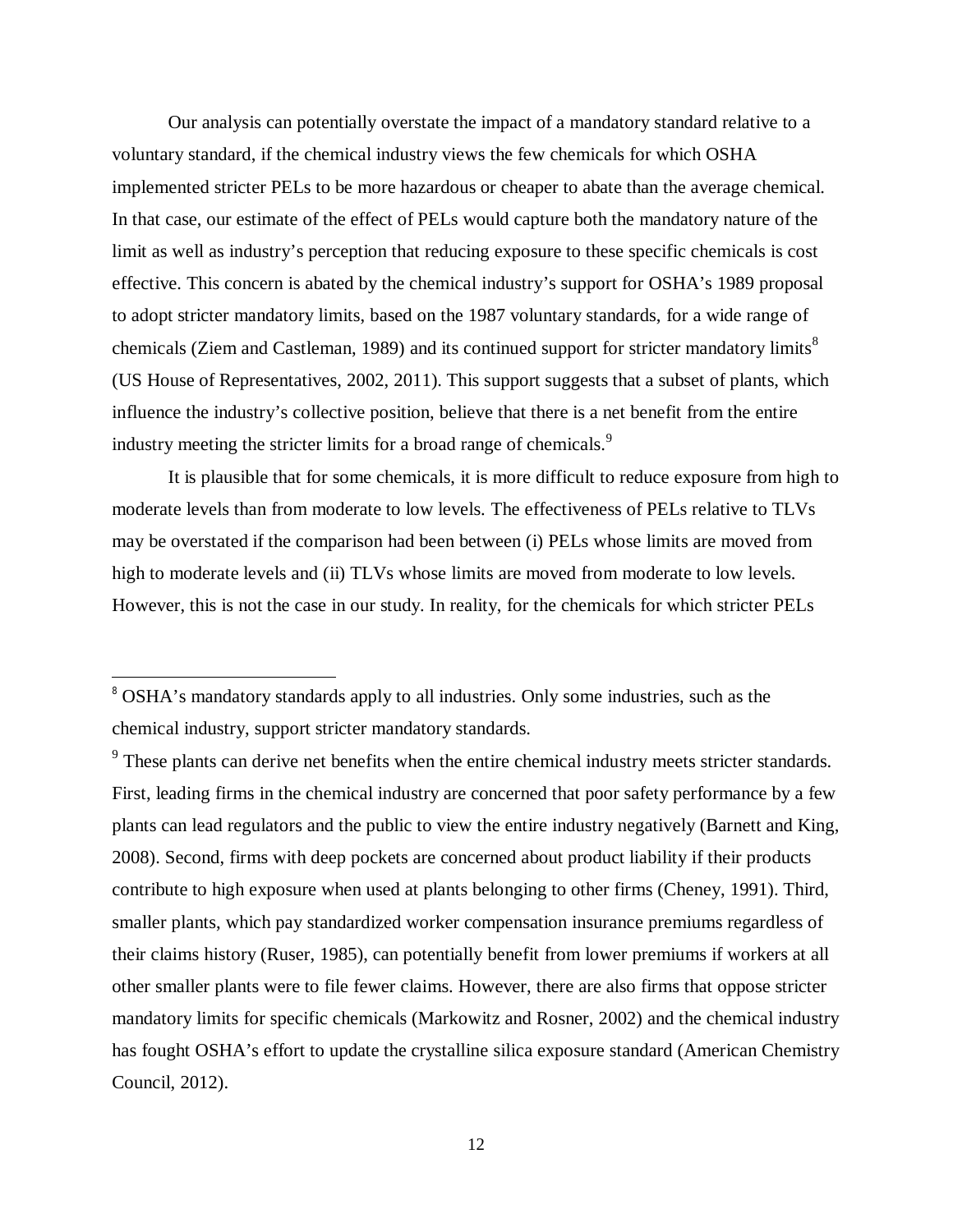Our analysis can potentially overstate the impact of a mandatory standard relative to a voluntary standard, if the chemical industry views the few chemicals for which OSHA implemented stricter PELs to be more hazardous or cheaper to abate than the average chemical. In that case, our estimate of the effect of PELs would capture both the mandatory nature of the limit as well as industry's perception that reducing exposure to these specific chemicals is cost effective. This concern is abated by the chemical industry's support for OSHA's 1989 proposal to adopt stricter mandatory limits, based on the 1987 voluntary standards, for a wide range of chemicals (Ziem and Castleman, 1989) and its continued support for stricter mandatory limits[8] (US House of Representatives, 2002, 2011). This support suggests that a subset of plants, which influence the industry's collective position, believe that there is a net benefit from the entire industry meeting the stricter limits for a broad range of chemicals.[9]

It is plausible that for some chemicals, it is more difficult to reduce exposure from high to moderate levels than from moderate to low levels. The effectiveness of PELs relative to TLVs may be overstated if the comparison had been between (i) PELs whose limits are moved from high to moderate levels and (ii) TLVs whose limits are moved from moderate to low levels. However, this is not the case in our study. In reality, for the chemicals for which stricter PELs

---

[8] OSHA's mandatory standards apply to all industries. Only some industries, such as the chemical industry, support stricter mandatory standards.

[9] These plants can derive net benefits when the entire chemical industry meets stricter standards. First, leading firms in the chemical industry are concerned that poor safety performance by a few plants can lead regulators and the public to view the entire industry negatively (Barnett and King, 2008). Second, firms with deep pockets are concerned about product liability if their products contribute to high exposure when used at plants belonging to other firms (Cheney, 1991). Third, smaller plants, which pay standardized worker compensation insurance premiums regardless of their claims history (Ruser, 1985), can potentially benefit from lower premiums if workers at all other smaller plants were to file fewer claims. However, there are also firms that oppose stricter mandatory limits for specific chemicals (Markowitz and Rosner, 2002) and the chemical industry has fought OSHA's effort to update the crystalline silica exposure standard (American Chemistry Council, 2012).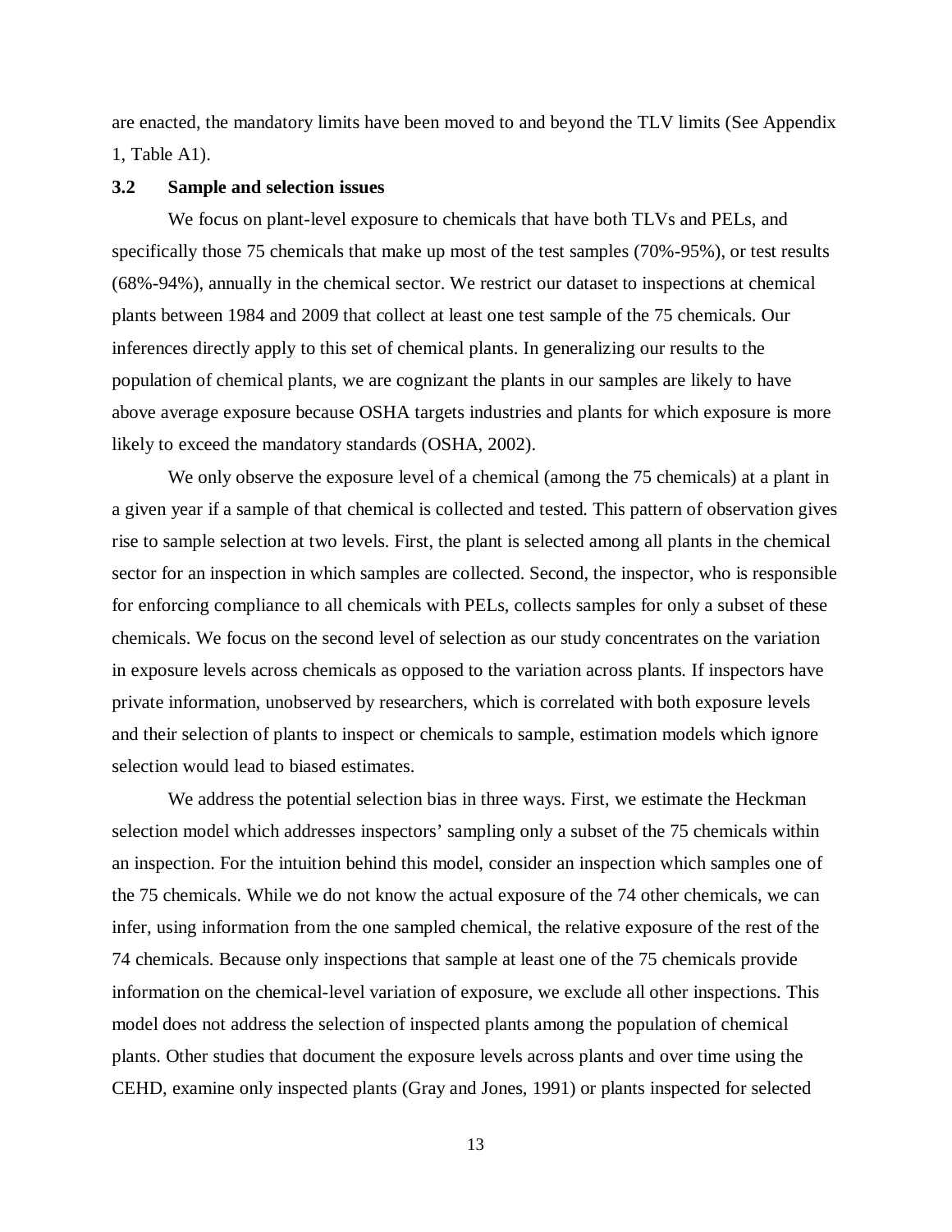are enacted, the mandatory limits have been moved to and beyond the TLV limits (See Appendix 1, Table A1).

### 3.2 Sample and selection issues

We focus on plant-level exposure to chemicals that have both TLVs and PELs, and specifically those 75 chemicals that make up most of the test samples (70%-95%), or test results (68%-94%), annually in the chemical sector. We restrict our dataset to inspections at chemical plants between 1984 and 2009 that collect at least one test sample of the 75 chemicals. Our inferences directly apply to this set of chemical plants. In generalizing our results to the population of chemical plants, we are cognizant the plants in our samples are likely to have above average exposure because OSHA targets industries and plants for which exposure is more likely to exceed the mandatory standards (OSHA, 2002).

We only observe the exposure level of a chemical (among the 75 chemicals) at a plant in a given year if a sample of that chemical is collected and tested. This pattern of observation gives rise to sample selection at two levels. First, the plant is selected among all plants in the chemical sector for an inspection in which samples are collected. Second, the inspector, who is responsible for enforcing compliance to all chemicals with PELs, collects samples for only a subset of these chemicals. We focus on the second level of selection as our study concentrates on the variation in exposure levels across chemicals as opposed to the variation across plants. If inspectors have private information, unobserved by researchers, which is correlated with both exposure levels and their selection of plants to inspect or chemicals to sample, estimation models which ignore selection would lead to biased estimates.

We address the potential selection bias in three ways. First, we estimate the Heckman selection model which addresses inspectors' sampling only a subset of the 75 chemicals within an inspection. For the intuition behind this model, consider an inspection which samples one of the 75 chemicals. While we do not know the actual exposure of the 74 other chemicals, we can infer, using information from the one sampled chemical, the relative exposure of the rest of the 74 chemicals. Because only inspections that sample at least one of the 75 chemicals provide information on the chemical-level variation of exposure, we exclude all other inspections. This model does not address the selection of inspected plants among the population of chemical plants. Other studies that document the exposure levels across plants and over time using the CEHD, examine only inspected plants (Gray and Jones, 1991) or plants inspected for selected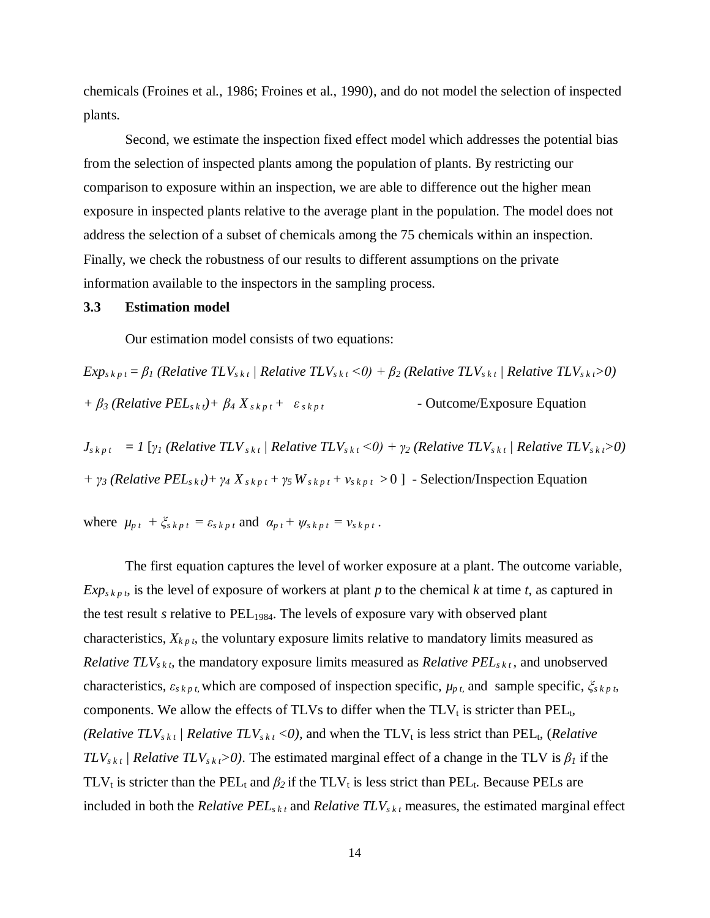chemicals (Froines et al., 1986; Froines et al., 1990), and do not model the selection of inspected plants.

Second, we estimate the inspection fixed effect model which addresses the potential bias from the selection of inspected plants among the population of plants. By restricting our comparison to exposure within an inspection, we are able to difference out the higher mean exposure in inspected plants relative to the average plant in the population. The model does not address the selection of a subset of chemicals among the 75 chemicals within an inspection. Finally, we check the robustness of our results to different assumptions on the private information available to the inspectors in the sampling process.

### 3.3 Estimation model

Our estimation model consists of two equations:

$$Exp_{s\,k\,p\,t} = \beta_1\ (Relative\ TLV_{s\,k\,t}\ |\ Relative\ TLV_{s\,k\,t} < 0) + \beta_2\ (Relative\ TLV_{s\,k\,t}\ |\ Relative\ TLV_{s\,k\,t} > 0)$$
$$+\ \beta_3\ (Relative\ PEL_{s\,k\,t}) + \beta_4\ X_{s\,k\,p\,t} + \varepsilon_{s\,k\,p\,t} \qquad \text{- Outcome/Exposure Equation}$$

$$J_{s\,k\,p\,t} = 1\ [\gamma_1\ (Relative\ TLV_{s\,k\,t}\ |\ Relative\ TLV_{s\,k\,t} < 0) + \gamma_2\ (Relative\ TLV_{s\,k\,t}\ |\ Relative\ TLV_{s\,k\,t} > 0)$$
$$+\ \gamma_3\ (Relative\ PEL_{s\,k\,t}) + \gamma_4\ X_{s\,k\,p\,t} + \gamma_5\ W_{s\,k\,p\,t} + v_{s\,k\,p\,t} > 0\ ] \quad \text{- Selection/Inspection Equation}$$

where $\mu_{p\,t} + \xi_{s\,k\,p\,t} = \varepsilon_{s\,k\,p\,t}$ and $\alpha_{p\,t} + \psi_{s\,k\,p\,t} = v_{s\,k\,p\,t}$.

The first equation captures the level of worker exposure at a plant. The outcome variable, $Exp_{s\,k\,p\,t}$, is the level of exposure of workers at plant *p* to the chemical *k* at time *t*, as captured in the test result *s* relative to $PEL_{1984}$. The levels of exposure vary with observed plant characteristics, $X_{k\,p\,t}$, the voluntary exposure limits relative to mandatory limits measured as $Relative\ TLV_{s\,k\,t}$, the mandatory exposure limits measured as $Relative\ PEL_{s\,k\,t}$, and unobserved characteristics, $\varepsilon_{s\,k\,p\,t,}$ which are composed of inspection specific, $\mu_{p\,t,}$ and sample specific, $\xi_{s\,k\,p\,t}$, components. We allow the effects of TLVs to differ when the $TLV_t$ is stricter than $PEL_t$, $(Relative\ TLV_{s\,k\,t}\ |\ Relative\ TLV_{s\,k\,t} < 0)$, and when the $TLV_t$ is less strict than $PEL_t$, $(Relative\ TLV_{s\,k\,t}\ |\ Relative\ TLV_{s\,k\,t} > 0)$. The estimated marginal effect of a change in the TLV is $\beta_1$ if the $TLV_t$ is stricter than the $PEL_t$ and $\beta_2$ if the $TLV_t$ is less strict than $PEL_t$. Because PELs are included in both the $Relative\ PEL_{s\,k\,t}$ and $Relative\ TLV_{s\,k\,t}$ measures, the estimated marginal effect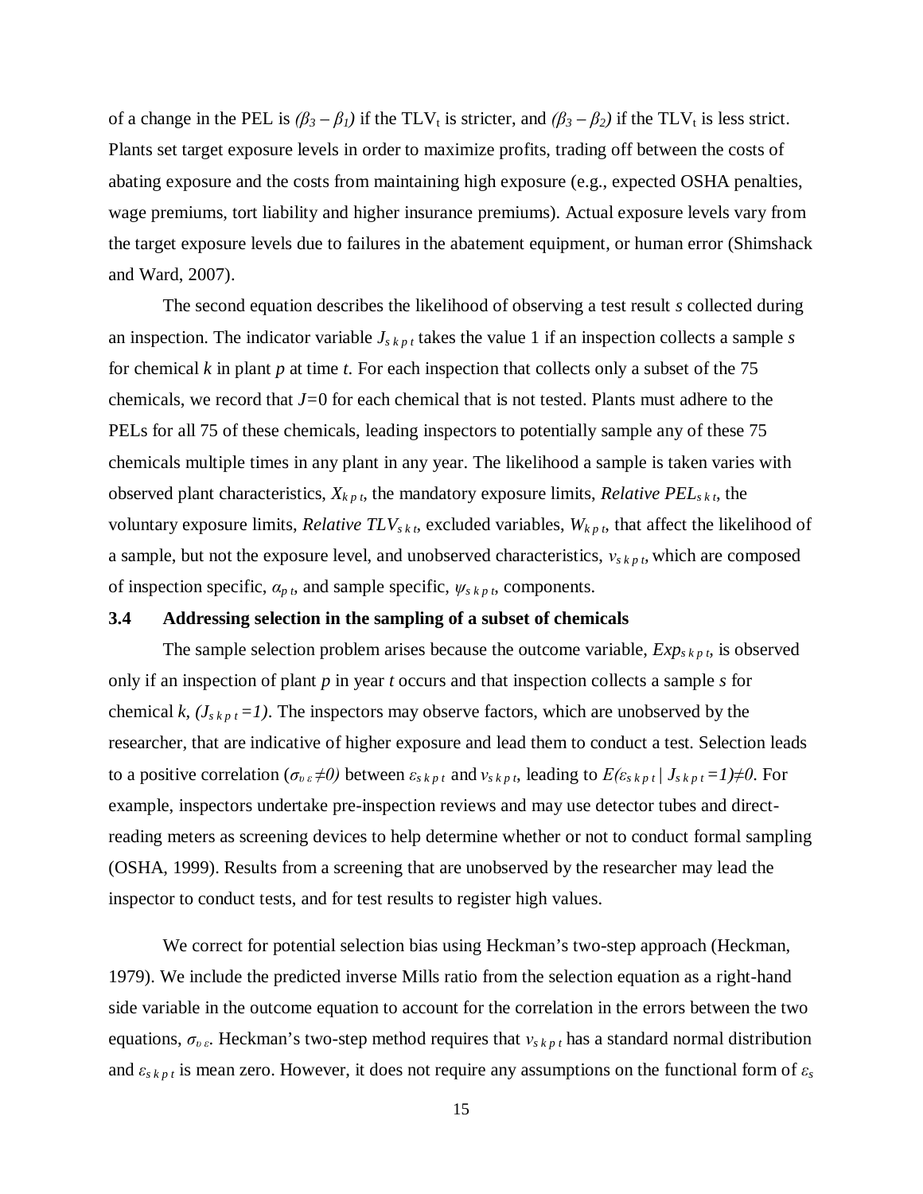of a change in the PEL is $(\beta_3 - \beta_1)$ if the $TLV_t$ is stricter, and $(\beta_3 - \beta_2)$ if the $TLV_t$ is less strict. Plants set target exposure levels in order to maximize profits, trading off between the costs of abating exposure and the costs from maintaining high exposure (e.g., expected OSHA penalties, wage premiums, tort liability and higher insurance premiums). Actual exposure levels vary from the target exposure levels due to failures in the abatement equipment, or human error (Shimshack and Ward, 2007).

The second equation describes the likelihood of observing a test result *s* collected during an inspection. The indicator variable $J_{s\,k\,p\,t}$ takes the value 1 if an inspection collects a sample *s* for chemical *k* in plant *p* at time *t*. For each inspection that collects only a subset of the 75 chemicals, we record that $J$=0 for each chemical that is not tested. Plants must adhere to the PELs for all 75 of these chemicals, leading inspectors to potentially sample any of these 75 chemicals multiple times in any plant in any year. The likelihood a sample is taken varies with observed plant characteristics, $X_{k\,p\,t}$, the mandatory exposure limits, $Relative\ PEL_{s\,k\,t}$, the voluntary exposure limits, $Relative\ TLV_{s\,k\,t}$, excluded variables, $W_{k\,p\,t}$, that affect the likelihood of a sample, but not the exposure level, and unobserved characteristics, $v_{s\,k\,p\,t}$, which are composed of inspection specific, $\alpha_{p\,t}$, and sample specific, $\psi_{s\,k\,p\,t}$, components.

### 3.4 Addressing selection in the sampling of a subset of chemicals

The sample selection problem arises because the outcome variable, $Exp_{s\,k\,p\,t}$, is observed only if an inspection of plant *p* in year *t* occurs and that inspection collects a sample *s* for chemical *k*, $(J_{s\,k\,p\,t} = 1)$. The inspectors may observe factors, which are unobserved by the researcher, that are indicative of higher exposure and lead them to conduct a test. Selection leads to a positive correlation $(\sigma_{\upsilon\,\varepsilon} \neq 0)$ between $\varepsilon_{s\,k\,p\,t}$ and $v_{s\,k\,p\,t}$, leading to $E(\varepsilon_{s\,k\,p\,t} \mid J_{s\,k\,p\,t} = 1) \neq 0$. For example, inspectors undertake pre-inspection reviews and may use detector tubes and direct-reading meters as screening devices to help determine whether or not to conduct formal sampling (OSHA, 1999). Results from a screening that are unobserved by the researcher may lead the inspector to conduct tests, and for test results to register high values.

We correct for potential selection bias using Heckman's two-step approach (Heckman, 1979). We include the predicted inverse Mills ratio from the selection equation as a right-hand side variable in the outcome equation to account for the correlation in the errors between the two equations, $\sigma_{\upsilon\,\varepsilon}$. Heckman's two-step method requires that $v_{s\,k\,p\,t}$ has a standard normal distribution and $\varepsilon_{s\,k\,p\,t}$ is mean zero. However, it does not require any assumptions on the functional form of $\varepsilon_s$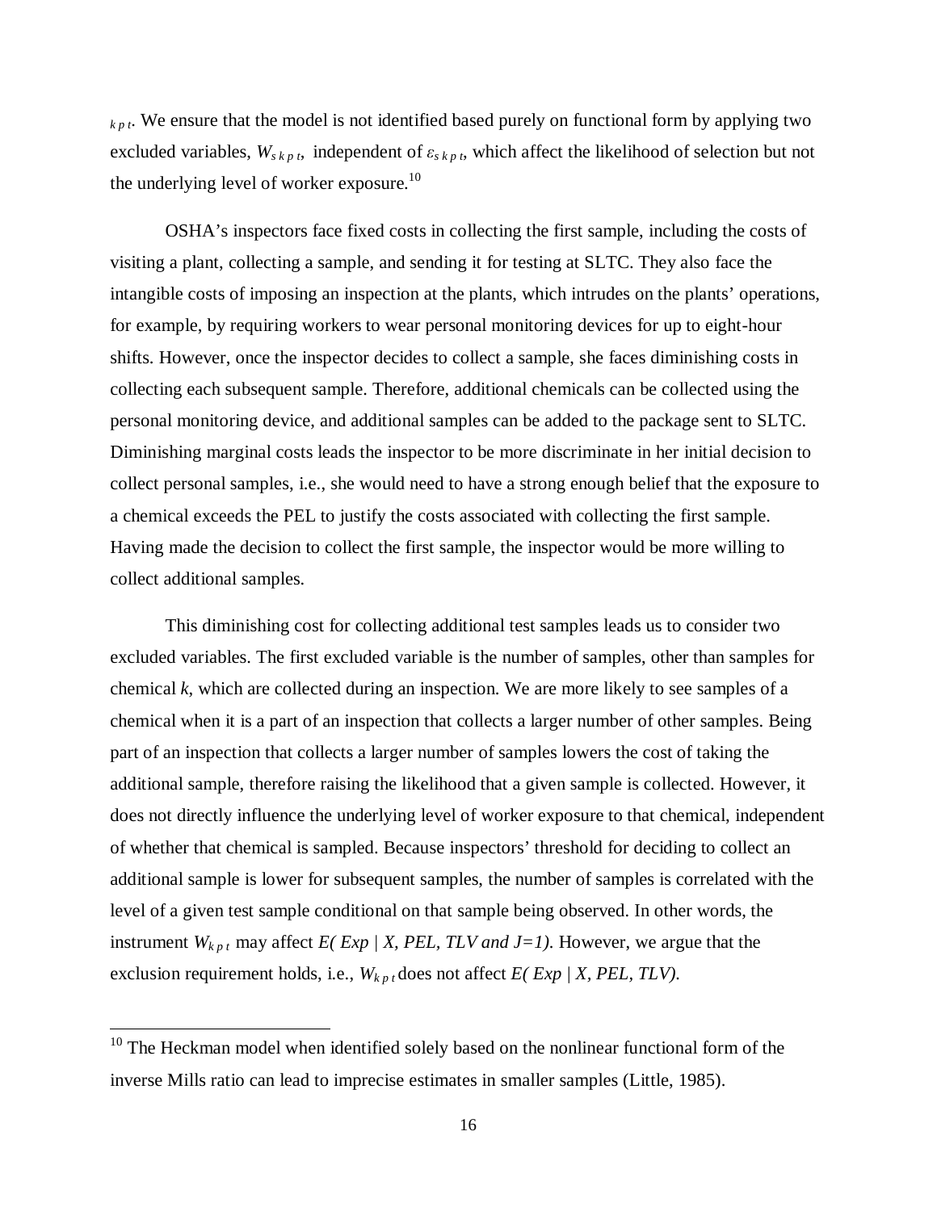$_{k\,p\,t}$. We ensure that the model is not identified based purely on functional form by applying two excluded variables, $W_{s\,k\,p\,t}$, independent of $\varepsilon_{s\,k\,p\,t}$, which affect the likelihood of selection but not the underlying level of worker exposure.[10]

OSHA's inspectors face fixed costs in collecting the first sample, including the costs of visiting a plant, collecting a sample, and sending it for testing at SLTC. They also face the intangible costs of imposing an inspection at the plants, which intrudes on the plants' operations, for example, by requiring workers to wear personal monitoring devices for up to eight-hour shifts. However, once the inspector decides to collect a sample, she faces diminishing costs in collecting each subsequent sample. Therefore, additional chemicals can be collected using the personal monitoring device, and additional samples can be added to the package sent to SLTC. Diminishing marginal costs leads the inspector to be more discriminate in her initial decision to collect personal samples, i.e., she would need to have a strong enough belief that the exposure to a chemical exceeds the PEL to justify the costs associated with collecting the first sample. Having made the decision to collect the first sample, the inspector would be more willing to collect additional samples.

This diminishing cost for collecting additional test samples leads us to consider two excluded variables. The first excluded variable is the number of samples, other than samples for chemical *k*, which are collected during an inspection. We are more likely to see samples of a chemical when it is a part of an inspection that collects a larger number of other samples. Being part of an inspection that collects a larger number of samples lowers the cost of taking the additional sample, therefore raising the likelihood that a given sample is collected. However, it does not directly influence the underlying level of worker exposure to that chemical, independent of whether that chemical is sampled. Because inspectors' threshold for deciding to collect an additional sample is lower for subsequent samples, the number of samples is correlated with the level of a given test sample conditional on that sample being observed. In other words, the instrument $W_{k\,p\,t}$ may affect $E(\,Exp \mid X, PEL, TLV \text{ and } J{=}1)$. However, we argue that the exclusion requirement holds, i.e., $W_{k\,p\,t}$ does not affect $E(\,Exp \mid X, PEL, TLV)$.

[10] The Heckman model when identified solely based on the nonlinear functional form of the inverse Mills ratio can lead to imprecise estimates in smaller samples (Little, 1985).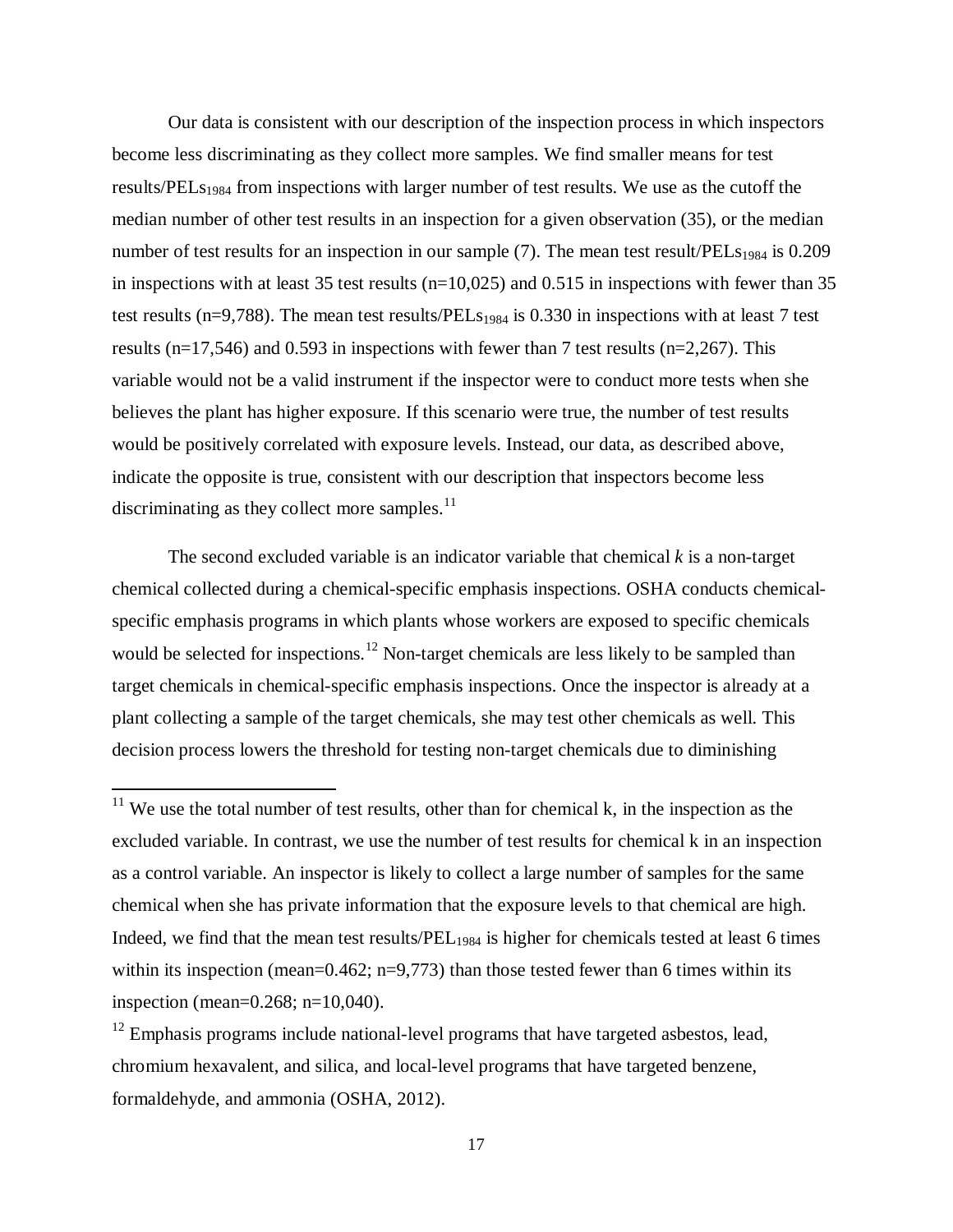Our data is consistent with our description of the inspection process in which inspectors become less discriminating as they collect more samples. We find smaller means for test results/PELs$_{1984}$ from inspections with larger number of test results. We use as the cutoff the median number of other test results in an inspection for a given observation (35), or the median number of test results for an inspection in our sample (7). The mean test result/PELs$_{1984}$ is 0.209 in inspections with at least 35 test results (n=10,025) and 0.515 in inspections with fewer than 35 test results (n=9,788). The mean test results/PELs$_{1984}$ is 0.330 in inspections with at least 7 test results (n=17,546) and 0.593 in inspections with fewer than 7 test results (n=2,267). This variable would not be a valid instrument if the inspector were to conduct more tests when she believes the plant has higher exposure. If this scenario were true, the number of test results would be positively correlated with exposure levels. Instead, our data, as described above, indicate the opposite is true, consistent with our description that inspectors become less discriminating as they collect more samples.[11]

The second excluded variable is an indicator variable that chemical *k* is a non-target chemical collected during a chemical-specific emphasis inspections. OSHA conducts chemical-specific emphasis programs in which plants whose workers are exposed to specific chemicals would be selected for inspections.[12] Non-target chemicals are less likely to be sampled than target chemicals in chemical-specific emphasis inspections. Once the inspector is already at a plant collecting a sample of the target chemicals, she may test other chemicals as well. This decision process lowers the threshold for testing non-target chemicals due to diminishing

[11] We use the total number of test results, other than for chemical k, in the inspection as the excluded variable. In contrast, we use the number of test results for chemical k in an inspection as a control variable. An inspector is likely to collect a large number of samples for the same chemical when she has private information that the exposure levels to that chemical are high. Indeed, we find that the mean test results/PEL$_{1984}$ is higher for chemicals tested at least 6 times within its inspection (mean=0.462; n=9,773) than those tested fewer than 6 times within its inspection (mean=0.268; n=10,040).

[12] Emphasis programs include national-level programs that have targeted asbestos, lead, chromium hexavalent, and silica, and local-level programs that have targeted benzene, formaldehyde, and ammonia (OSHA, 2012).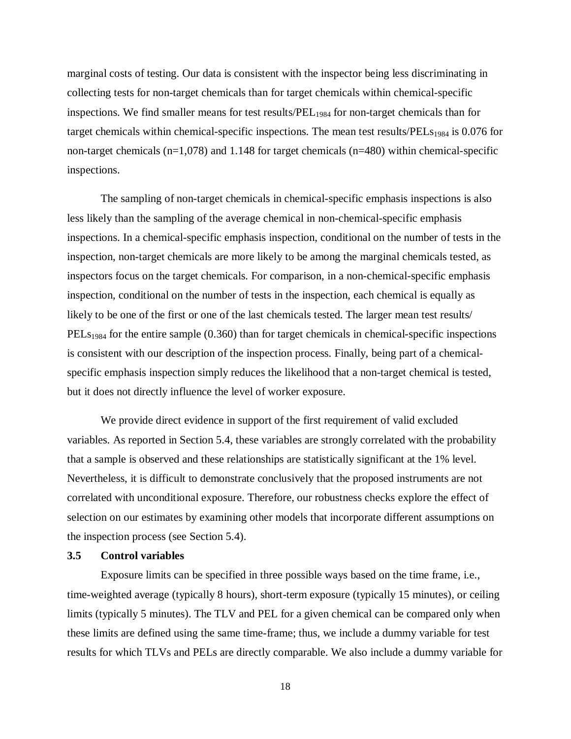marginal costs of testing. Our data is consistent with the inspector being less discriminating in collecting tests for non-target chemicals than for target chemicals within chemical-specific inspections. We find smaller means for test results/$PEL_{1984}$ for non-target chemicals than for target chemicals within chemical-specific inspections. The mean test results/$PELs_{1984}$ is 0.076 for non-target chemicals (n=1,078) and 1.148 for target chemicals (n=480) within chemical-specific inspections.

The sampling of non-target chemicals in chemical-specific emphasis inspections is also less likely than the sampling of the average chemical in non-chemical-specific emphasis inspections. In a chemical-specific emphasis inspection, conditional on the number of tests in the inspection, non-target chemicals are more likely to be among the marginal chemicals tested, as inspectors focus on the target chemicals. For comparison, in a non-chemical-specific emphasis inspection, conditional on the number of tests in the inspection, each chemical is equally as likely to be one of the first or one of the last chemicals tested. The larger mean test results/ $PELs_{1984}$ for the entire sample (0.360) than for target chemicals in chemical-specific inspections is consistent with our description of the inspection process. Finally, being part of a chemical-specific emphasis inspection simply reduces the likelihood that a non-target chemical is tested, but it does not directly influence the level of worker exposure.

We provide direct evidence in support of the first requirement of valid excluded variables. As reported in Section 5.4, these variables are strongly correlated with the probability that a sample is observed and these relationships are statistically significant at the 1% level. Nevertheless, it is difficult to demonstrate conclusively that the proposed instruments are not correlated with unconditional exposure. Therefore, our robustness checks explore the effect of selection on our estimates by examining other models that incorporate different assumptions on the inspection process (see Section 5.4).

### 3.5 Control variables

Exposure limits can be specified in three possible ways based on the time frame, i.e., time-weighted average (typically 8 hours), short-term exposure (typically 15 minutes), or ceiling limits (typically 5 minutes). The TLV and PEL for a given chemical can be compared only when these limits are defined using the same time-frame; thus, we include a dummy variable for test results for which TLVs and PELs are directly comparable. We also include a dummy variable for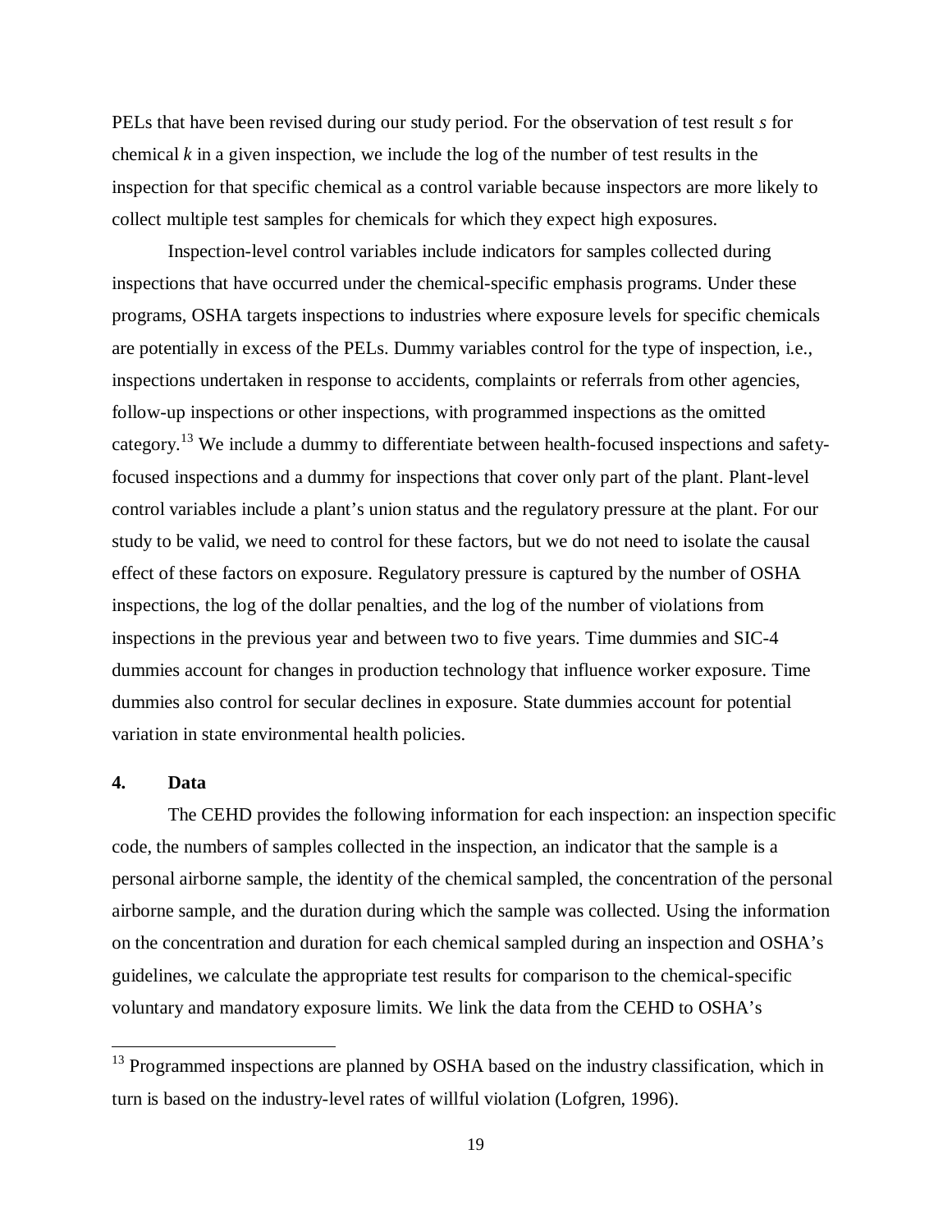PELs that have been revised during our study period. For the observation of test result *s* for chemical *k* in a given inspection, we include the log of the number of test results in the inspection for that specific chemical as a control variable because inspectors are more likely to collect multiple test samples for chemicals for which they expect high exposures.

Inspection-level control variables include indicators for samples collected during inspections that have occurred under the chemical-specific emphasis programs. Under these programs, OSHA targets inspections to industries where exposure levels for specific chemicals are potentially in excess of the PELs. Dummy variables control for the type of inspection, i.e., inspections undertaken in response to accidents, complaints or referrals from other agencies, follow-up inspections or other inspections, with programmed inspections as the omitted category.[13] We include a dummy to differentiate between health-focused inspections and safety-focused inspections and a dummy for inspections that cover only part of the plant. Plant-level control variables include a plant's union status and the regulatory pressure at the plant. For our study to be valid, we need to control for these factors, but we do not need to isolate the causal effect of these factors on exposure. Regulatory pressure is captured by the number of OSHA inspections, the log of the dollar penalties, and the log of the number of violations from inspections in the previous year and between two to five years. Time dummies and SIC-4 dummies account for changes in production technology that influence worker exposure. Time dummies also control for secular declines in exposure. State dummies account for potential variation in state environmental health policies.

## 4. Data

The CEHD provides the following information for each inspection: an inspection specific code, the numbers of samples collected in the inspection, an indicator that the sample is a personal airborne sample, the identity of the chemical sampled, the concentration of the personal airborne sample, and the duration during which the sample was collected. Using the information on the concentration and duration for each chemical sampled during an inspection and OSHA's guidelines, we calculate the appropriate test results for comparison to the chemical-specific voluntary and mandatory exposure limits. We link the data from the CEHD to OSHA's

[13] Programmed inspections are planned by OSHA based on the industry classification, which in turn is based on the industry-level rates of willful violation (Lofgren, 1996).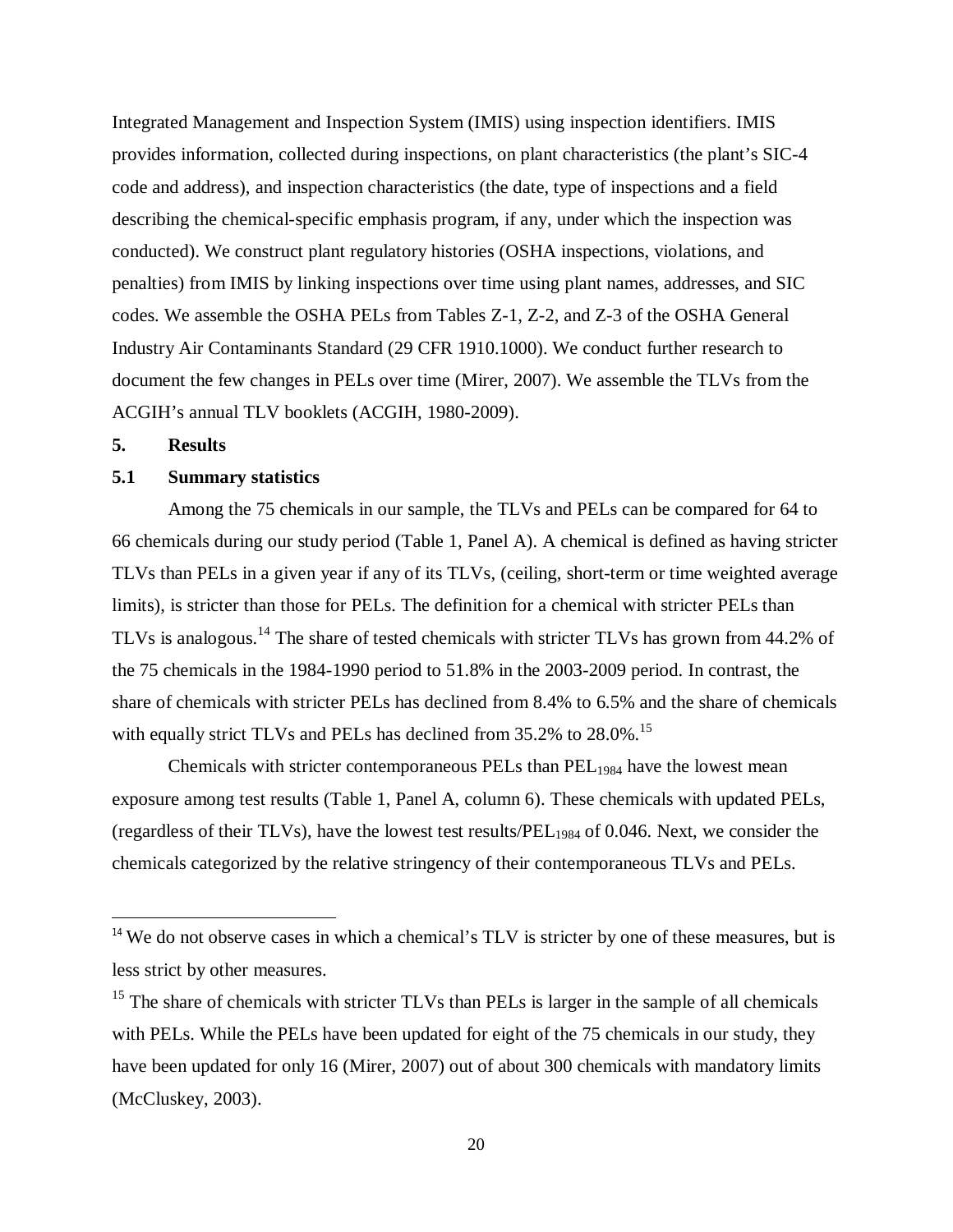Integrated Management and Inspection System (IMIS) using inspection identifiers. IMIS provides information, collected during inspections, on plant characteristics (the plant's SIC-4 code and address), and inspection characteristics (the date, type of inspections and a field describing the chemical-specific emphasis program, if any, under which the inspection was conducted). We construct plant regulatory histories (OSHA inspections, violations, and penalties) from IMIS by linking inspections over time using plant names, addresses, and SIC codes. We assemble the OSHA PELs from Tables Z-1, Z-2, and Z-3 of the OSHA General Industry Air Contaminants Standard (29 CFR 1910.1000). We conduct further research to document the few changes in PELs over time (Mirer, 2007). We assemble the TLVs from the ACGIH's annual TLV booklets (ACGIH, 1980-2009).

## 5. Results

### 5.1 Summary statistics

Among the 75 chemicals in our sample, the TLVs and PELs can be compared for 64 to 66 chemicals during our study period (Table 1, Panel A). A chemical is defined as having stricter TLVs than PELs in a given year if any of its TLVs, (ceiling, short-term or time weighted average limits), is stricter than those for PELs. The definition for a chemical with stricter PELs than TLVs is analogous.[14] The share of tested chemicals with stricter TLVs has grown from 44.2% of the 75 chemicals in the 1984-1990 period to 51.8% in the 2003-2009 period. In contrast, the share of chemicals with stricter PELs has declined from 8.4% to 6.5% and the share of chemicals with equally strict TLVs and PELs has declined from 35.2% to 28.0%.[15]

Chemicals with stricter contemporaneous PELs than $PEL_{1984}$ have the lowest mean exposure among test results (Table 1, Panel A, column 6). These chemicals with updated PELs, (regardless of their TLVs), have the lowest test results/$PEL_{1984}$ of 0.046. Next, we consider the chemicals categorized by the relative stringency of their contemporaneous TLVs and PELs.

---

[14] We do not observe cases in which a chemical's TLV is stricter by one of these measures, but is less strict by other measures.

[15] The share of chemicals with stricter TLVs than PELs is larger in the sample of all chemicals with PELs. While the PELs have been updated for eight of the 75 chemicals in our study, they have been updated for only 16 (Mirer, 2007) out of about 300 chemicals with mandatory limits (McCluskey, 2003).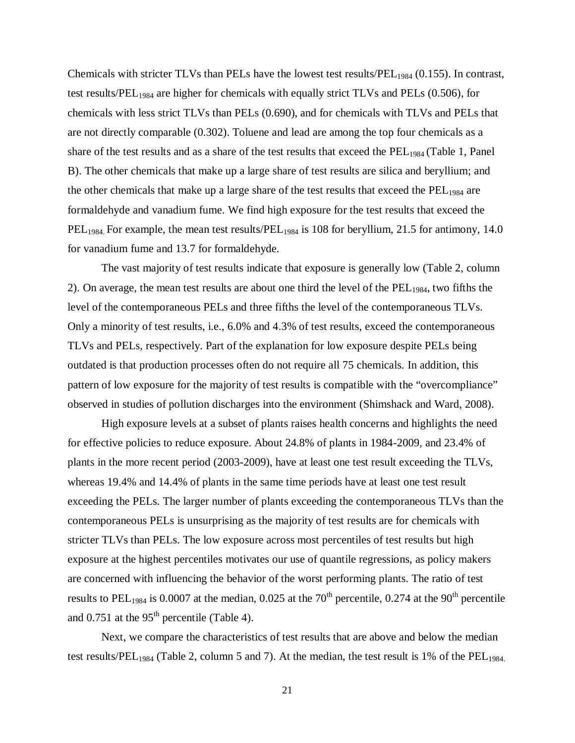Chemicals with stricter TLVs than PELs have the lowest test results/$PEL_{1984}$ (0.155). In contrast, test results/$PEL_{1984}$ are higher for chemicals with equally strict TLVs and PELs (0.506), for chemicals with less strict TLVs than PELs (0.690), and for chemicals with TLVs and PELs that are not directly comparable (0.302). Toluene and lead are among the top four chemicals as a share of the test results and as a share of the test results that exceed the $PEL_{1984}$ (Table 1, Panel B). The other chemicals that make up a large share of test results are silica and beryllium; and the other chemicals that make up a large share of the test results that exceed the $PEL_{1984}$ are formaldehyde and vanadium fume. We find high exposure for the test results that exceed the $PEL_{1984.}$ For example, the mean test results/$PEL_{1984}$ is 108 for beryllium, 21.5 for antimony, 14.0 for vanadium fume and 13.7 for formaldehyde.

The vast majority of test results indicate that exposure is generally low (Table 2, column 2). On average, the mean test results are about one third the level of the $PEL_{1984}$, two fifths the level of the contemporaneous PELs and three fifths the level of the contemporaneous TLVs. Only a minority of test results, i.e., 6.0% and 4.3% of test results, exceed the contemporaneous TLVs and PELs, respectively. Part of the explanation for low exposure despite PELs being outdated is that production processes often do not require all 75 chemicals. In addition, this pattern of low exposure for the majority of test results is compatible with the "overcompliance" observed in studies of pollution discharges into the environment (Shimshack and Ward, 2008).

High exposure levels at a subset of plants raises health concerns and highlights the need for effective policies to reduce exposure. About 24.8% of plants in 1984-2009, and 23.4% of plants in the more recent period (2003-2009), have at least one test result exceeding the TLVs, whereas 19.4% and 14.4% of plants in the same time periods have at least one test result exceeding the PELs. The larger number of plants exceeding the contemporaneous TLVs than the contemporaneous PELs is unsurprising as the majority of test results are for chemicals with stricter TLVs than PELs. The low exposure across most percentiles of test results but high exposure at the highest percentiles motivates our use of quantile regressions, as policy makers are concerned with influencing the behavior of the worst performing plants. The ratio of test results to $PEL_{1984}$ is 0.0007 at the median, 0.025 at the $70^{th}$ percentile, 0.274 at the $90^{th}$ percentile and 0.751 at the $95^{th}$ percentile (Table 4).

Next, we compare the characteristics of test results that are above and below the median test results/$PEL_{1984}$ (Table 2, column 5 and 7). At the median, the test result is 1% of the $PEL_{1984.}$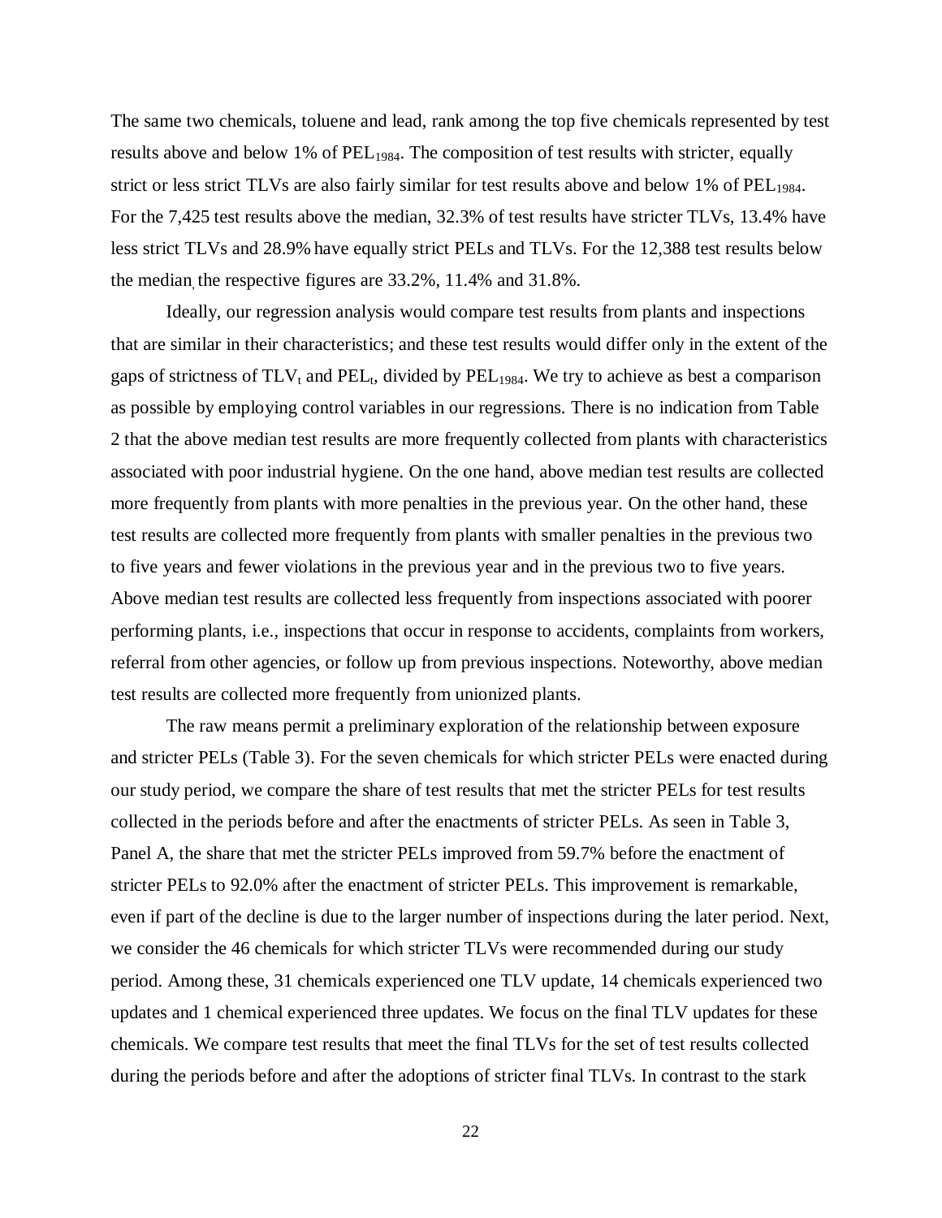The same two chemicals, toluene and lead, rank among the top five chemicals represented by test results above and below 1% of $PEL_{1984}$. The composition of test results with stricter, equally strict or less strict TLVs are also fairly similar for test results above and below 1% of $PEL_{1984}$. For the 7,425 test results above the median, 32.3% of test results have stricter TLVs, 13.4% have less strict TLVs and 28.9% have equally strict PELs and TLVs. For the 12,388 test results below the median, the respective figures are 33.2%, 11.4% and 31.8%.

Ideally, our regression analysis would compare test results from plants and inspections that are similar in their characteristics; and these test results would differ only in the extent of the gaps of strictness of $TLV_t$ and $PEL_t$, divided by $PEL_{1984}$. We try to achieve as best a comparison as possible by employing control variables in our regressions. There is no indication from Table 2 that the above median test results are more frequently collected from plants with characteristics associated with poor industrial hygiene. On the one hand, above median test results are collected more frequently from plants with more penalties in the previous year. On the other hand, these test results are collected more frequently from plants with smaller penalties in the previous two to five years and fewer violations in the previous year and in the previous two to five years. Above median test results are collected less frequently from inspections associated with poorer performing plants, i.e., inspections that occur in response to accidents, complaints from workers, referral from other agencies, or follow up from previous inspections. Noteworthy, above median test results are collected more frequently from unionized plants.

The raw means permit a preliminary exploration of the relationship between exposure and stricter PELs (Table 3). For the seven chemicals for which stricter PELs were enacted during our study period, we compare the share of test results that met the stricter PELs for test results collected in the periods before and after the enactments of stricter PELs. As seen in Table 3, Panel A, the share that met the stricter PELs improved from 59.7% before the enactment of stricter PELs to 92.0% after the enactment of stricter PELs. This improvement is remarkable, even if part of the decline is due to the larger number of inspections during the later period. Next, we consider the 46 chemicals for which stricter TLVs were recommended during our study period. Among these, 31 chemicals experienced one TLV update, 14 chemicals experienced two updates and 1 chemical experienced three updates. We focus on the final TLV updates for these chemicals. We compare test results that meet the final TLVs for the set of test results collected during the periods before and after the adoptions of stricter final TLVs. In contrast to the stark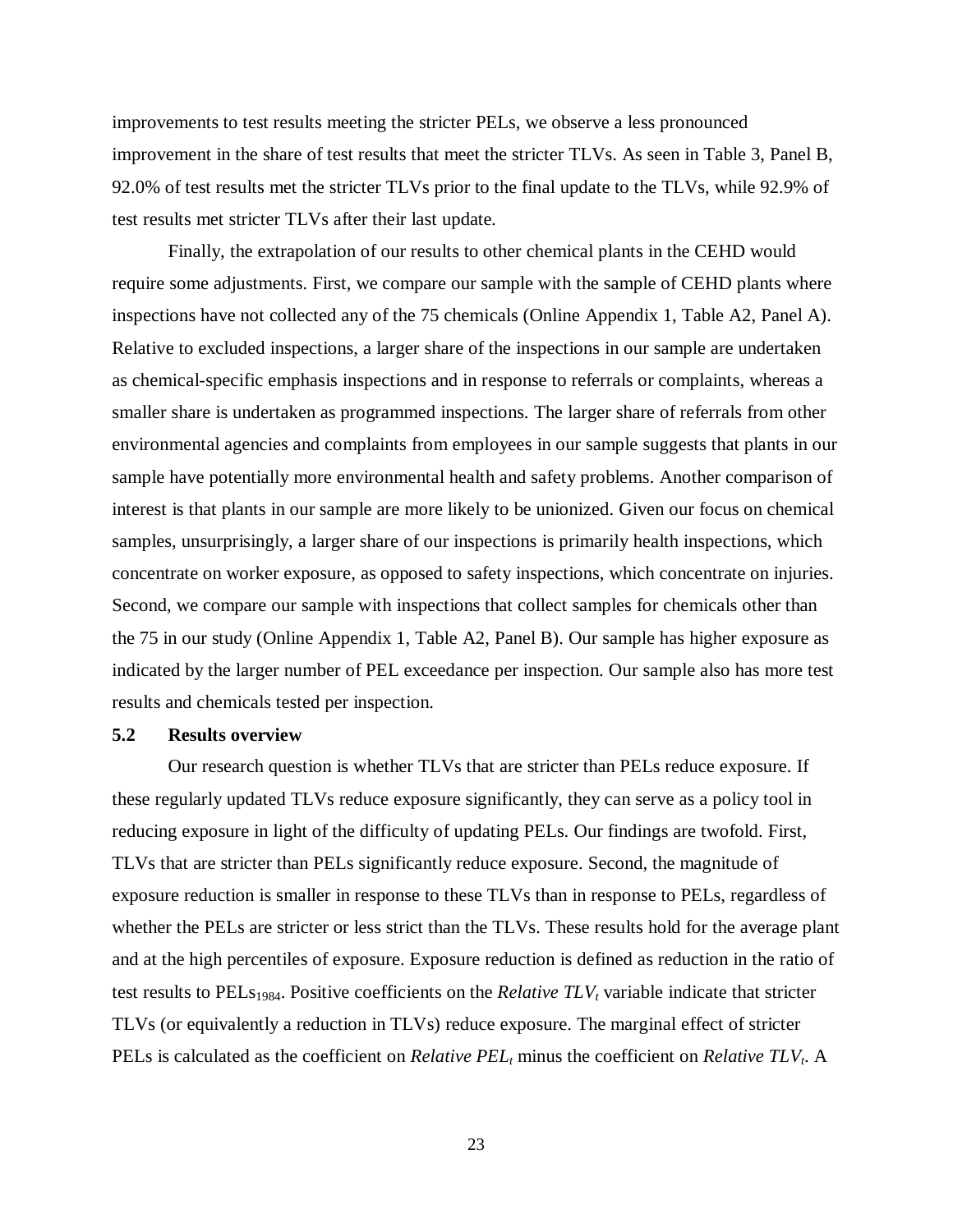improvements to test results meeting the stricter PELs, we observe a less pronounced improvement in the share of test results that meet the stricter TLVs. As seen in Table 3, Panel B, 92.0% of test results met the stricter TLVs prior to the final update to the TLVs, while 92.9% of test results met stricter TLVs after their last update.

Finally, the extrapolation of our results to other chemical plants in the CEHD would require some adjustments. First, we compare our sample with the sample of CEHD plants where inspections have not collected any of the 75 chemicals (Online Appendix 1, Table A2, Panel A). Relative to excluded inspections, a larger share of the inspections in our sample are undertaken as chemical-specific emphasis inspections and in response to referrals or complaints, whereas a smaller share is undertaken as programmed inspections. The larger share of referrals from other environmental agencies and complaints from employees in our sample suggests that plants in our sample have potentially more environmental health and safety problems. Another comparison of interest is that plants in our sample are more likely to be unionized. Given our focus on chemical samples, unsurprisingly, a larger share of our inspections is primarily health inspections, which concentrate on worker exposure, as opposed to safety inspections, which concentrate on injuries. Second, we compare our sample with inspections that collect samples for chemicals other than the 75 in our study (Online Appendix 1, Table A2, Panel B). Our sample has higher exposure as indicated by the larger number of PEL exceedance per inspection. Our sample also has more test results and chemicals tested per inspection.

### 5.2 Results overview

Our research question is whether TLVs that are stricter than PELs reduce exposure. If these regularly updated TLVs reduce exposure significantly, they can serve as a policy tool in reducing exposure in light of the difficulty of updating PELs. Our findings are twofold. First, TLVs that are stricter than PELs significantly reduce exposure. Second, the magnitude of exposure reduction is smaller in response to these TLVs than in response to PELs, regardless of whether the PELs are stricter or less strict than the TLVs. These results hold for the average plant and at the high percentiles of exposure. Exposure reduction is defined as reduction in the ratio of test results to $\text{PELs}_{1984}$. Positive coefficients on the *Relative* $TLV_t$ variable indicate that stricter TLVs (or equivalently a reduction in TLVs) reduce exposure. The marginal effect of stricter PELs is calculated as the coefficient on *Relative* $PEL_t$ minus the coefficient on *Relative* $TLV_t$. A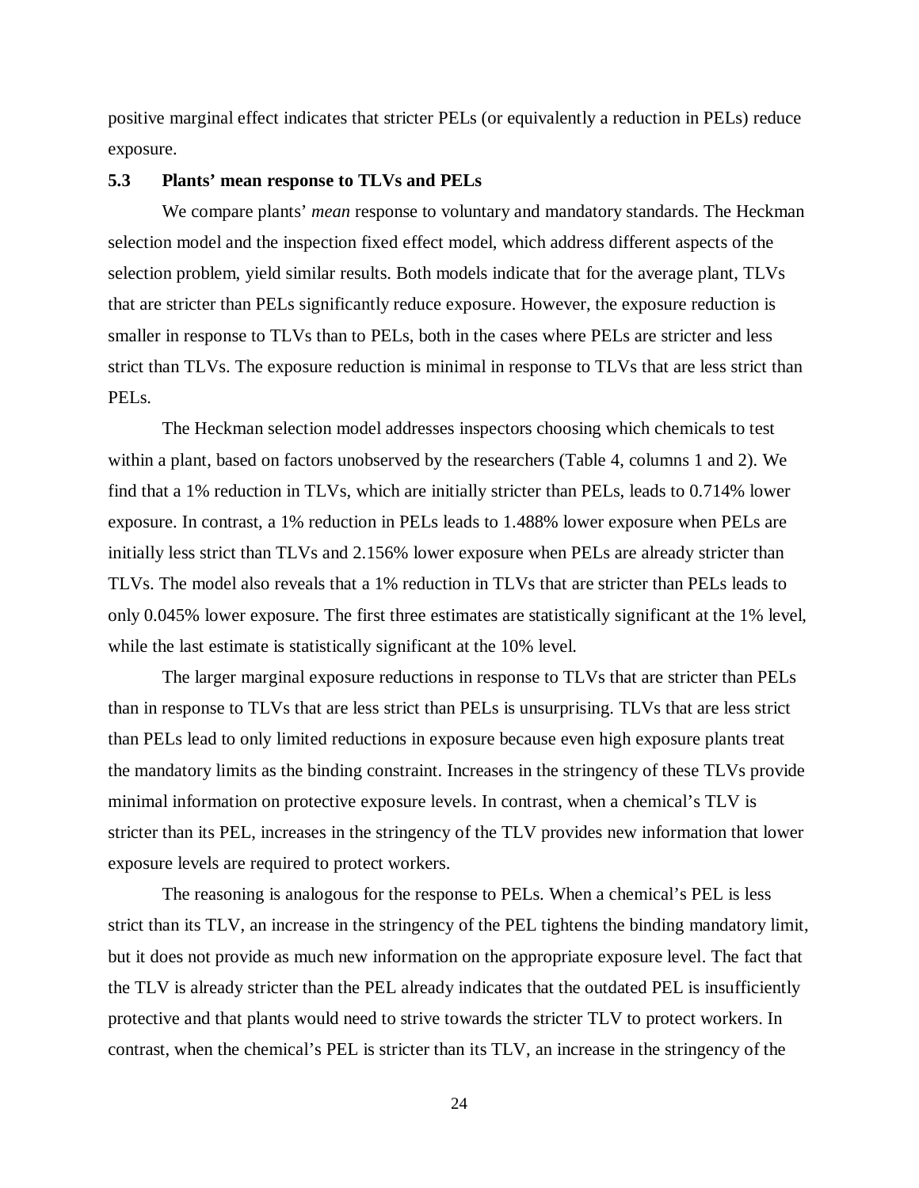positive marginal effect indicates that stricter PELs (or equivalently a reduction in PELs) reduce exposure.

### 5.3 Plants' mean response to TLVs and PELs

We compare plants' *mean* response to voluntary and mandatory standards. The Heckman selection model and the inspection fixed effect model, which address different aspects of the selection problem, yield similar results. Both models indicate that for the average plant, TLVs that are stricter than PELs significantly reduce exposure. However, the exposure reduction is smaller in response to TLVs than to PELs, both in the cases where PELs are stricter and less strict than TLVs. The exposure reduction is minimal in response to TLVs that are less strict than PELs.

The Heckman selection model addresses inspectors choosing which chemicals to test within a plant, based on factors unobserved by the researchers (Table 4, columns 1 and 2). We find that a 1% reduction in TLVs, which are initially stricter than PELs, leads to 0.714% lower exposure. In contrast, a 1% reduction in PELs leads to 1.488% lower exposure when PELs are initially less strict than TLVs and 2.156% lower exposure when PELs are already stricter than TLVs. The model also reveals that a 1% reduction in TLVs that are stricter than PELs leads to only 0.045% lower exposure. The first three estimates are statistically significant at the 1% level, while the last estimate is statistically significant at the 10% level.

The larger marginal exposure reductions in response to TLVs that are stricter than PELs than in response to TLVs that are less strict than PELs is unsurprising. TLVs that are less strict than PELs lead to only limited reductions in exposure because even high exposure plants treat the mandatory limits as the binding constraint. Increases in the stringency of these TLVs provide minimal information on protective exposure levels. In contrast, when a chemical's TLV is stricter than its PEL, increases in the stringency of the TLV provides new information that lower exposure levels are required to protect workers.

The reasoning is analogous for the response to PELs. When a chemical's PEL is less strict than its TLV, an increase in the stringency of the PEL tightens the binding mandatory limit, but it does not provide as much new information on the appropriate exposure level. The fact that the TLV is already stricter than the PEL already indicates that the outdated PEL is insufficiently protective and that plants would need to strive towards the stricter TLV to protect workers. In contrast, when the chemical's PEL is stricter than its TLV, an increase in the stringency of the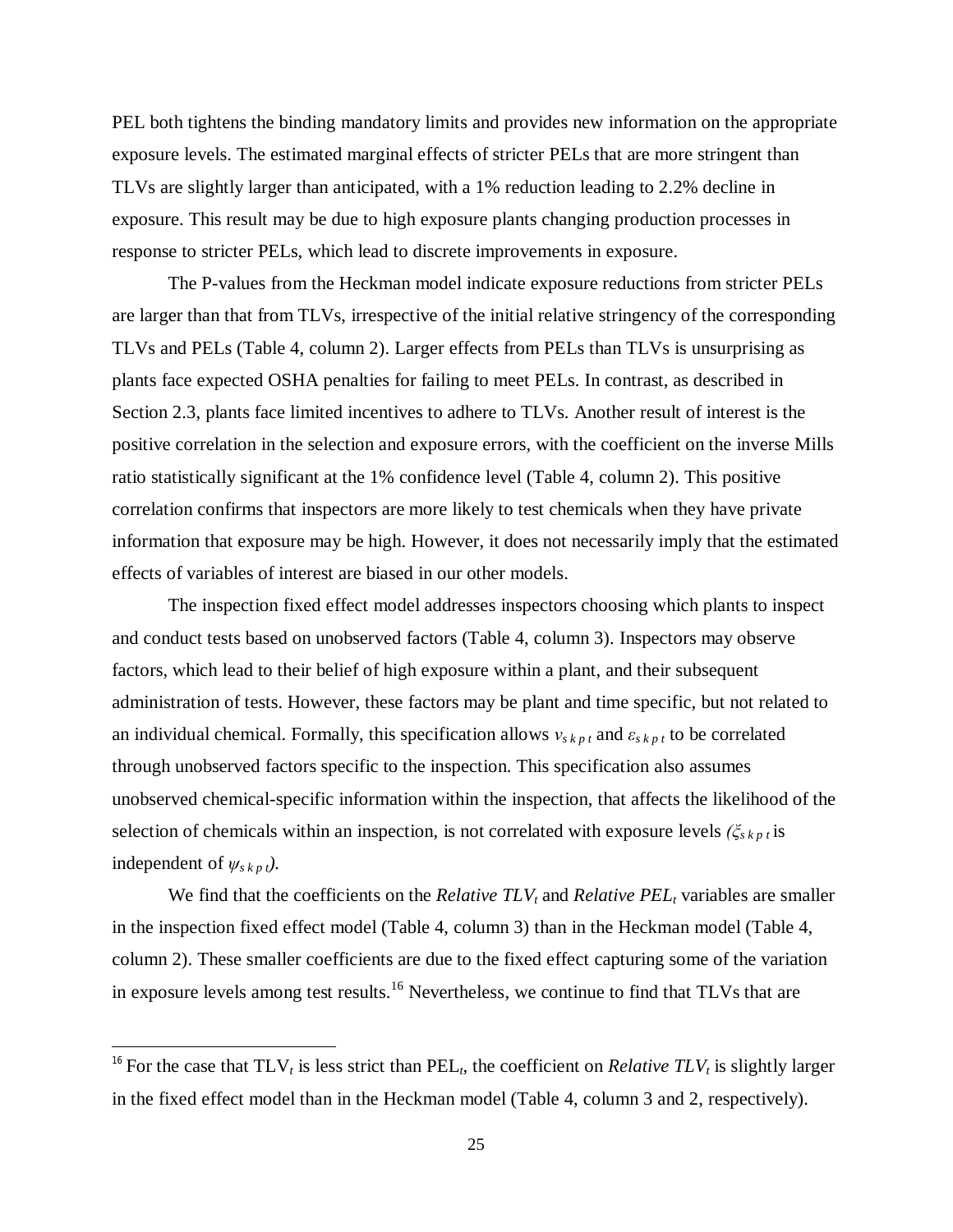PEL both tightens the binding mandatory limits and provides new information on the appropriate exposure levels. The estimated marginal effects of stricter PELs that are more stringent than TLVs are slightly larger than anticipated, with a 1% reduction leading to 2.2% decline in exposure. This result may be due to high exposure plants changing production processes in response to stricter PELs, which lead to discrete improvements in exposure.

The P-values from the Heckman model indicate exposure reductions from stricter PELs are larger than that from TLVs, irrespective of the initial relative stringency of the corresponding TLVs and PELs (Table 4, column 2). Larger effects from PELs than TLVs is unsurprising as plants face expected OSHA penalties for failing to meet PELs. In contrast, as described in Section 2.3, plants face limited incentives to adhere to TLVs. Another result of interest is the positive correlation in the selection and exposure errors, with the coefficient on the inverse Mills ratio statistically significant at the 1% confidence level (Table 4, column 2). This positive correlation confirms that inspectors are more likely to test chemicals when they have private information that exposure may be high. However, it does not necessarily imply that the estimated effects of variables of interest are biased in our other models.

The inspection fixed effect model addresses inspectors choosing which plants to inspect and conduct tests based on unobserved factors (Table 4, column 3). Inspectors may observe factors, which lead to their belief of high exposure within a plant, and their subsequent administration of tests. However, these factors may be plant and time specific, but not related to an individual chemical. Formally, this specification allows $v_{s\,k\,p\,t}$ and $\varepsilon_{s\,k\,p\,t}$ to be correlated through unobserved factors specific to the inspection. This specification also assumes unobserved chemical-specific information within the inspection, that affects the likelihood of the selection of chemicals within an inspection, is not correlated with exposure levels *(*$\xi_{s\,k\,p\,t}$ is independent of $\psi_{s\,k\,p\,t}$*)*.

We find that the coefficients on the *Relative* $TLV_t$ and *Relative* $PEL_t$ variables are smaller in the inspection fixed effect model (Table 4, column 3) than in the Heckman model (Table 4, column 2). These smaller coefficients are due to the fixed effect capturing some of the variation in exposure levels among test results.[16] Nevertheless, we continue to find that TLVs that are

[16] For the case that $TLV_t$ is less strict than $PEL_t$, the coefficient on *Relative* $TLV_t$ is slightly larger in the fixed effect model than in the Heckman model (Table 4, column 3 and 2, respectively).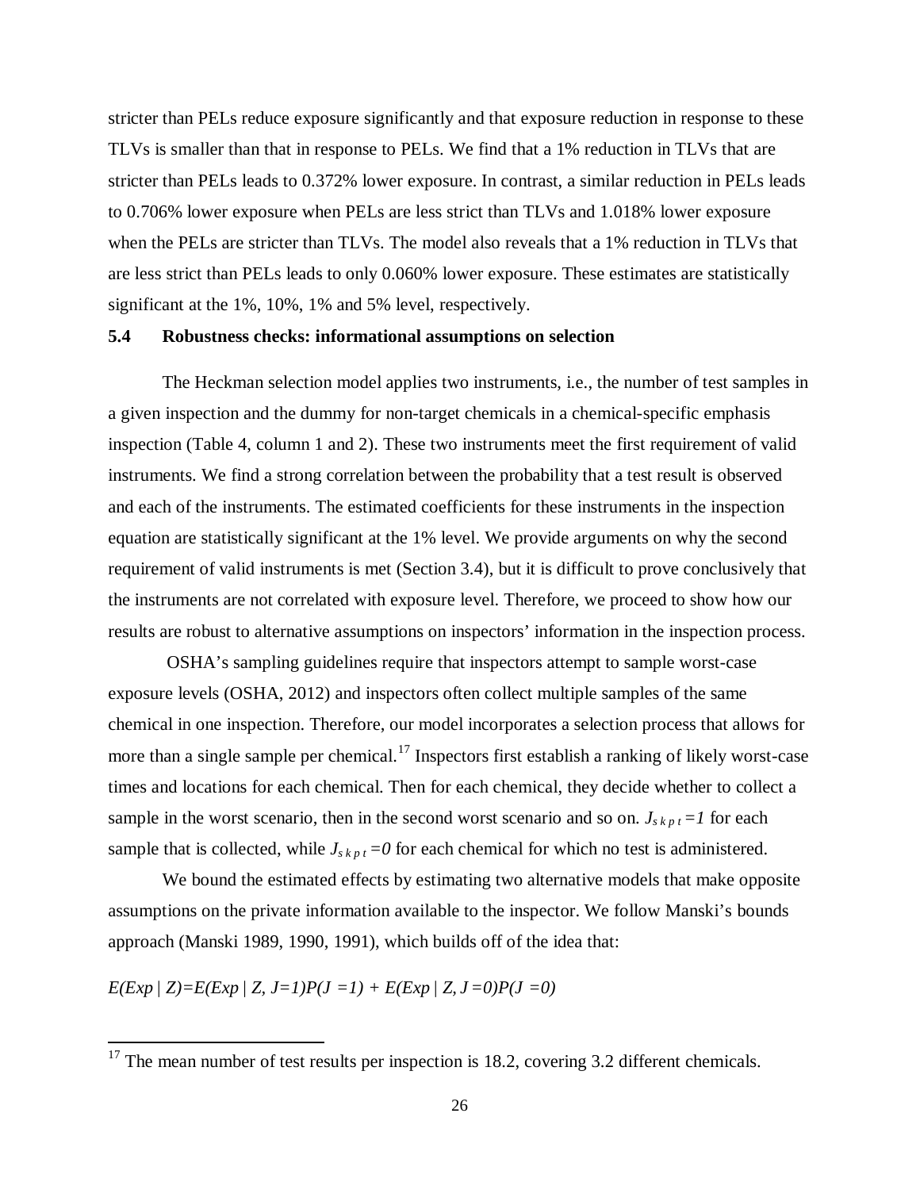stricter than PELs reduce exposure significantly and that exposure reduction in response to these TLVs is smaller than that in response to PELs. We find that a 1% reduction in TLVs that are stricter than PELs leads to 0.372% lower exposure. In contrast, a similar reduction in PELs leads to 0.706% lower exposure when PELs are less strict than TLVs and 1.018% lower exposure when the PELs are stricter than TLVs. The model also reveals that a 1% reduction in TLVs that are less strict than PELs leads to only 0.060% lower exposure. These estimates are statistically significant at the 1%, 10%, 1% and 5% level, respectively.

### 5.4 Robustness checks: informational assumptions on selection

The Heckman selection model applies two instruments, i.e., the number of test samples in a given inspection and the dummy for non-target chemicals in a chemical-specific emphasis inspection (Table 4, column 1 and 2). These two instruments meet the first requirement of valid instruments. We find a strong correlation between the probability that a test result is observed and each of the instruments. The estimated coefficients for these instruments in the inspection equation are statistically significant at the 1% level. We provide arguments on why the second requirement of valid instruments is met (Section 3.4), but it is difficult to prove conclusively that the instruments are not correlated with exposure level. Therefore, we proceed to show how our results are robust to alternative assumptions on inspectors' information in the inspection process.

OSHA's sampling guidelines require that inspectors attempt to sample worst-case exposure levels (OSHA, 2012) and inspectors often collect multiple samples of the same chemical in one inspection. Therefore, our model incorporates a selection process that allows for more than a single sample per chemical.[17] Inspectors first establish a ranking of likely worst-case times and locations for each chemical. Then for each chemical, they decide whether to collect a sample in the worst scenario, then in the second worst scenario and so on. $J_{skpt}=1$ for each sample that is collected, while $J_{skpt}=0$ for each chemical for which no test is administered.

We bound the estimated effects by estimating two alternative models that make opposite assumptions on the private information available to the inspector. We follow Manski's bounds approach (Manski 1989, 1990, 1991), which builds off of the idea that:

$$E(Exp \mid Z)=E(Exp \mid Z, J=1)P(J=1) + E(Exp \mid Z, J=0)P(J=0)$$

[17] The mean number of test results per inspection is 18.2, covering 3.2 different chemicals.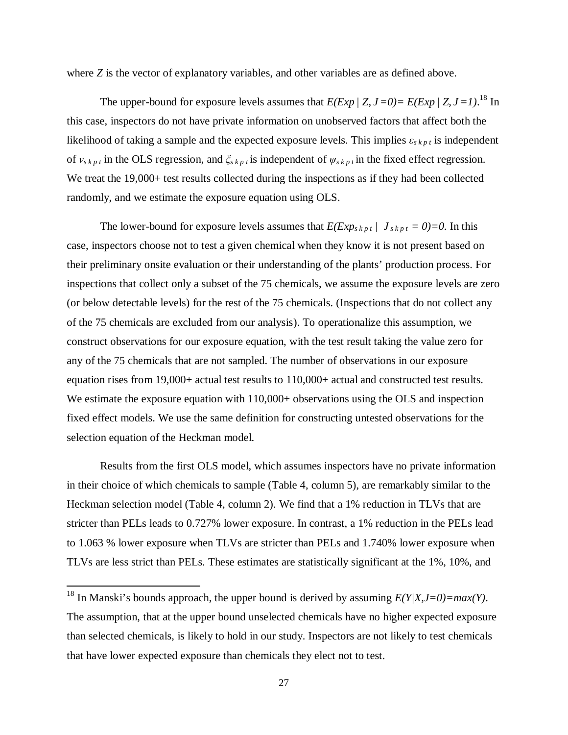where *Z* is the vector of explanatory variables, and other variables are as defined above.

The upper-bound for exposure levels assumes that $E(Exp \mid Z, J=0) = E(Exp \mid Z, J=1)$.[18] In this case, inspectors do not have private information on unobserved factors that affect both the likelihood of taking a sample and the expected exposure levels. This implies $\varepsilon_{skpt}$ is independent of $v_{skpt}$ in the OLS regression, and $\xi_{skpt}$ is independent of $\psi_{skpt}$ in the fixed effect regression. We treat the 19,000+ test results collected during the inspections as if they had been collected randomly, and we estimate the exposure equation using OLS.

The lower-bound for exposure levels assumes that $E(Exp_{skpt} \mid J_{skpt} = 0) = 0$. In this case, inspectors choose not to test a given chemical when they know it is not present based on their preliminary onsite evaluation or their understanding of the plants' production process. For inspections that collect only a subset of the 75 chemicals, we assume the exposure levels are zero (or below detectable levels) for the rest of the 75 chemicals. (Inspections that do not collect any of the 75 chemicals are excluded from our analysis). To operationalize this assumption, we construct observations for our exposure equation, with the test result taking the value zero for any of the 75 chemicals that are not sampled. The number of observations in our exposure equation rises from 19,000+ actual test results to 110,000+ actual and constructed test results. We estimate the exposure equation with 110,000+ observations using the OLS and inspection fixed effect models. We use the same definition for constructing untested observations for the selection equation of the Heckman model.

Results from the first OLS model, which assumes inspectors have no private information in their choice of which chemicals to sample (Table 4, column 5), are remarkably similar to the Heckman selection model (Table 4, column 2). We find that a 1% reduction in TLVs that are stricter than PELs leads to 0.727% lower exposure. In contrast, a 1% reduction in the PELs lead to 1.063 % lower exposure when TLVs are stricter than PELs and 1.740% lower exposure when TLVs are less strict than PELs. These estimates are statistically significant at the 1%, 10%, and

[18] In Manski's bounds approach, the upper bound is derived by assuming $E(Y|X,J=0)=max(Y)$. The assumption, that at the upper bound unselected chemicals have no higher expected exposure than selected chemicals, is likely to hold in our study. Inspectors are not likely to test chemicals that have lower expected exposure than chemicals they elect not to test.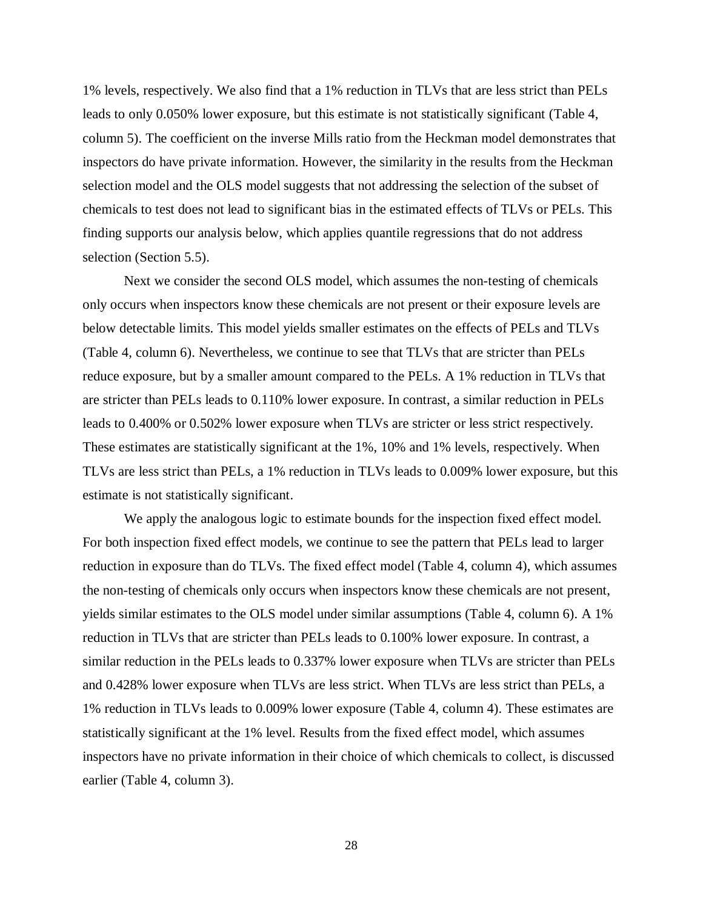1% levels, respectively. We also find that a 1% reduction in TLVs that are less strict than PELs leads to only 0.050% lower exposure, but this estimate is not statistically significant (Table 4, column 5). The coefficient on the inverse Mills ratio from the Heckman model demonstrates that inspectors do have private information. However, the similarity in the results from the Heckman selection model and the OLS model suggests that not addressing the selection of the subset of chemicals to test does not lead to significant bias in the estimated effects of TLVs or PELs. This finding supports our analysis below, which applies quantile regressions that do not address selection (Section 5.5).

Next we consider the second OLS model, which assumes the non-testing of chemicals only occurs when inspectors know these chemicals are not present or their exposure levels are below detectable limits. This model yields smaller estimates on the effects of PELs and TLVs (Table 4, column 6). Nevertheless, we continue to see that TLVs that are stricter than PELs reduce exposure, but by a smaller amount compared to the PELs. A 1% reduction in TLVs that are stricter than PELs leads to 0.110% lower exposure. In contrast, a similar reduction in PELs leads to 0.400% or 0.502% lower exposure when TLVs are stricter or less strict respectively. These estimates are statistically significant at the 1%, 10% and 1% levels, respectively. When TLVs are less strict than PELs, a 1% reduction in TLVs leads to 0.009% lower exposure, but this estimate is not statistically significant.

We apply the analogous logic to estimate bounds for the inspection fixed effect model. For both inspection fixed effect models, we continue to see the pattern that PELs lead to larger reduction in exposure than do TLVs. The fixed effect model (Table 4, column 4), which assumes the non-testing of chemicals only occurs when inspectors know these chemicals are not present, yields similar estimates to the OLS model under similar assumptions (Table 4, column 6). A 1% reduction in TLVs that are stricter than PELs leads to 0.100% lower exposure. In contrast, a similar reduction in the PELs leads to 0.337% lower exposure when TLVs are stricter than PELs and 0.428% lower exposure when TLVs are less strict. When TLVs are less strict than PELs, a 1% reduction in TLVs leads to 0.009% lower exposure (Table 4, column 4). These estimates are statistically significant at the 1% level. Results from the fixed effect model, which assumes inspectors have no private information in their choice of which chemicals to collect, is discussed earlier (Table 4, column 3).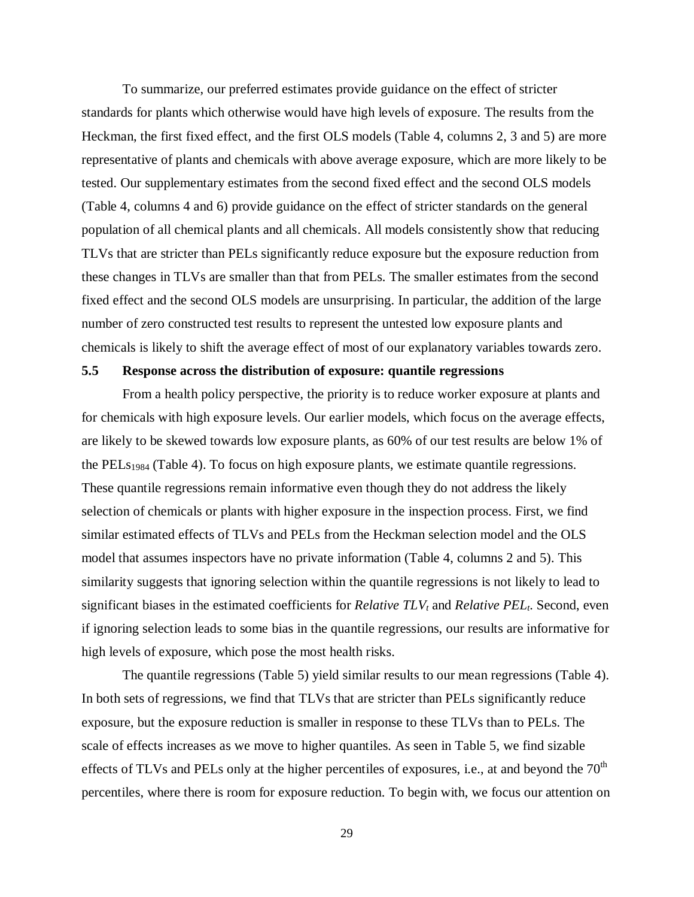To summarize, our preferred estimates provide guidance on the effect of stricter standards for plants which otherwise would have high levels of exposure. The results from the Heckman, the first fixed effect, and the first OLS models (Table 4, columns 2, 3 and 5) are more representative of plants and chemicals with above average exposure, which are more likely to be tested. Our supplementary estimates from the second fixed effect and the second OLS models (Table 4, columns 4 and 6) provide guidance on the effect of stricter standards on the general population of all chemical plants and all chemicals. All models consistently show that reducing TLVs that are stricter than PELs significantly reduce exposure but the exposure reduction from these changes in TLVs are smaller than that from PELs. The smaller estimates from the second fixed effect and the second OLS models are unsurprising. In particular, the addition of the large number of zero constructed test results to represent the untested low exposure plants and chemicals is likely to shift the average effect of most of our explanatory variables towards zero.

### 5.5 Response across the distribution of exposure: quantile regressions

From a health policy perspective, the priority is to reduce worker exposure at plants and for chemicals with high exposure levels. Our earlier models, which focus on the average effects, are likely to be skewed towards low exposure plants, as 60% of our test results are below 1% of the $PELs_{1984}$ (Table 4). To focus on high exposure plants, we estimate quantile regressions. These quantile regressions remain informative even though they do not address the likely selection of chemicals or plants with higher exposure in the inspection process. First, we find similar estimated effects of TLVs and PELs from the Heckman selection model and the OLS model that assumes inspectors have no private information (Table 4, columns 2 and 5). This similarity suggests that ignoring selection within the quantile regressions is not likely to lead to significant biases in the estimated coefficients for *Relative* $TLV_t$ and *Relative* $PEL_t$. Second, even if ignoring selection leads to some bias in the quantile regressions, our results are informative for high levels of exposure, which pose the most health risks.

The quantile regressions (Table 5) yield similar results to our mean regressions (Table 4). In both sets of regressions, we find that TLVs that are stricter than PELs significantly reduce exposure, but the exposure reduction is smaller in response to these TLVs than to PELs. The scale of effects increases as we move to higher quantiles. As seen in Table 5, we find sizable effects of TLVs and PELs only at the higher percentiles of exposures, i.e., at and beyond the $70^{th}$ percentiles, where there is room for exposure reduction. To begin with, we focus our attention on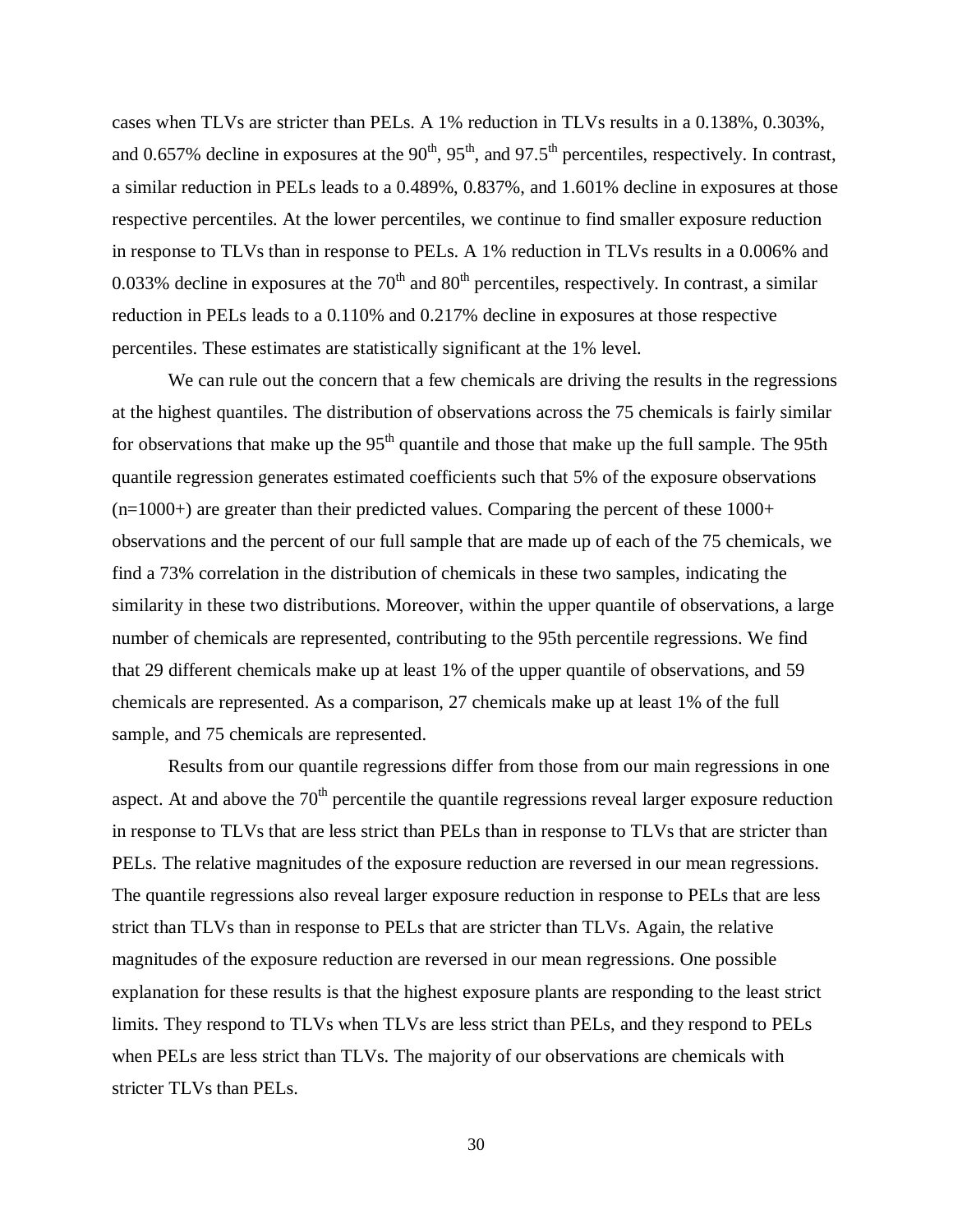cases when TLVs are stricter than PELs. A 1% reduction in TLVs results in a 0.138%, 0.303%, and 0.657% decline in exposures at the $90^{th}$, $95^{th}$, and $97.5^{th}$ percentiles, respectively. In contrast, a similar reduction in PELs leads to a 0.489%, 0.837%, and 1.601% decline in exposures at those respective percentiles. At the lower percentiles, we continue to find smaller exposure reduction in response to TLVs than in response to PELs. A 1% reduction in TLVs results in a 0.006% and 0.033% decline in exposures at the $70^{th}$ and $80^{th}$ percentiles, respectively. In contrast, a similar reduction in PELs leads to a 0.110% and 0.217% decline in exposures at those respective percentiles. These estimates are statistically significant at the 1% level.

We can rule out the concern that a few chemicals are driving the results in the regressions at the highest quantiles. The distribution of observations across the 75 chemicals is fairly similar for observations that make up the $95^{th}$ quantile and those that make up the full sample. The 95th quantile regression generates estimated coefficients such that 5% of the exposure observations (n=1000+) are greater than their predicted values. Comparing the percent of these 1000+ observations and the percent of our full sample that are made up of each of the 75 chemicals, we find a 73% correlation in the distribution of chemicals in these two samples, indicating the similarity in these two distributions. Moreover, within the upper quantile of observations, a large number of chemicals are represented, contributing to the 95th percentile regressions. We find that 29 different chemicals make up at least 1% of the upper quantile of observations, and 59 chemicals are represented. As a comparison, 27 chemicals make up at least 1% of the full sample, and 75 chemicals are represented.

Results from our quantile regressions differ from those from our main regressions in one aspect. At and above the $70^{th}$ percentile the quantile regressions reveal larger exposure reduction in response to TLVs that are less strict than PELs than in response to TLVs that are stricter than PELs. The relative magnitudes of the exposure reduction are reversed in our mean regressions. The quantile regressions also reveal larger exposure reduction in response to PELs that are less strict than TLVs than in response to PELs that are stricter than TLVs. Again, the relative magnitudes of the exposure reduction are reversed in our mean regressions. One possible explanation for these results is that the highest exposure plants are responding to the least strict limits. They respond to TLVs when TLVs are less strict than PELs, and they respond to PELs when PELs are less strict than TLVs. The majority of our observations are chemicals with stricter TLVs than PELs.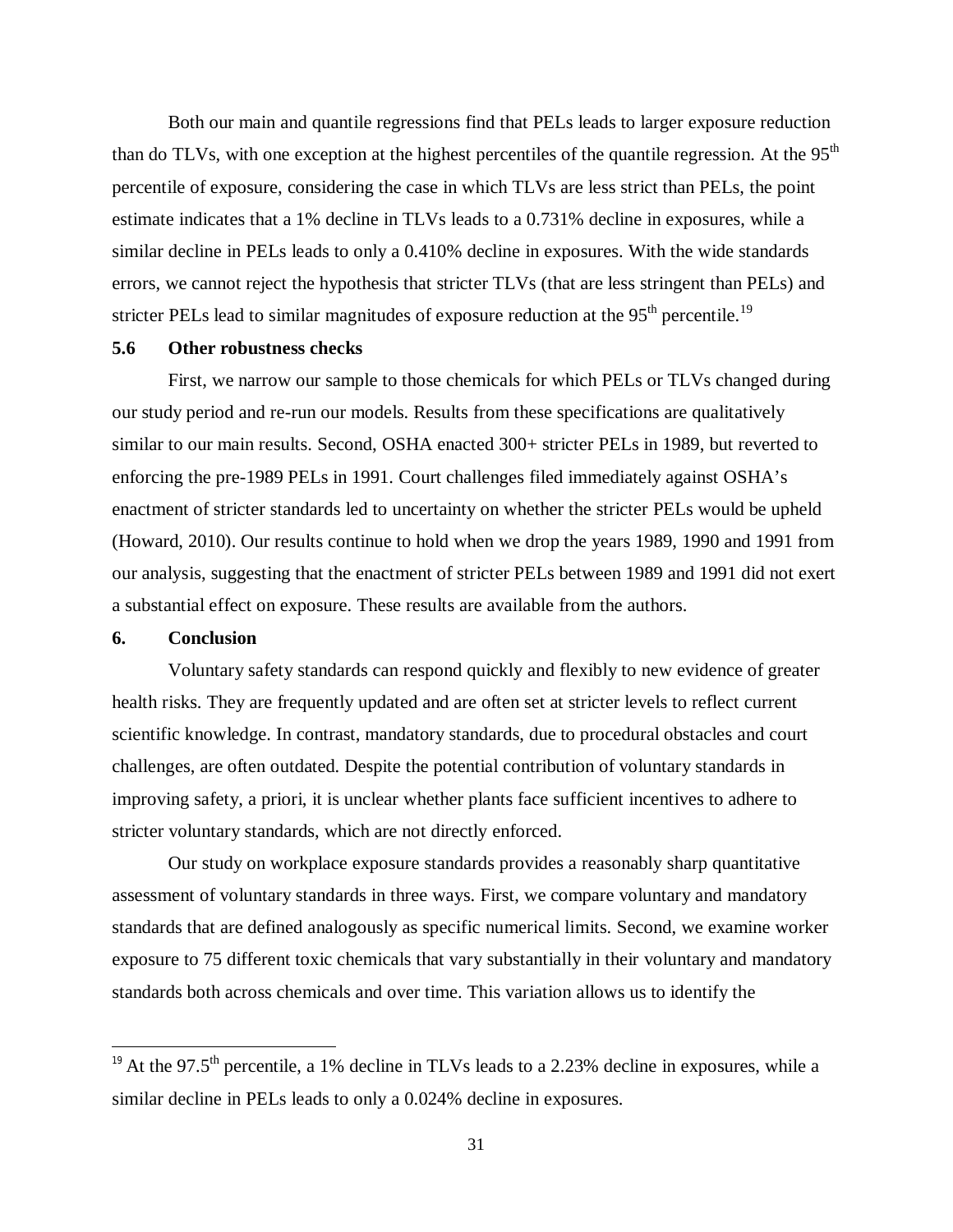Both our main and quantile regressions find that PELs leads to larger exposure reduction than do TLVs, with one exception at the highest percentiles of the quantile regression. At the 95th percentile of exposure, considering the case in which TLVs are less strict than PELs, the point estimate indicates that a 1% decline in TLVs leads to a 0.731% decline in exposures, while a similar decline in PELs leads to only a 0.410% decline in exposures. With the wide standards errors, we cannot reject the hypothesis that stricter TLVs (that are less stringent than PELs) and stricter PELs lead to similar magnitudes of exposure reduction at the 95th percentile.[19]

### 5.6 Other robustness checks

First, we narrow our sample to those chemicals for which PELs or TLVs changed during our study period and re-run our models. Results from these specifications are qualitatively similar to our main results. Second, OSHA enacted 300+ stricter PELs in 1989, but reverted to enforcing the pre-1989 PELs in 1991. Court challenges filed immediately against OSHA's enactment of stricter standards led to uncertainty on whether the stricter PELs would be upheld (Howard, 2010). Our results continue to hold when we drop the years 1989, 1990 and 1991 from our analysis, suggesting that the enactment of stricter PELs between 1989 and 1991 did not exert a substantial effect on exposure. These results are available from the authors.

## 6. Conclusion

Voluntary safety standards can respond quickly and flexibly to new evidence of greater health risks. They are frequently updated and are often set at stricter levels to reflect current scientific knowledge. In contrast, mandatory standards, due to procedural obstacles and court challenges, are often outdated. Despite the potential contribution of voluntary standards in improving safety, a priori, it is unclear whether plants face sufficient incentives to adhere to stricter voluntary standards, which are not directly enforced.

Our study on workplace exposure standards provides a reasonably sharp quantitative assessment of voluntary standards in three ways. First, we compare voluntary and mandatory standards that are defined analogously as specific numerical limits. Second, we examine worker exposure to 75 different toxic chemicals that vary substantially in their voluntary and mandatory standards both across chemicals and over time. This variation allows us to identify the

---

[19] At the 97.5th percentile, a 1% decline in TLVs leads to a 2.23% decline in exposures, while a similar decline in PELs leads to only a 0.024% decline in exposures.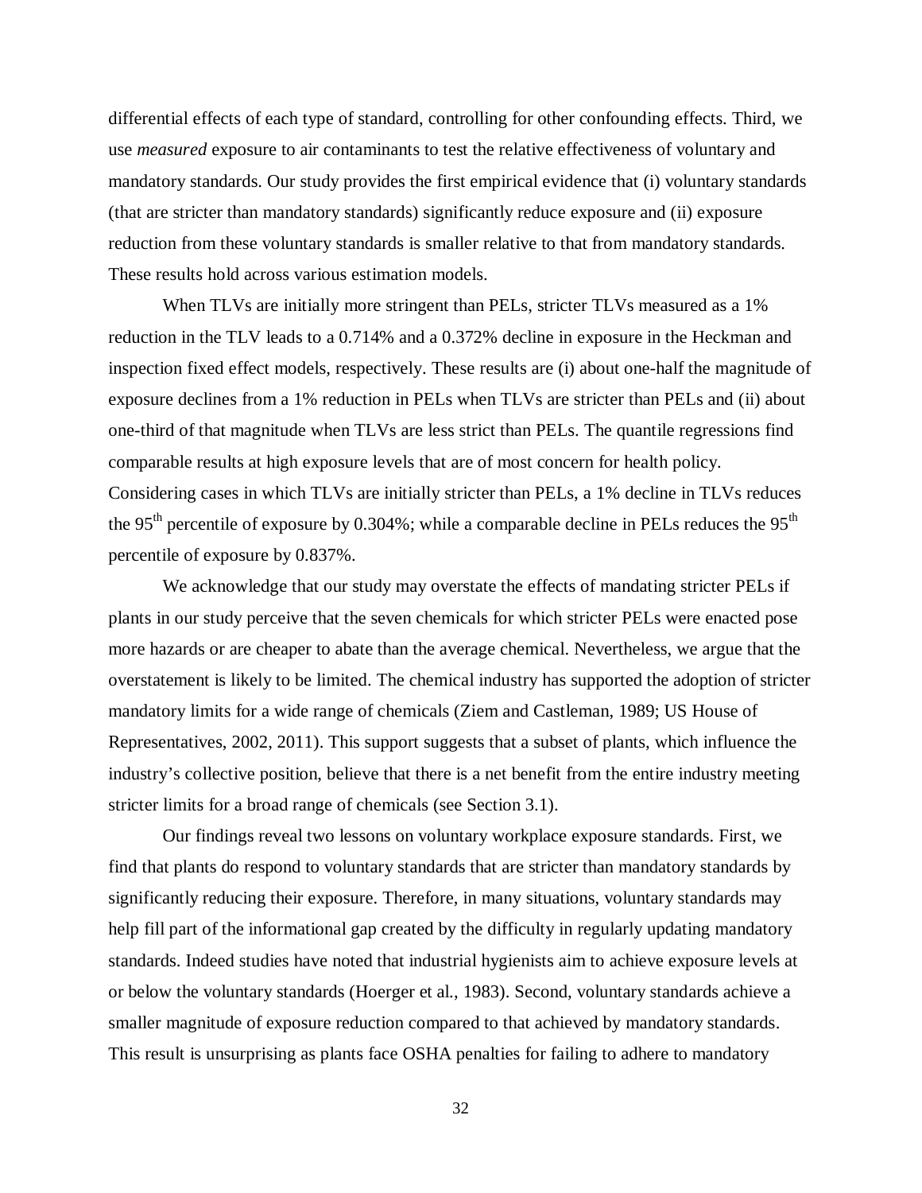differential effects of each type of standard, controlling for other confounding effects. Third, we use *measured* exposure to air contaminants to test the relative effectiveness of voluntary and mandatory standards. Our study provides the first empirical evidence that (i) voluntary standards (that are stricter than mandatory standards) significantly reduce exposure and (ii) exposure reduction from these voluntary standards is smaller relative to that from mandatory standards. These results hold across various estimation models.

When TLVs are initially more stringent than PELs, stricter TLVs measured as a 1% reduction in the TLV leads to a 0.714% and a 0.372% decline in exposure in the Heckman and inspection fixed effect models, respectively. These results are (i) about one-half the magnitude of exposure declines from a 1% reduction in PELs when TLVs are stricter than PELs and (ii) about one-third of that magnitude when TLVs are less strict than PELs. The quantile regressions find comparable results at high exposure levels that are of most concern for health policy. Considering cases in which TLVs are initially stricter than PELs, a 1% decline in TLVs reduces the $95^{th}$ percentile of exposure by 0.304%; while a comparable decline in PELs reduces the $95^{th}$ percentile of exposure by 0.837%.

We acknowledge that our study may overstate the effects of mandating stricter PELs if plants in our study perceive that the seven chemicals for which stricter PELs were enacted pose more hazards or are cheaper to abate than the average chemical. Nevertheless, we argue that the overstatement is likely to be limited. The chemical industry has supported the adoption of stricter mandatory limits for a wide range of chemicals (Ziem and Castleman, 1989; US House of Representatives, 2002, 2011). This support suggests that a subset of plants, which influence the industry's collective position, believe that there is a net benefit from the entire industry meeting stricter limits for a broad range of chemicals (see Section 3.1).

Our findings reveal two lessons on voluntary workplace exposure standards. First, we find that plants do respond to voluntary standards that are stricter than mandatory standards by significantly reducing their exposure. Therefore, in many situations, voluntary standards may help fill part of the informational gap created by the difficulty in regularly updating mandatory standards. Indeed studies have noted that industrial hygienists aim to achieve exposure levels at or below the voluntary standards (Hoerger et al., 1983). Second, voluntary standards achieve a smaller magnitude of exposure reduction compared to that achieved by mandatory standards. This result is unsurprising as plants face OSHA penalties for failing to adhere to mandatory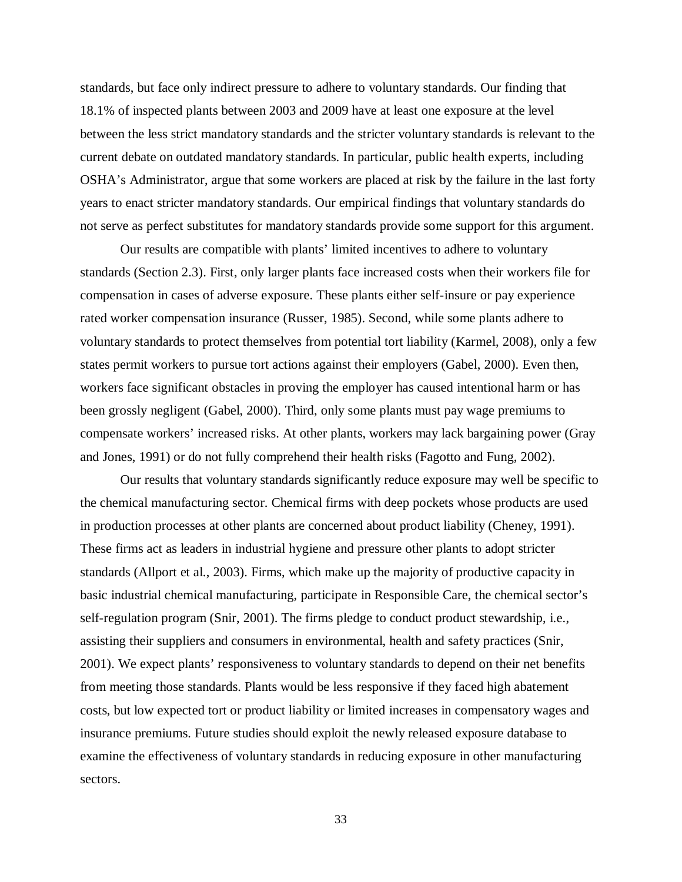standards, but face only indirect pressure to adhere to voluntary standards. Our finding that 18.1% of inspected plants between 2003 and 2009 have at least one exposure at the level between the less strict mandatory standards and the stricter voluntary standards is relevant to the current debate on outdated mandatory standards. In particular, public health experts, including OSHA's Administrator, argue that some workers are placed at risk by the failure in the last forty years to enact stricter mandatory standards. Our empirical findings that voluntary standards do not serve as perfect substitutes for mandatory standards provide some support for this argument.

Our results are compatible with plants' limited incentives to adhere to voluntary standards (Section 2.3). First, only larger plants face increased costs when their workers file for compensation in cases of adverse exposure. These plants either self-insure or pay experience rated worker compensation insurance (Russer, 1985). Second, while some plants adhere to voluntary standards to protect themselves from potential tort liability (Karmel, 2008), only a few states permit workers to pursue tort actions against their employers (Gabel, 2000). Even then, workers face significant obstacles in proving the employer has caused intentional harm or has been grossly negligent (Gabel, 2000). Third, only some plants must pay wage premiums to compensate workers' increased risks. At other plants, workers may lack bargaining power (Gray and Jones, 1991) or do not fully comprehend their health risks (Fagotto and Fung, 2002).

Our results that voluntary standards significantly reduce exposure may well be specific to the chemical manufacturing sector. Chemical firms with deep pockets whose products are used in production processes at other plants are concerned about product liability (Cheney, 1991). These firms act as leaders in industrial hygiene and pressure other plants to adopt stricter standards (Allport et al., 2003). Firms, which make up the majority of productive capacity in basic industrial chemical manufacturing, participate in Responsible Care, the chemical sector's self-regulation program (Snir, 2001). The firms pledge to conduct product stewardship, i.e., assisting their suppliers and consumers in environmental, health and safety practices (Snir, 2001). We expect plants' responsiveness to voluntary standards to depend on their net benefits from meeting those standards. Plants would be less responsive if they faced high abatement costs, but low expected tort or product liability or limited increases in compensatory wages and insurance premiums. Future studies should exploit the newly released exposure database to examine the effectiveness of voluntary standards in reducing exposure in other manufacturing sectors.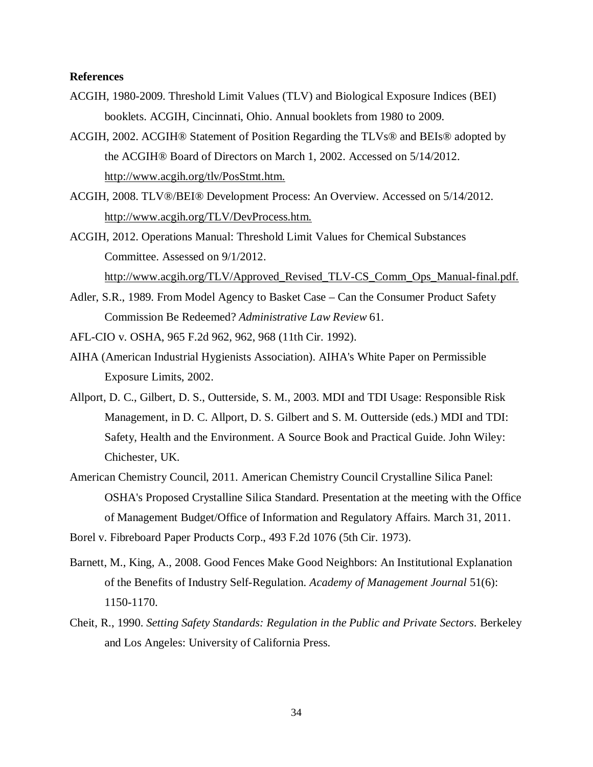**References**

ACGIH, 1980-2009. Threshold Limit Values (TLV) and Biological Exposure Indices (BEI) booklets. ACGIH, Cincinnati, Ohio. Annual booklets from 1980 to 2009.

ACGIH, 2002. ACGIH® Statement of Position Regarding the TLVs® and BEIs® adopted by the ACGIH® Board of Directors on March 1, 2002. Accessed on 5/14/2012. http://www.acgih.org/tlv/PosStmt.htm.

ACGIH, 2008. TLV®/BEI® Development Process: An Overview. Accessed on 5/14/2012. http://www.acgih.org/TLV/DevProcess.htm.

ACGIH, 2012. Operations Manual: Threshold Limit Values for Chemical Substances Committee. Assessed on 9/1/2012. http://www.acgih.org/TLV/Approved_Revised_TLV-CS_Comm_Ops_Manual-final.pdf.

Adler, S.R., 1989. From Model Agency to Basket Case – Can the Consumer Product Safety Commission Be Redeemed? *Administrative Law Review* 61.

AFL-CIO v. OSHA, 965 F.2d 962, 962, 968 (11th Cir. 1992).

AIHA (American Industrial Hygienists Association). AIHA's White Paper on Permissible Exposure Limits, 2002.

Allport, D. C., Gilbert, D. S., Outterside, S. M., 2003. MDI and TDI Usage: Responsible Risk Management, in D. C. Allport, D. S. Gilbert and S. M. Outterside (eds.) MDI and TDI: Safety, Health and the Environment. A Source Book and Practical Guide. John Wiley: Chichester, UK.

American Chemistry Council, 2011. American Chemistry Council Crystalline Silica Panel: OSHA's Proposed Crystalline Silica Standard. Presentation at the meeting with the Office of Management Budget/Office of Information and Regulatory Affairs. March 31, 2011.

Borel v. Fibreboard Paper Products Corp., 493 F.2d 1076 (5th Cir. 1973).

Barnett, M., King, A., 2008. Good Fences Make Good Neighbors: An Institutional Explanation of the Benefits of Industry Self-Regulation. *Academy of Management Journal* 51(6): 1150-1170.

Cheit, R., 1990. *Setting Safety Standards: Regulation in the Public and Private Sectors.* Berkeley and Los Angeles: University of California Press.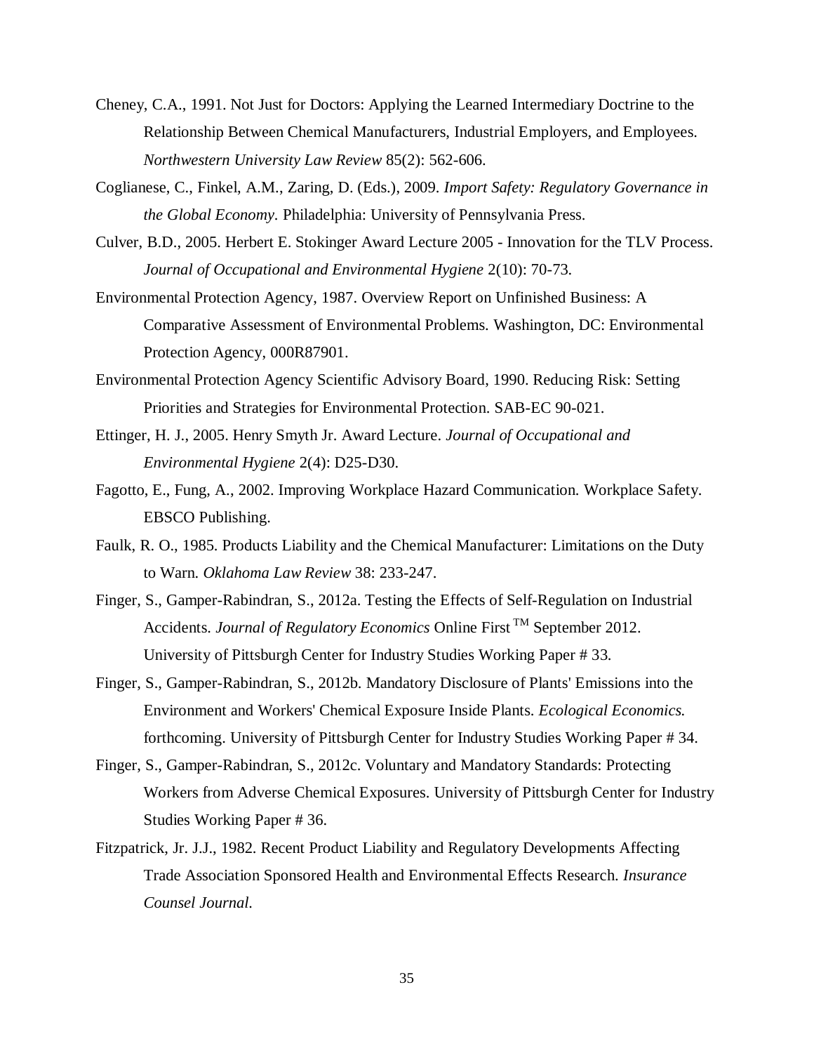Cheney, C.A., 1991. Not Just for Doctors: Applying the Learned Intermediary Doctrine to the Relationship Between Chemical Manufacturers, Industrial Employers, and Employees. *Northwestern University Law Review* 85(2): 562-606.

Coglianese, C., Finkel, A.M., Zaring, D. (Eds.), 2009. *Import Safety: Regulatory Governance in the Global Economy.* Philadelphia: University of Pennsylvania Press.

Culver, B.D., 2005. Herbert E. Stokinger Award Lecture 2005 - Innovation for the TLV Process. *Journal of Occupational and Environmental Hygiene* 2(10): 70-73.

Environmental Protection Agency, 1987. Overview Report on Unfinished Business: A Comparative Assessment of Environmental Problems. Washington, DC: Environmental Protection Agency, 000R87901.

Environmental Protection Agency Scientific Advisory Board, 1990. Reducing Risk: Setting Priorities and Strategies for Environmental Protection. SAB-EC 90-021.

Ettinger, H. J., 2005. Henry Smyth Jr. Award Lecture. *Journal of Occupational and Environmental Hygiene* 2(4): D25-D30.

Fagotto, E., Fung, A., 2002. Improving Workplace Hazard Communication. Workplace Safety. EBSCO Publishing.

Faulk, R. O., 1985. Products Liability and the Chemical Manufacturer: Limitations on the Duty to Warn. *Oklahoma Law Review* 38: 233-247.

Finger, S., Gamper-Rabindran, S., 2012a. Testing the Effects of Self-Regulation on Industrial Accidents. *Journal of Regulatory Economics* Online First ™ September 2012. University of Pittsburgh Center for Industry Studies Working Paper # 33.

Finger, S., Gamper-Rabindran, S., 2012b. Mandatory Disclosure of Plants' Emissions into the Environment and Workers' Chemical Exposure Inside Plants. *Ecological Economics.* forthcoming. University of Pittsburgh Center for Industry Studies Working Paper # 34.

Finger, S., Gamper-Rabindran, S., 2012c. Voluntary and Mandatory Standards: Protecting Workers from Adverse Chemical Exposures. University of Pittsburgh Center for Industry Studies Working Paper # 36.

Fitzpatrick, Jr. J.J., 1982. Recent Product Liability and Regulatory Developments Affecting Trade Association Sponsored Health and Environmental Effects Research. *Insurance Counsel Journal.*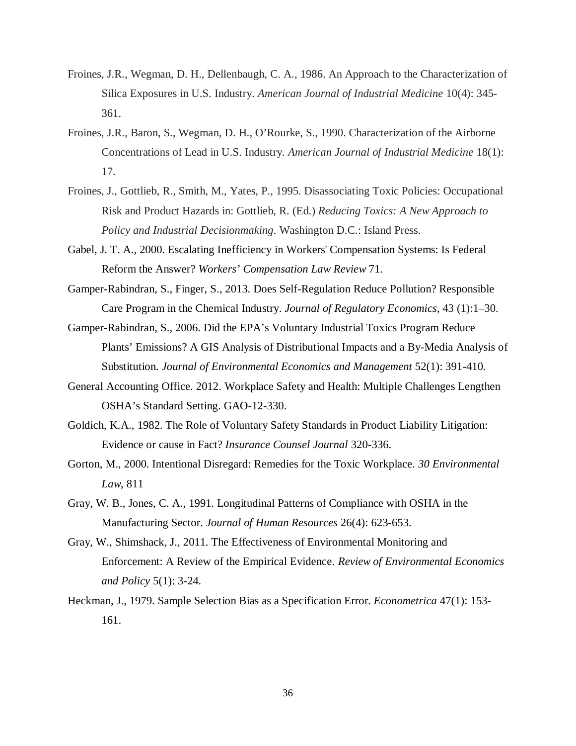Froines, J.R., Wegman, D. H., Dellenbaugh, C. A., 1986. An Approach to the Characterization of Silica Exposures in U.S. Industry. *American Journal of Industrial Medicine* 10(4): 345-361.

Froines, J.R., Baron, S., Wegman, D. H., O'Rourke, S., 1990. Characterization of the Airborne Concentrations of Lead in U.S. Industry. *American Journal of Industrial Medicine* 18(1): 17.

Froines, J., Gottlieb, R., Smith, M., Yates, P., 1995. Disassociating Toxic Policies: Occupational Risk and Product Hazards in: Gottlieb, R. (Ed.) *Reducing Toxics: A New Approach to Policy and Industrial Decisionmaking*. Washington D.C.: Island Press.

Gabel, J. T. A., 2000. Escalating Inefficiency in Workers' Compensation Systems: Is Federal Reform the Answer? *Workers' Compensation Law Review* 71.

Gamper-Rabindran, S., Finger, S., 2013. Does Self-Regulation Reduce Pollution? Responsible Care Program in the Chemical Industry. *Journal of Regulatory Economics*, 43 (1):1–30.

Gamper-Rabindran, S., 2006. Did the EPA's Voluntary Industrial Toxics Program Reduce Plants' Emissions? A GIS Analysis of Distributional Impacts and a By-Media Analysis of Substitution. *Journal of Environmental Economics and Management* 52(1): 391-410.

General Accounting Office. 2012. Workplace Safety and Health: Multiple Challenges Lengthen OSHA's Standard Setting. GAO-12-330.

Goldich, K.A., 1982. The Role of Voluntary Safety Standards in Product Liability Litigation: Evidence or cause in Fact? *Insurance Counsel Journal* 320-336.

Gorton, M., 2000. Intentional Disregard: Remedies for the Toxic Workplace. *30 Environmental Law*, 811

Gray, W. B., Jones, C. A., 1991. Longitudinal Patterns of Compliance with OSHA in the Manufacturing Sector. *Journal of Human Resources* 26(4): 623-653.

Gray, W., Shimshack, J., 2011. The Effectiveness of Environmental Monitoring and Enforcement: A Review of the Empirical Evidence. *Review of Environmental Economics and Policy* 5(1): 3-24.

Heckman, J., 1979. Sample Selection Bias as a Specification Error. *Econometrica* 47(1): 153-161.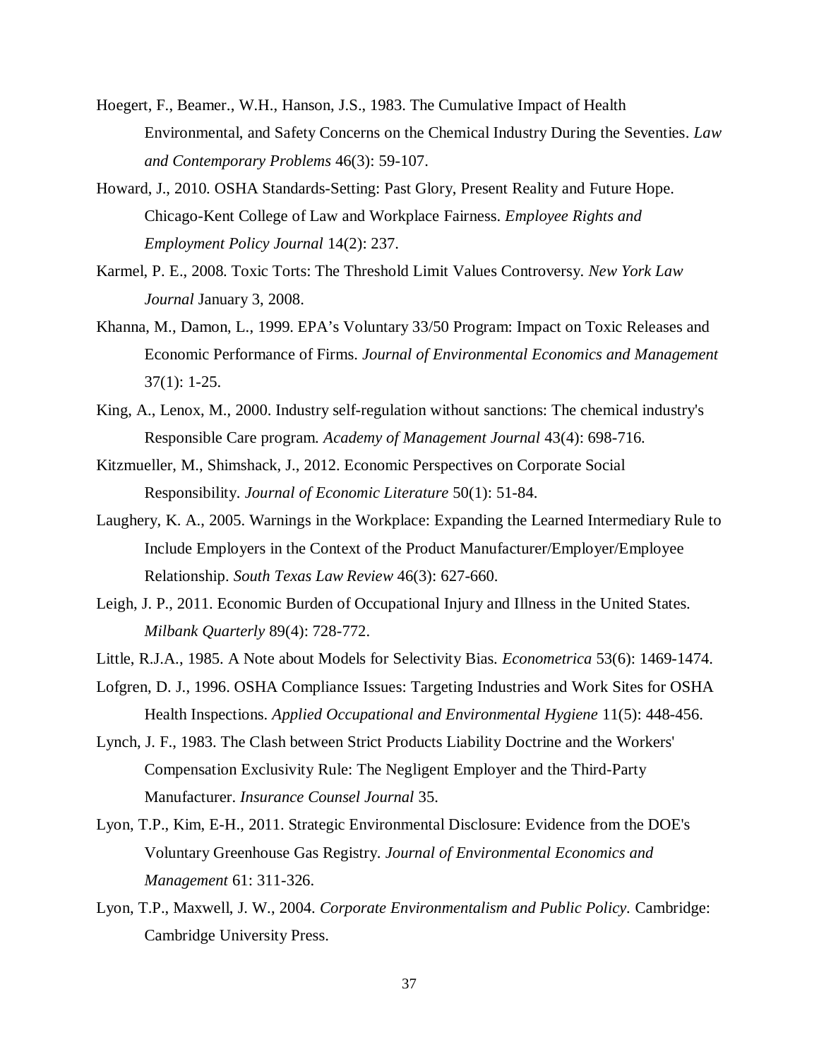Hoegert, F., Beamer., W.H., Hanson, J.S., 1983. The Cumulative Impact of Health Environmental, and Safety Concerns on the Chemical Industry During the Seventies. *Law and Contemporary Problems* 46(3): 59-107.

Howard, J., 2010. OSHA Standards-Setting: Past Glory, Present Reality and Future Hope. Chicago-Kent College of Law and Workplace Fairness. *Employee Rights and Employment Policy Journal* 14(2): 237.

Karmel, P. E., 2008. Toxic Torts: The Threshold Limit Values Controversy. *New York Law Journal* January 3, 2008.

Khanna, M., Damon, L., 1999. EPA's Voluntary 33/50 Program: Impact on Toxic Releases and Economic Performance of Firms. *Journal of Environmental Economics and Management* 37(1): 1-25.

King, A., Lenox, M., 2000. Industry self-regulation without sanctions: The chemical industry's Responsible Care program. *Academy of Management Journal* 43(4): 698-716.

Kitzmueller, M., Shimshack, J., 2012. Economic Perspectives on Corporate Social Responsibility. *Journal of Economic Literature* 50(1): 51-84.

Laughery, K. A., 2005. Warnings in the Workplace: Expanding the Learned Intermediary Rule to Include Employers in the Context of the Product Manufacturer/Employer/Employee Relationship. *South Texas Law Review* 46(3): 627-660.

Leigh, J. P., 2011. Economic Burden of Occupational Injury and Illness in the United States. *Milbank Quarterly* 89(4): 728-772.

Little, R.J.A., 1985. A Note about Models for Selectivity Bias. *Econometrica* 53(6): 1469-1474.

Lofgren, D. J., 1996. OSHA Compliance Issues: Targeting Industries and Work Sites for OSHA Health Inspections. *Applied Occupational and Environmental Hygiene* 11(5): 448-456.

Lynch, J. F., 1983. The Clash between Strict Products Liability Doctrine and the Workers' Compensation Exclusivity Rule: The Negligent Employer and the Third-Party Manufacturer. *Insurance Counsel Journal* 35.

Lyon, T.P., Kim, E-H., 2011. Strategic Environmental Disclosure: Evidence from the DOE's Voluntary Greenhouse Gas Registry. *Journal of Environmental Economics and Management* 61: 311-326.

Lyon, T.P., Maxwell, J. W., 2004. *Corporate Environmentalism and Public Policy.* Cambridge: Cambridge University Press.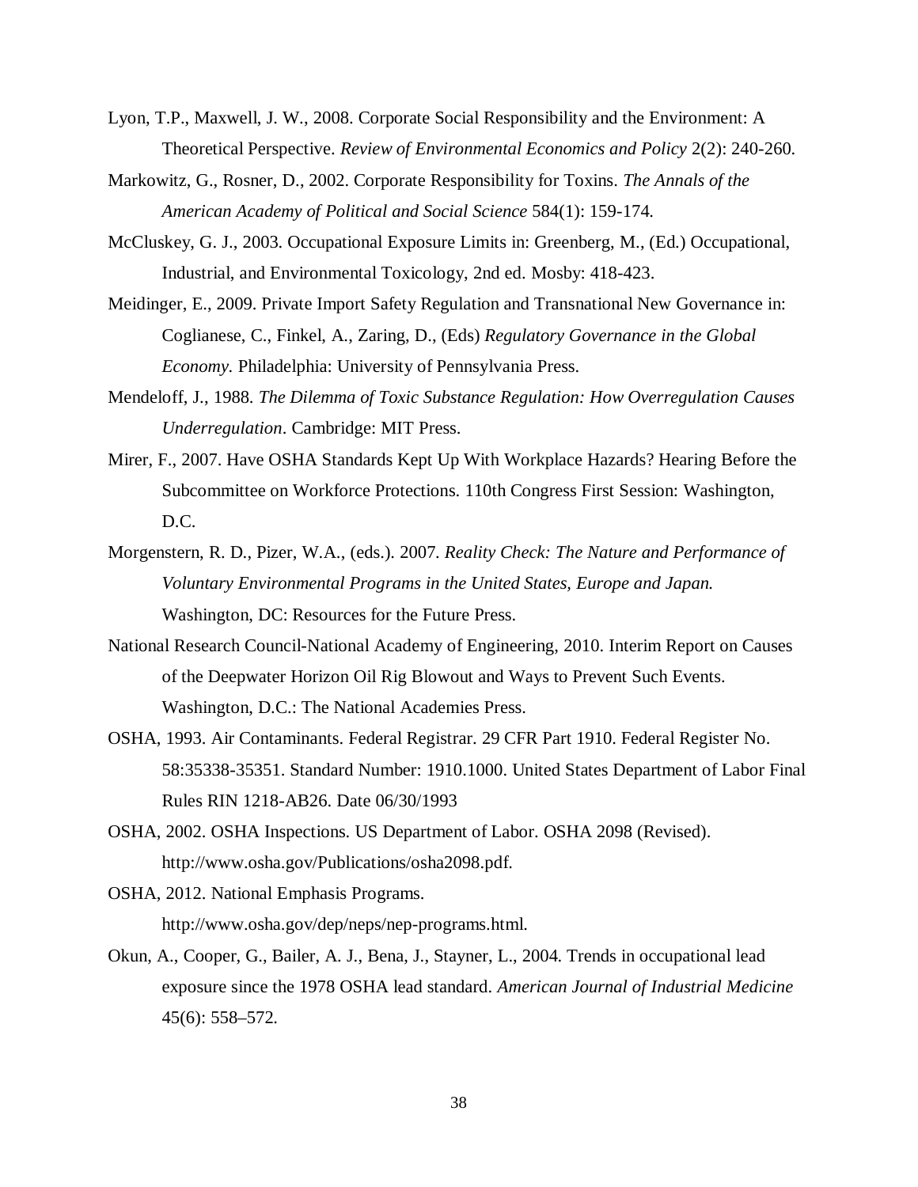Lyon, T.P., Maxwell, J. W., 2008. Corporate Social Responsibility and the Environment: A Theoretical Perspective. *Review of Environmental Economics and Policy* 2(2): 240-260.

Markowitz, G., Rosner, D., 2002. Corporate Responsibility for Toxins. *The Annals of the American Academy of Political and Social Science* 584(1): 159-174.

McCluskey, G. J., 2003. Occupational Exposure Limits in: Greenberg, M., (Ed.) Occupational, Industrial, and Environmental Toxicology, 2nd ed. Mosby: 418-423.

Meidinger, E., 2009. Private Import Safety Regulation and Transnational New Governance in: Coglianese, C., Finkel, A., Zaring, D., (Eds) *Regulatory Governance in the Global Economy.* Philadelphia: University of Pennsylvania Press.

Mendeloff, J., 1988. *The Dilemma of Toxic Substance Regulation: How Overregulation Causes Underregulation*. Cambridge: MIT Press.

Mirer, F., 2007. Have OSHA Standards Kept Up With Workplace Hazards? Hearing Before the Subcommittee on Workforce Protections. 110th Congress First Session: Washington, D.C.

Morgenstern, R. D., Pizer, W.A., (eds.). 2007. *Reality Check: The Nature and Performance of Voluntary Environmental Programs in the United States, Europe and Japan.* Washington, DC: Resources for the Future Press.

National Research Council-National Academy of Engineering, 2010. Interim Report on Causes of the Deepwater Horizon Oil Rig Blowout and Ways to Prevent Such Events. Washington, D.C.: The National Academies Press.

OSHA, 1993. Air Contaminants. Federal Registrar. 29 CFR Part 1910. Federal Register No. 58:35338-35351. Standard Number: 1910.1000. United States Department of Labor Final Rules RIN 1218-AB26. Date 06/30/1993

OSHA, 2002. OSHA Inspections. US Department of Labor. OSHA 2098 (Revised). http://www.osha.gov/Publications/osha2098.pdf.

OSHA, 2012. National Emphasis Programs. http://www.osha.gov/dep/neps/nep-programs.html.

Okun, A., Cooper, G., Bailer, A. J., Bena, J., Stayner, L., 2004. Trends in occupational lead exposure since the 1978 OSHA lead standard. *American Journal of Industrial Medicine* 45(6): 558–572.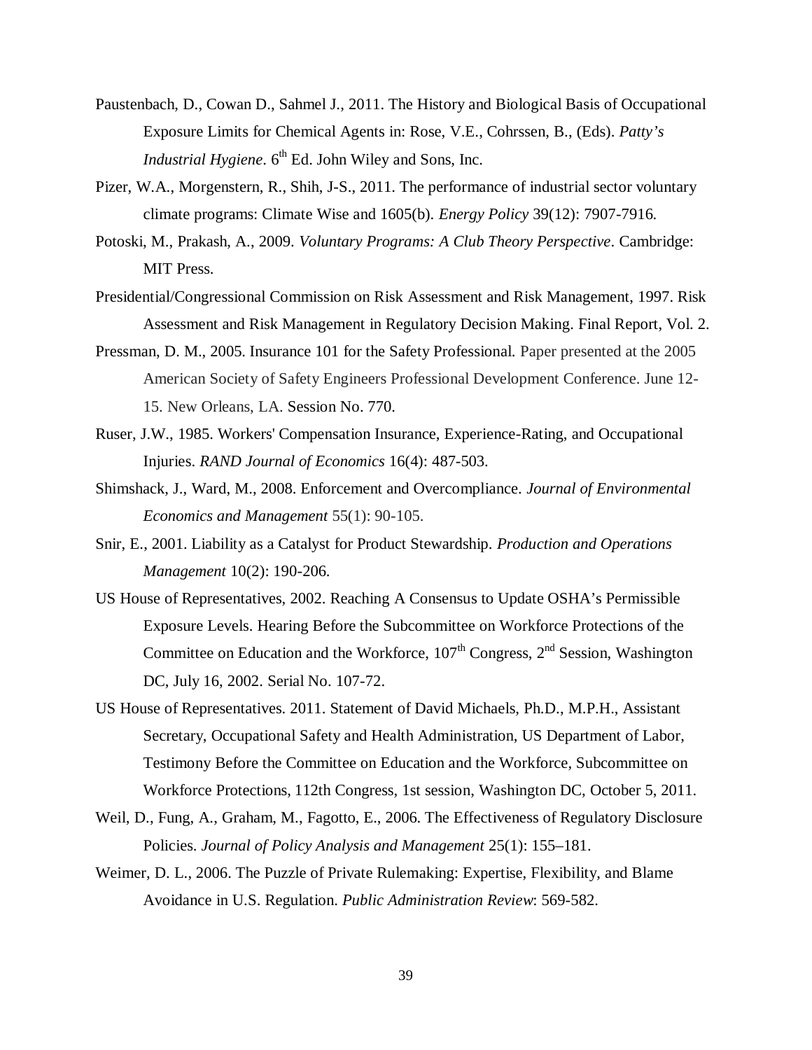Paustenbach, D., Cowan D., Sahmel J., 2011. The History and Biological Basis of Occupational Exposure Limits for Chemical Agents in: Rose, V.E., Cohrssen, B., (Eds). *Patty's Industrial Hygiene*. 6th Ed. John Wiley and Sons, Inc.

Pizer, W.A., Morgenstern, R., Shih, J-S., 2011. The performance of industrial sector voluntary climate programs: Climate Wise and 1605(b). *Energy Policy* 39(12): 7907-7916.

Potoski, M., Prakash, A., 2009. *Voluntary Programs: A Club Theory Perspective*. Cambridge: MIT Press.

Presidential/Congressional Commission on Risk Assessment and Risk Management, 1997. Risk Assessment and Risk Management in Regulatory Decision Making. Final Report, Vol. 2.

Pressman, D. M., 2005. Insurance 101 for the Safety Professional. Paper presented at the 2005 American Society of Safety Engineers Professional Development Conference. June 12-15. New Orleans, LA. Session No. 770.

Ruser, J.W., 1985. Workers' Compensation Insurance, Experience-Rating, and Occupational Injuries. *RAND Journal of Economics* 16(4): 487-503.

Shimshack, J., Ward, M., 2008. Enforcement and Overcompliance. *Journal of Environmental Economics and Management* 55(1): 90-105.

Snir, E., 2001. Liability as a Catalyst for Product Stewardship. *Production and Operations Management* 10(2): 190-206.

US House of Representatives, 2002. Reaching A Consensus to Update OSHA's Permissible Exposure Levels. Hearing Before the Subcommittee on Workforce Protections of the Committee on Education and the Workforce, 107th Congress, 2nd Session, Washington DC, July 16, 2002. Serial No. 107-72.

US House of Representatives. 2011. Statement of David Michaels, Ph.D., M.P.H., Assistant Secretary, Occupational Safety and Health Administration, US Department of Labor, Testimony Before the Committee on Education and the Workforce, Subcommittee on Workforce Protections, 112th Congress, 1st session, Washington DC, October 5, 2011.

Weil, D., Fung, A., Graham, M., Fagotto, E., 2006. The Effectiveness of Regulatory Disclosure Policies. *Journal of Policy Analysis and Management* 25(1): 155–181.

Weimer, D. L., 2006. The Puzzle of Private Rulemaking: Expertise, Flexibility, and Blame Avoidance in U.S. Regulation. *Public Administration Review*: 569-582.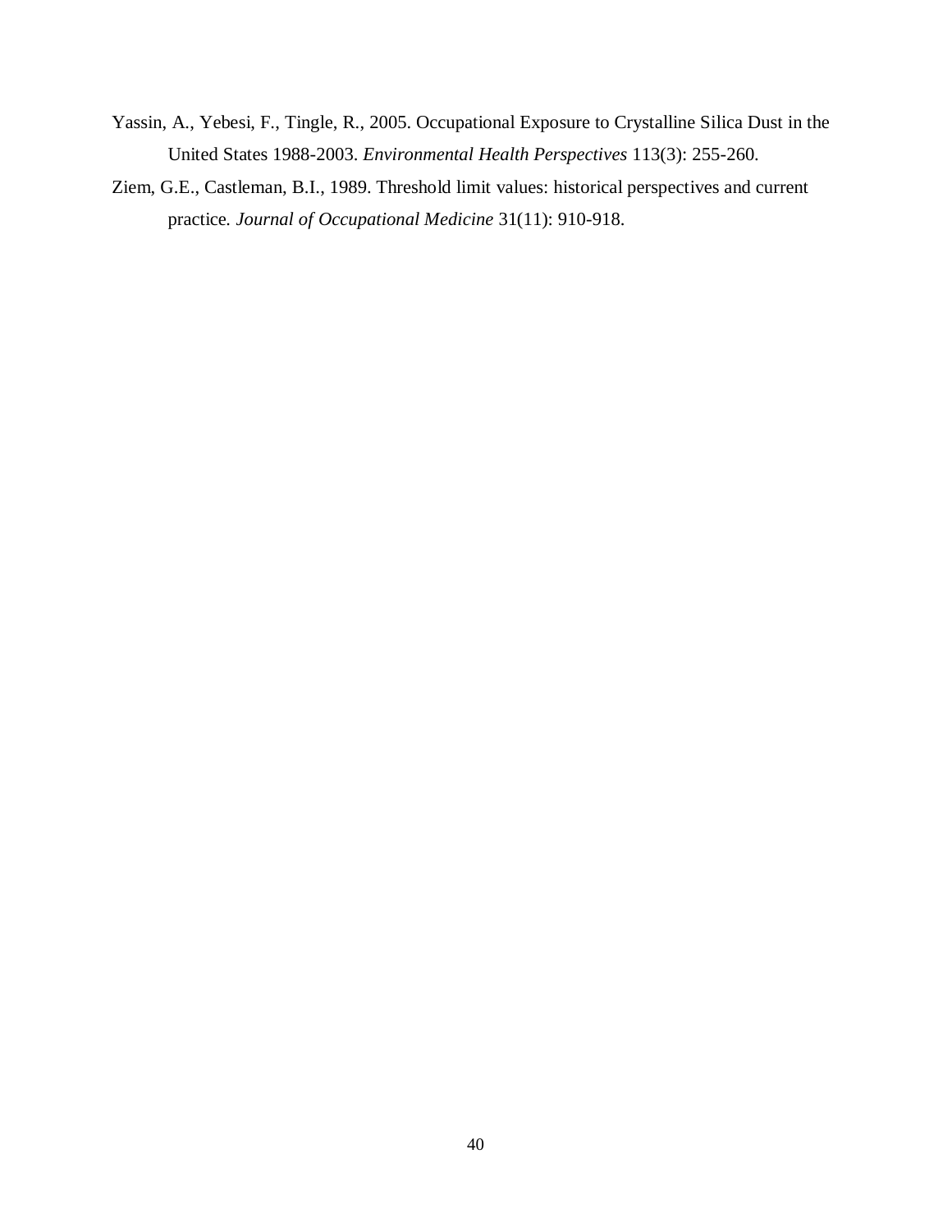Yassin, A., Yebesi, F., Tingle, R., 2005. Occupational Exposure to Crystalline Silica Dust in the United States 1988-2003. *Environmental Health Perspectives* 113(3): 255-260.

Ziem, G.E., Castleman, B.I., 1989. Threshold limit values: historical perspectives and current practice. *Journal of Occupational Medicine* 31(11): 910-918.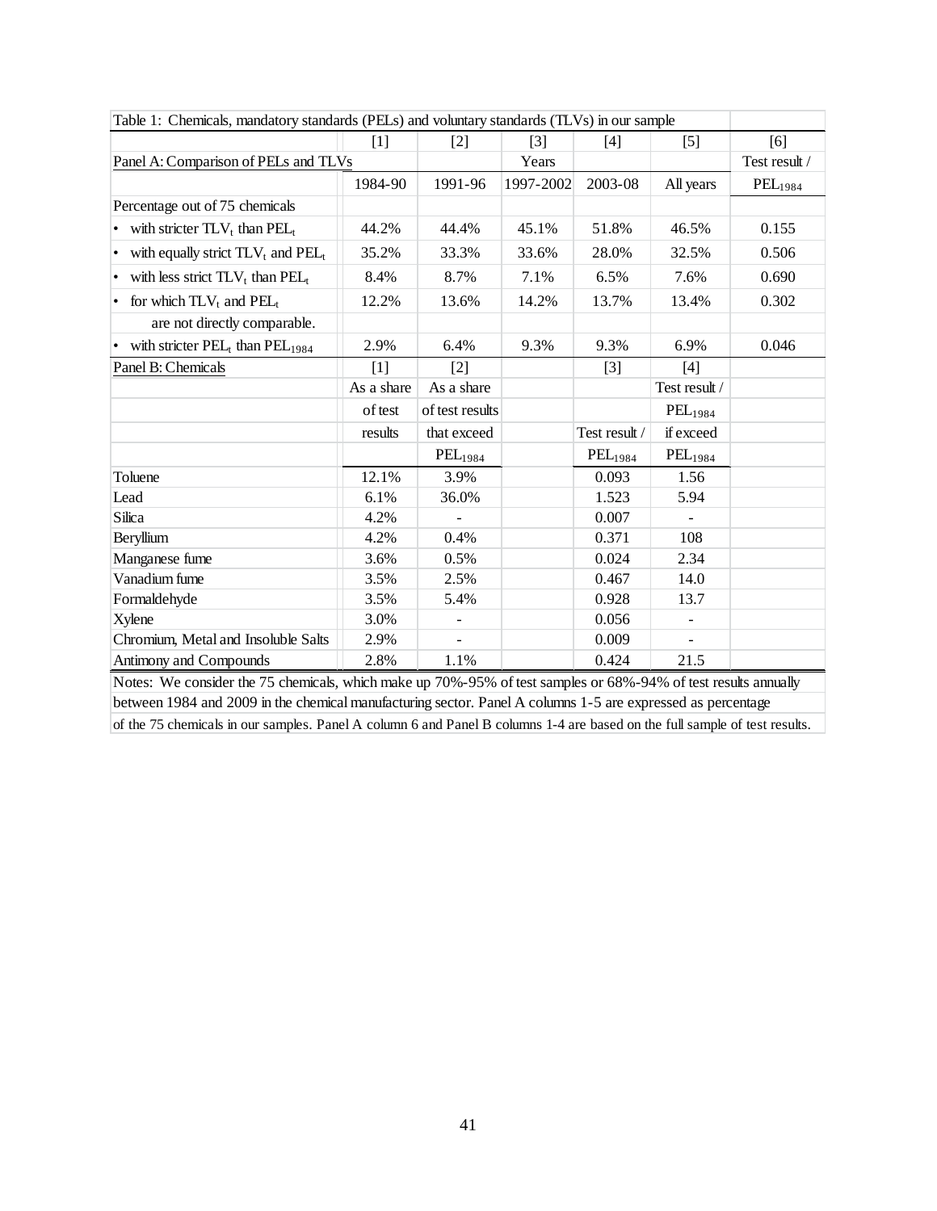Table 1: Chemicals, mandatory standards (PELs) and voluntary standards (TLVs) in our sample

| | [1] | [2] | [3] | [4] | [5] | [6] |
|---|---|---|---|---|---|---|
| Panel A: Comparison of PELs and TLVs | | | Years | | | Test result / |
| | 1984-90 | 1991-96 | 1997-2002 | 2003-08 | All years | $PEL_{1984}$ |
| Percentage out of 75 chemicals | | | | | | |
| • with stricter $TLV_t$ than $PEL_t$ | 44.2% | 44.4% | 45.1% | 51.8% | 46.5% | 0.155 |
| • with equally strict $TLV_t$ and $PEL_t$ | 35.2% | 33.3% | 33.6% | 28.0% | 32.5% | 0.506 |
| • with less strict $TLV_t$ than $PEL_t$ | 8.4% | 8.7% | 7.1% | 6.5% | 7.6% | 0.690 |
| • for which $TLV_t$ and $PEL_t$ are not directly comparable. | 12.2% | 13.6% | 14.2% | 13.7% | 13.4% | 0.302 |
| • with stricter $PEL_t$ than $PEL_{1984}$ | 2.9% | 6.4% | 9.3% | 9.3% | 6.9% | 0.046 |
| Panel B: Chemicals | [1] | [2] | | [3] | [4] | |
| | As a share of test results | As a share of test results that exceed $PEL_{1984}$ | | Test result / $PEL_{1984}$ | Test result / $PEL_{1984}$ if exceed $PEL_{1984}$ | |
| Toluene | 12.1% | 3.9% | | 0.093 | 1.56 | |
| Lead | 6.1% | 36.0% | | 1.523 | 5.94 | |
| Silica | 4.2% | - | | 0.007 | - | |
| Beryllium | 4.2% | 0.4% | | 0.371 | 108 | |
| Manganese fume | 3.6% | 0.5% | | 0.024 | 2.34 | |
| Vanadium fume | 3.5% | 2.5% | | 0.467 | 14.0 | |
| Formaldehyde | 3.5% | 5.4% | | 0.928 | 13.7 | |
| Xylene | 3.0% | - | | 0.056 | - | |
| Chromium, Metal and Insoluble Salts | 2.9% | - | | 0.009 | - | |
| Antimony and Compounds | 2.8% | 1.1% | | 0.424 | 21.5 | |

Notes: We consider the 75 chemicals, which make up 70%-95% of test samples or 68%-94% of test results annually between 1984 and 2009 in the chemical manufacturing sector. Panel A columns 1-5 are expressed as percentage of the 75 chemicals in our samples. Panel A column 6 and Panel B columns 1-4 are based on the full sample of test results.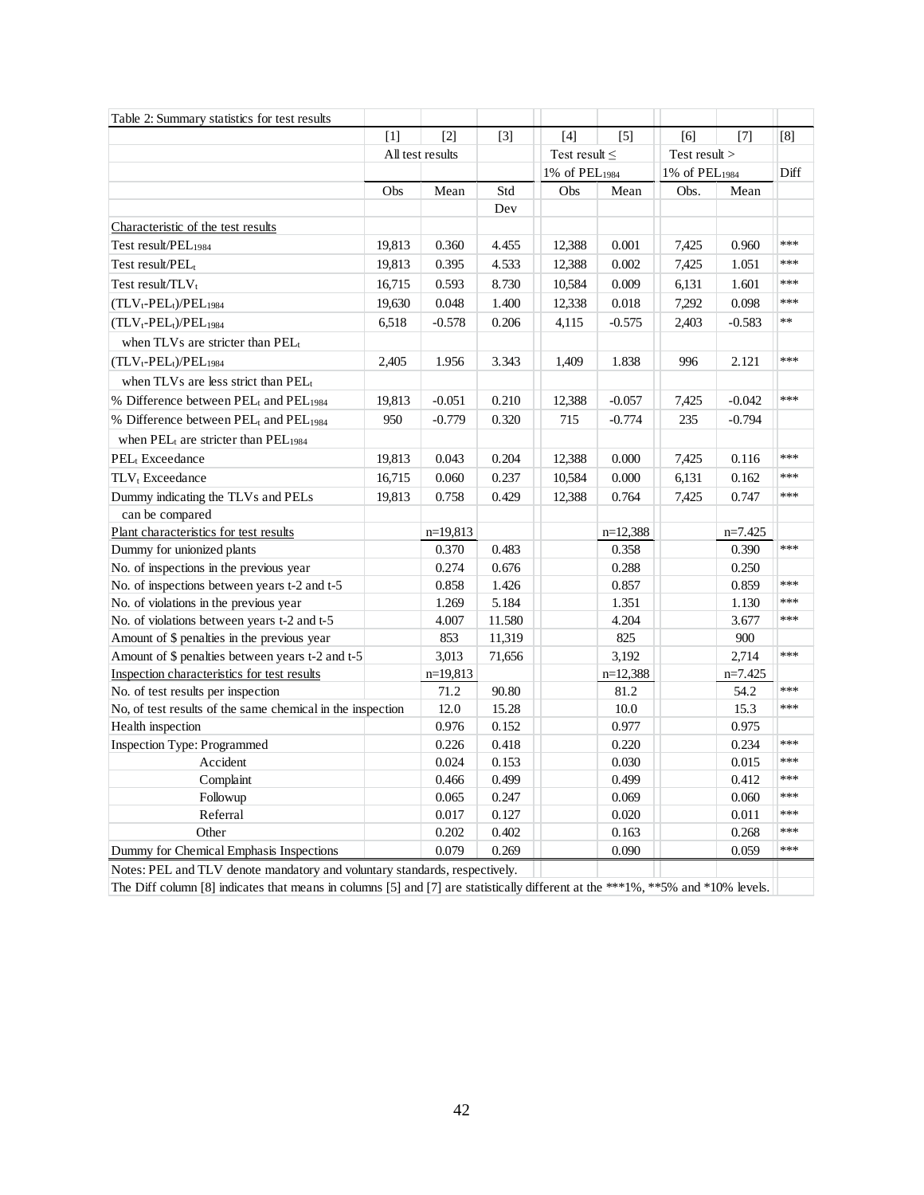Table 2: Summary statistics for test results

| | [1] | [2] | [3] | [4] | [5] | [6] | [7] | [8] |
|---|---|---|---|---|---|---|---|---|
| | All test results | | | Test result ≤ 1% of $PEL_{1984}$ | | Test result > 1% of $PEL_{1984}$ | | Diff |
| | Obs | Mean | Std Dev | Obs | Mean | Obs. | Mean | |
| Characteristic of the test results | | | | | | | | |
| Test result/$PEL_{1984}$ | 19,813 | 0.360 | 4.455 | 12,388 | 0.001 | 7,425 | 0.960 | *** |
| Test result/$PEL_t$ | 19,813 | 0.395 | 4.533 | 12,388 | 0.002 | 7,425 | 1.051 | *** |
| Test result/$TLV_t$ | 16,715 | 0.593 | 8.730 | 10,584 | 0.009 | 6,131 | 1.601 | *** |
| $(TLV_t-PEL_t)/PEL_{1984}$ | 19,630 | 0.048 | 1.400 | 12,338 | 0.018 | 7,292 | 0.098 | *** |
| $(TLV_t-PEL_t)/PEL_{1984}$ when TLVs are stricter than $PEL_t$ | 6,518 | -0.578 | 0.206 | 4,115 | -0.575 | 2,403 | -0.583 | ** |
| $(TLV_t-PEL_t)/PEL_{1984}$ when TLVs are less strict than $PEL_t$ | 2,405 | 1.956 | 3.343 | 1,409 | 1.838 | 996 | 2.121 | *** |
| % Difference between $PEL_t$ and $PEL_{1984}$ | 19,813 | -0.051 | 0.210 | 12,388 | -0.057 | 7,425 | -0.042 | *** |
| % Difference between $PEL_t$ and $PEL_{1984}$ when $PEL_t$ are stricter than $PEL_{1984}$ | 950 | -0.779 | 0.320 | 715 | -0.774 | 235 | -0.794 | |
| $PEL_t$ Exceedance | 19,813 | 0.043 | 0.204 | 12,388 | 0.000 | 7,425 | 0.116 | *** |
| $TLV_t$ Exceedance | 16,715 | 0.060 | 0.237 | 10,584 | 0.000 | 6,131 | 0.162 | *** |
| Dummy indicating the TLVs and PELs can be compared | 19,813 | 0.758 | 0.429 | 12,388 | 0.764 | 7,425 | 0.747 | *** |
| Plant characteristics for test results | | n=19,813 | | | n=12,388 | | n=7.425 | |
| Dummy for unionized plants | | 0.370 | 0.483 | | 0.358 | | 0.390 | *** |
| No. of inspections in the previous year | | 0.274 | 0.676 | | 0.288 | | 0.250 | |
| No. of inspections between years t-2 and t-5 | | 0.858 | 1.426 | | 0.857 | | 0.859 | *** |
| No. of violations in the previous year | | 1.269 | 5.184 | | 1.351 | | 1.130 | *** |
| No. of violations between years t-2 and t-5 | | 4.007 | 11.580 | | 4.204 | | 3.677 | *** |
| Amount of $ penalties in the previous year | | 853 | 11,319 | | 825 | | 900 | |
| Amount of $ penalties between years t-2 and t-5 | | 3,013 | 71,656 | | 3,192 | | 2,714 | *** |
| Inspection characteristics for test results | | n=19,813 | | | n=12,388 | | n=7.425 | |
| No. of test results per inspection | | 71.2 | 90.80 | | 81.2 | | 54.2 | *** |
| No, of test results of the same chemical in the inspection | | 12.0 | 15.28 | | 10.0 | | 15.3 | *** |
| Health inspection | | 0.976 | 0.152 | | 0.977 | | 0.975 | |
| Inspection Type: Programmed | | 0.226 | 0.418 | | 0.220 | | 0.234 | *** |
| Accident | | 0.024 | 0.153 | | 0.030 | | 0.015 | *** |
| Complaint | | 0.466 | 0.499 | | 0.499 | | 0.412 | *** |
| Followup | | 0.065 | 0.247 | | 0.069 | | 0.060 | *** |
| Referral | | 0.017 | 0.127 | | 0.020 | | 0.011 | *** |
| Other | | 0.202 | 0.402 | | 0.163 | | 0.268 | *** |
| Dummy for Chemical Emphasis Inspections | | 0.079 | 0.269 | | 0.090 | | 0.059 | *** |

Notes: PEL and TLV denote mandatory and voluntary standards, respectively.

The Diff column [8] indicates that means in columns [5] and [7] are statistically different at the ***1%, **5% and *10% levels.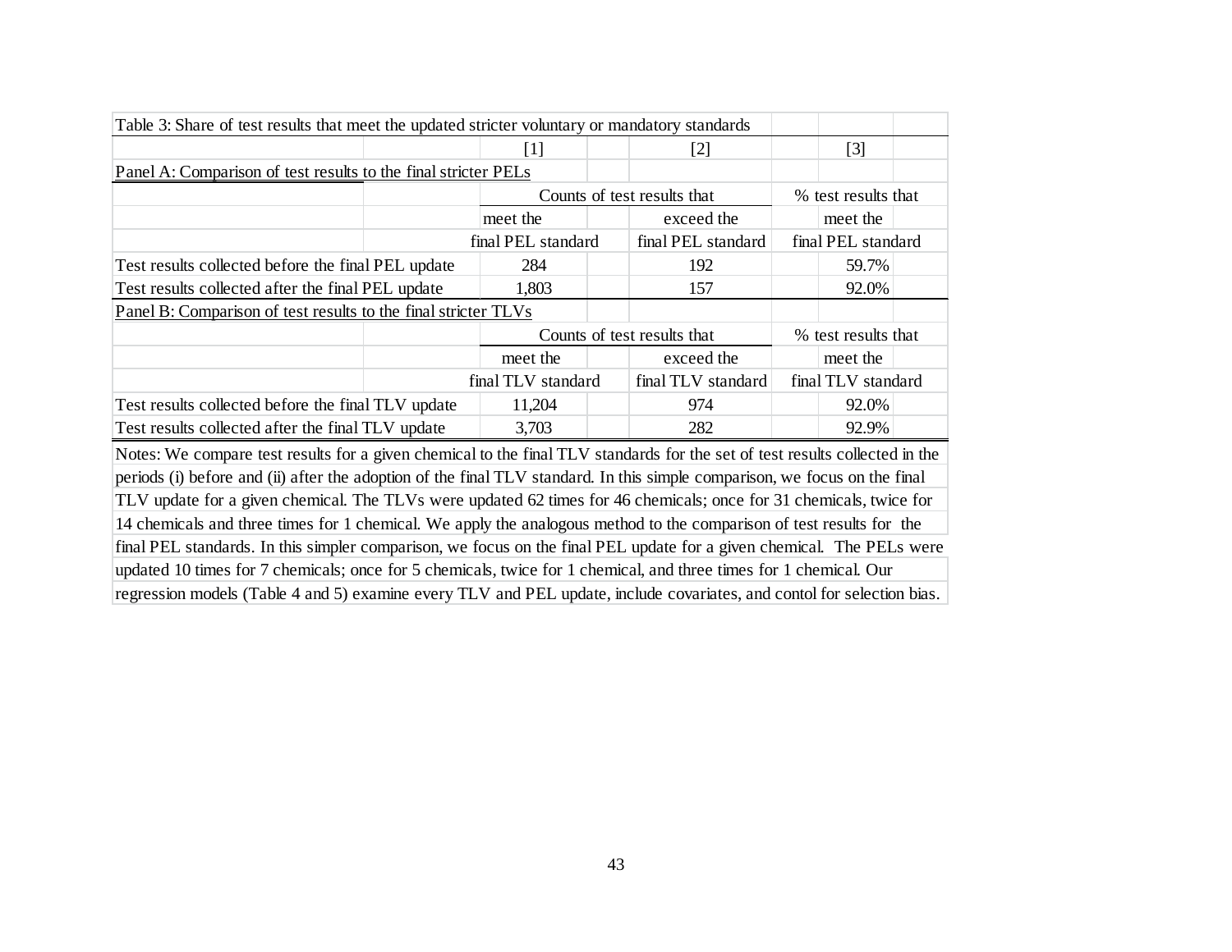Table 3: Share of test results that meet the updated stricter voluntary or mandatory standards

| | [1] | [2] | [3] |
|---|---|---|---|
| **Panel A: Comparison of test results to the final stricter PELs** | | | |
| | Counts of test results that | | % test results that |
| | meet the final PEL standard | exceed the final PEL standard | meet the final PEL standard |
| Test results collected before the final PEL update | 284 | 192 | 59.7% |
| Test results collected after the final PEL update | 1,803 | 157 | 92.0% |
| **Panel B: Comparison of test results to the final stricter TLVs** | | | |
| | Counts of test results that | | % test results that |
| | meet the final TLV standard | exceed the final TLV standard | meet the final TLV standard |
| Test results collected before the final TLV update | 11,204 | 974 | 92.0% |
| Test results collected after the final TLV update | 3,703 | 282 | 92.9% |

Notes: We compare test results for a given chemical to the final TLV standards for the set of test results collected in the periods (i) before and (ii) after the adoption of the final TLV standard. In this simple comparison, we focus on the final TLV update for a given chemical. The TLVs were updated 62 times for 46 chemicals; once for 31 chemicals, twice for 14 chemicals and three times for 1 chemical. We apply the analogous method to the comparison of test results for the final PEL standards. In this simpler comparison, we focus on the final PEL update for a given chemical. The PELs were updated 10 times for 7 chemicals; once for 5 chemicals, twice for 1 chemical, and three times for 1 chemical. Our regression models (Table 4 and 5) examine every TLV and PEL update, include covariates, and contol for selection bias.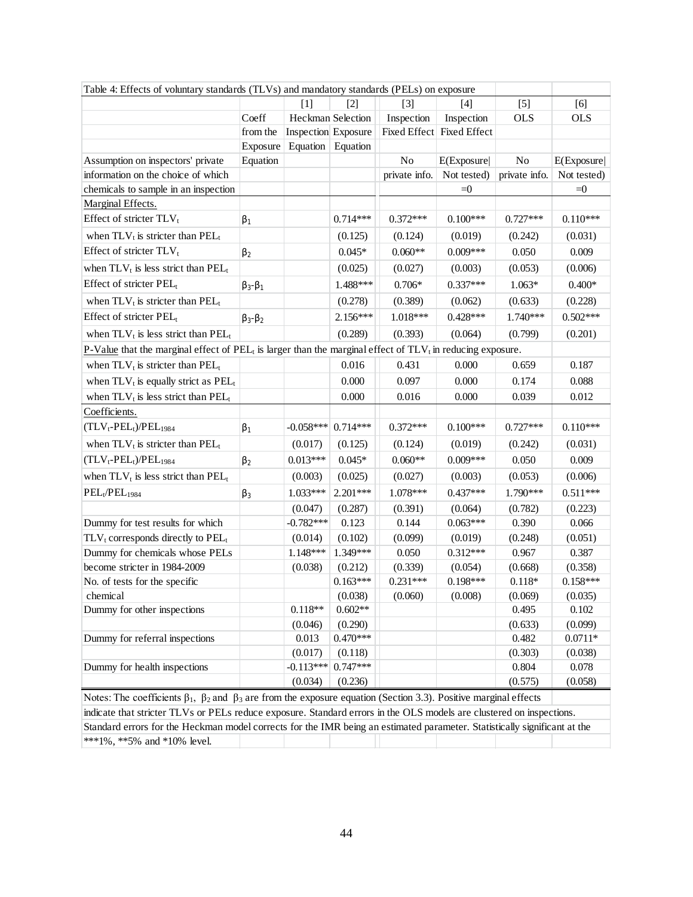Table 4: Effects of voluntary standards (TLVs) and mandatory standards (PELs) on exposure

| | Coeff from the Exposure Equation | [1] Heckman Selection Inspection Equation | [2] Heckman Selection Exposure Equation | [3] Inspection Fixed Effect | [4] Inspection Fixed Effect | [5] OLS | [6] OLS |
|---|---|---|---|---|---|---|---|
| Assumption on inspectors' private information on the choice of which chemicals to sample in an inspection | | | | No private info. | E(Exposure\| Not tested) =0 | No private info. | E(Exposure\| Not tested) =0 |
| Marginal Effects. | | | | | | | |
| Effect of stricter $TLV_t$ | $\beta_1$ | | 0.714*** | 0.372*** | 0.100*** | 0.727*** | 0.110*** |
| when $TLV_t$ is stricter than $PEL_t$ | | | (0.125) | (0.124) | (0.019) | (0.242) | (0.031) |
| Effect of stricter $TLV_t$ | $\beta_2$ | | 0.045* | 0.060** | 0.009*** | 0.050 | 0.009 |
| when $TLV_t$ is less strict than $PEL_t$ | | | (0.025) | (0.027) | (0.003) | (0.053) | (0.006) |
| Effect of stricter $PEL_t$ | $\beta_3$-$\beta_1$ | | 1.488*** | 0.706* | 0.337*** | 1.063* | 0.400* |
| when $TLV_t$ is stricter than $PEL_t$ | | | (0.278) | (0.389) | (0.062) | (0.633) | (0.228) |
| Effect of stricter $PEL_t$ | $\beta_3$-$\beta_2$ | | 2.156*** | 1.018*** | 0.428*** | 1.740*** | 0.502*** |
| when $TLV_t$ is less strict than $PEL_t$ | | | (0.289) | (0.393) | (0.064) | (0.799) | (0.201) |
| P-Value that the marginal effect of $PEL_t$ is larger than the marginal effect of $TLV_t$ in reducing exposure. | | | | | | | |
| when $TLV_t$ is stricter than $PEL_t$ | | | 0.016 | 0.431 | 0.000 | 0.659 | 0.187 |
| when $TLV_t$ is equally strict as $PEL_t$ | | | 0.000 | 0.097 | 0.000 | 0.174 | 0.088 |
| when $TLV_t$ is less strict than $PEL_t$ | | | 0.000 | 0.016 | 0.000 | 0.039 | 0.012 |
| Coefficients. | | | | | | | |
| $(TLV_t-PEL_t)/PEL_{1984}$ | $\beta_1$ | -0.058*** | 0.714*** | 0.372*** | 0.100*** | 0.727*** | 0.110*** |
| when $TLV_t$ is stricter than $PEL_t$ | | (0.017) | (0.125) | (0.124) | (0.019) | (0.242) | (0.031) |
| $(TLV_t-PEL_t)/PEL_{1984}$ | $\beta_2$ | 0.013*** | 0.045* | 0.060** | 0.009*** | 0.050 | 0.009 |
| when $TLV_t$ is less strict than $PEL_t$ | | (0.003) | (0.025) | (0.027) | (0.003) | (0.053) | (0.006) |
| $PEL_t/PEL_{1984}$ | $\beta_3$ | 1.033*** | 2.201*** | 1.078*** | 0.437*** | 1.790*** | 0.511*** |
| | | (0.047) | (0.287) | (0.391) | (0.064) | (0.782) | (0.223) |
| Dummy for test results for which | | -0.782*** | 0.123 | 0.144 | 0.063*** | 0.390 | 0.066 |
| $TLV_t$ corresponds directly to $PEL_t$ | | (0.014) | (0.102) | (0.099) | (0.019) | (0.248) | (0.051) |
| Dummy for chemicals whose PELs | | 1.148*** | 1.349*** | 0.050 | 0.312*** | 0.967 | 0.387 |
| become stricter in 1984-2009 | | (0.038) | (0.212) | (0.339) | (0.054) | (0.668) | (0.358) |
| No. of tests for the specific | | | 0.163*** | 0.231*** | 0.198*** | 0.118* | 0.158*** |
| chemical | | | (0.038) | (0.060) | (0.008) | (0.069) | (0.035) |
| Dummy for other inspections | | 0.118** | 0.602** | | | 0.495 | 0.102 |
| | | (0.046) | (0.290) | | | (0.633) | (0.099) |
| Dummy for referral inspections | | 0.013 | 0.470*** | | | 0.482 | 0.0711* |
| | | (0.017) | (0.118) | | | (0.303) | (0.038) |
| Dummy for health inspections | | -0.113*** | 0.747*** | | | 0.804 | 0.078 |
| | | (0.034) | (0.236) | | | (0.575) | (0.058) |

Notes: The coefficients $\beta_1$, $\beta_2$ and $\beta_3$ are from the exposure equation (Section 3.3). Positive marginal effects indicate that stricter TLVs or PELs reduce exposure. Standard errors in the OLS models are clustered on inspections. Standard errors for the Heckman model corrects for the IMR being an estimated parameter. Statistically significant at the ***1%, **5% and *10% level.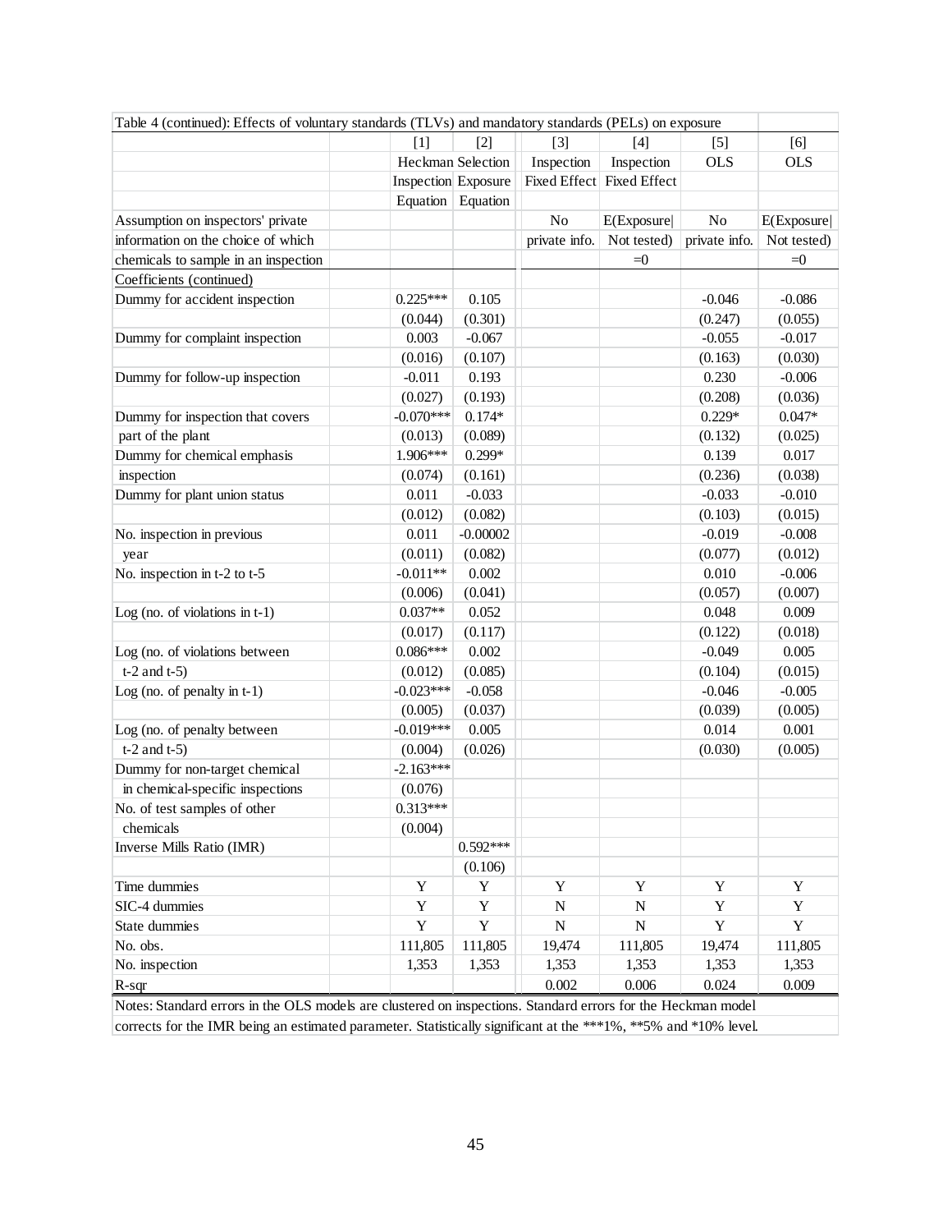Table 4 (continued): Effects of voluntary standards (TLVs) and mandatory standards (PELs) on exposure

| | [1] | [2] | [3] | [4] | [5] | [6] |
|---|---|---|---|---|---|---|
| | Heckman Selection | | Inspection | Inspection | OLS | OLS |
| | Inspection | Exposure | Fixed Effect | Fixed Effect | | |
| | Equation | Equation | | | | |
| Assumption on inspectors' private information on the choice of which chemicals to sample in an inspection | | | No private info. | E(Exposure\| Not tested) =0 | No private info. | E(Exposure\| Not tested) =0 |
| Coefficients (continued) | | | | | | |
| Dummy for accident inspection | 0.225*** | 0.105 | | | -0.046 | -0.086 |
| | (0.044) | (0.301) | | | (0.247) | (0.055) |
| Dummy for complaint inspection | 0.003 | -0.067 | | | -0.055 | -0.017 |
| | (0.016) | (0.107) | | | (0.163) | (0.030) |
| Dummy for follow-up inspection | -0.011 | 0.193 | | | 0.230 | -0.006 |
| | (0.027) | (0.193) | | | (0.208) | (0.036) |
| Dummy for inspection that covers part of the plant | -0.070*** | 0.174* | | | 0.229* | 0.047* |
| | (0.013) | (0.089) | | | (0.132) | (0.025) |
| Dummy for chemical emphasis inspection | 1.906*** | 0.299* | | | 0.139 | 0.017 |
| | (0.074) | (0.161) | | | (0.236) | (0.038) |
| Dummy for plant union status | 0.011 | -0.033 | | | -0.033 | -0.010 |
| | (0.012) | (0.082) | | | (0.103) | (0.015) |
| No. inspection in previous year | 0.011 | -0.00002 | | | -0.019 | -0.008 |
| | (0.011) | (0.082) | | | (0.077) | (0.012) |
| No. inspection in t-2 to t-5 | -0.011** | 0.002 | | | 0.010 | -0.006 |
| | (0.006) | (0.041) | | | (0.057) | (0.007) |
| Log (no. of violations in t-1) | 0.037** | 0.052 | | | 0.048 | 0.009 |
| | (0.017) | (0.117) | | | (0.122) | (0.018) |
| Log (no. of violations between t-2 and t-5) | 0.086*** | 0.002 | | | -0.049 | 0.005 |
| | (0.012) | (0.085) | | | (0.104) | (0.015) |
| Log (no. of penalty in t-1) | -0.023*** | -0.058 | | | -0.046 | -0.005 |
| | (0.005) | (0.037) | | | (0.039) | (0.005) |
| Log (no. of penalty between t-2 and t-5) | -0.019*** | 0.005 | | | 0.014 | 0.001 |
| | (0.004) | (0.026) | | | (0.030) | (0.005) |
| Dummy for non-target chemical in chemical-specific inspections | -2.163*** | | | | | |
| | (0.076) | | | | | |
| No. of test samples of other chemicals | 0.313*** | | | | | |
| | (0.004) | | | | | |
| Inverse Mills Ratio (IMR) | | 0.592*** | | | | |
| | | (0.106) | | | | |
| Time dummies | Y | Y | Y | Y | Y | Y |
| SIC-4 dummies | Y | Y | N | N | Y | Y |
| State dummies | Y | Y | N | N | Y | Y |
| No. obs. | 111,805 | 111,805 | 19,474 | 111,805 | 19,474 | 111,805 |
| No. inspection | 1,353 | 1,353 | 1,353 | 1,353 | 1,353 | 1,353 |
| R-sqr | | | 0.002 | 0.006 | 0.024 | 0.009 |

Notes: Standard errors in the OLS models are clustered on inspections. Standard errors for the Heckman model corrects for the IMR being an estimated parameter. Statistically significant at the ***1%, **5% and *10% level.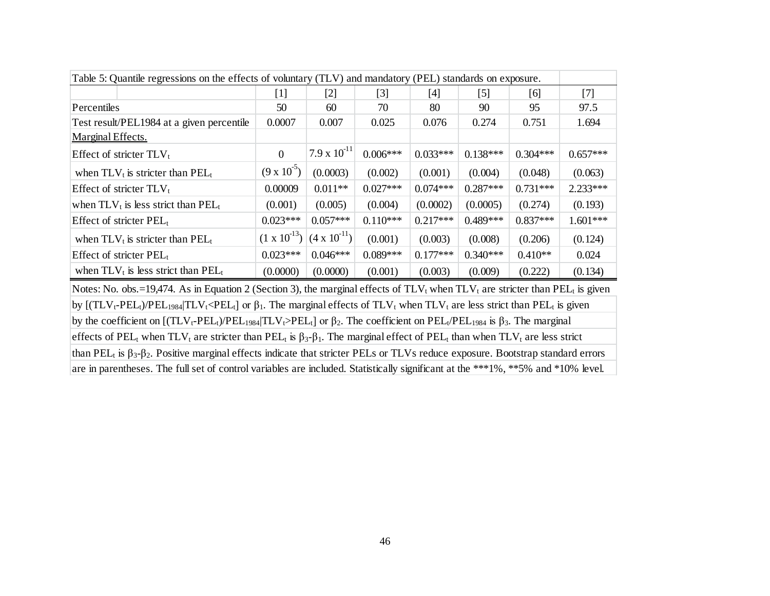Table 5: Quantile regressions on the effects of voluntary (TLV) and mandatory (PEL) standards on exposure.

| | [1] | [2] | [3] | [4] | [5] | [6] | [7] |
|---|---|---|---|---|---|---|---|
| Percentiles | 50 | 60 | 70 | 80 | 90 | 95 | 97.5 |
| Test result/PEL1984 at a given percentile | 0.0007 | 0.007 | 0.025 | 0.076 | 0.274 | 0.751 | 1.694 |
| Marginal Effects. | | | | | | | |
| Effect of stricter $TLV_t$ | 0 | $7.9 \times 10^{-11}$ | 0.006*** | 0.033*** | 0.138*** | 0.304*** | 0.657*** |
| when $TLV_t$ is stricter than $PEL_t$ | ($9 \times 10^{-5}$) | (0.0003) | (0.002) | (0.001) | (0.004) | (0.048) | (0.063) |
| Effect of stricter $TLV_t$ | 0.00009 | 0.011** | 0.027*** | 0.074*** | 0.287*** | 0.731*** | 2.233*** |
| when $TLV_t$ is less strict than $PEL_t$ | (0.001) | (0.005) | (0.004) | (0.0002) | (0.0005) | (0.274) | (0.193) |
| Effect of stricter $PEL_t$ | 0.023*** | 0.057*** | 0.110*** | 0.217*** | 0.489*** | 0.837*** | 1.601*** |
| when $TLV_t$ is stricter than $PEL_t$ | ($1 \times 10^{-13}$) | ($4 \times 10^{-11}$) | (0.001) | (0.003) | (0.008) | (0.206) | (0.124) |
| Effect of stricter $PEL_t$ | 0.023*** | 0.046*** | 0.089*** | 0.177*** | 0.340*** | 0.410** | 0.024 |
| when $TLV_t$ is less strict than $PEL_t$ | (0.0000) | (0.0000) | (0.001) | (0.003) | (0.009) | (0.222) | (0.134) |

Notes: No. obs.=19,474. As in Equation 2 (Section 3), the marginal effects of $TLV_t$ when $TLV_t$ are stricter than $PEL_t$ is given by $[(TLV_t-PEL_t)/PEL_{1984}|TLV_t<PEL_t]$ or $\beta_1$. The marginal effects of $TLV_t$ when $TLV_t$ are less strict than $PEL_t$ is given by the coefficient on $[(TLV_t-PEL_t)/PEL_{1984}|TLV_t>PEL_t]$ or $\beta_2$. The coefficient on $PEL_t/PEL_{1984}$ is $\beta_3$. The marginal effects of $PEL_t$ when $TLV_t$ are stricter than $PEL_t$ is $\beta_3$-$\beta_1$. The marginal effect of $PEL_t$ than when $TLV_t$ are less strict than $PEL_t$ is $\beta_3$-$\beta_2$. Positive marginal effects indicate that stricter PELs or TLVs reduce exposure. Bootstrap standard errors are in parentheses. The full set of control variables are included. Statistically significant at the ***1%, **5% and *10% level.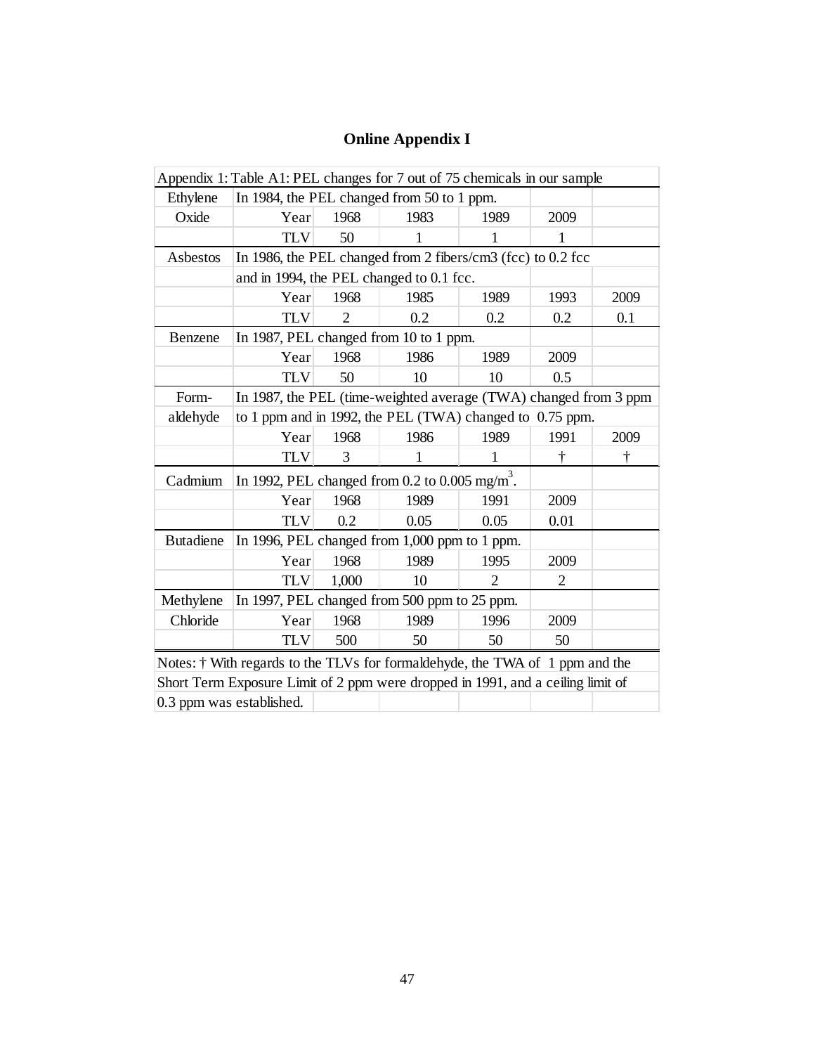# Online Appendix I

Appendix 1: Table A1: PEL changes for 7 out of 75 chemicals in our sample

| | | | | | | |
|---|---|---|---|---|---|---|
| Ethylene Oxide | In 1984, the PEL changed from 50 to 1 ppm. | | | | | |
| | Year | 1968 | 1983 | 1989 | 2009 | |
| | TLV | 50 | 1 | 1 | 1 | |
| Asbestos | In 1986, the PEL changed from 2 fibers/cm3 (fcc) to 0.2 fcc and in 1994, the PEL changed to 0.1 fcc. | | | | | |
| | Year | 1968 | 1985 | 1989 | 1993 | 2009 |
| | TLV | 2 | 0.2 | 0.2 | 0.2 | 0.1 |
| Benzene | In 1987, PEL changed from 10 to 1 ppm. | | | | | |
| | Year | 1968 | 1986 | 1989 | 2009 | |
| | TLV | 50 | 10 | 10 | 0.5 | |
| Form-aldehyde | In 1987, the PEL (time-weighted average (TWA) changed from 3 ppm to 1 ppm and in 1992, the PEL (TWA) changed to 0.75 ppm. | | | | | |
| | Year | 1968 | 1986 | 1989 | 1991 | 2009 |
| | TLV | 3 | 1 | 1 | † | † |
| Cadmium | In 1992, PEL changed from 0.2 to 0.005 $mg/m^3$. | | | | | |
| | Year | 1968 | 1989 | 1991 | 2009 | |
| | TLV | 0.2 | 0.05 | 0.05 | 0.01 | |
| Butadiene | In 1996, PEL changed from 1,000 ppm to 1 ppm. | | | | | |
| | Year | 1968 | 1989 | 1995 | 2009 | |
| | TLV | 1,000 | 10 | 2 | 2 | |
| Methylene Chloride | In 1997, PEL changed from 500 ppm to 25 ppm. | | | | | |
| | Year | 1968 | 1989 | 1996 | 2009 | |
| | TLV | 500 | 50 | 50 | 50 | |

Notes: † With regards to the TLVs for formaldehyde, the TWA of 1 ppm and the Short Term Exposure Limit of 2 ppm were dropped in 1991, and a ceiling limit of 0.3 ppm was established.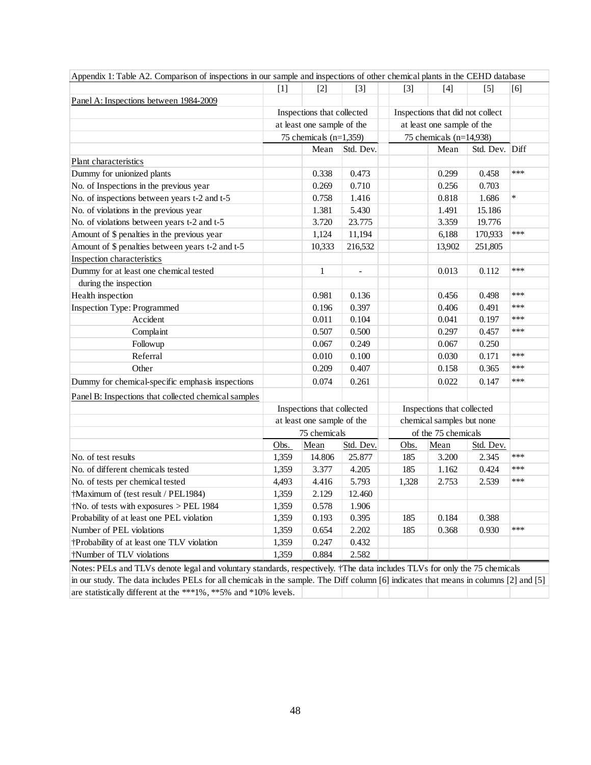Appendix 1: Table A2. Comparison of inspections in our sample and inspections of other chemical plants in the CEHD database

| | [1] | [2] | [3] | [3] | [4] | [5] | [6] |
|---|---|---|---|---|---|---|---|
| Panel A: Inspections between 1984-2009 | | | | | | | |
| | Inspections that collected at least one sample of the 75 chemicals (n=1,359) | | | Inspections that did not collect at least one sample of the 75 chemicals (n=14,938) | | | |
| | | Mean | Std. Dev. | | Mean | Std. Dev. | Diff |
| Plant characteristics | | | | | | | |
| Dummy for unionized plants | | 0.338 | 0.473 | | 0.299 | 0.458 | *** |
| No. of Inspections in the previous year | | 0.269 | 0.710 | | 0.256 | 0.703 | |
| No. of inspections between years t-2 and t-5 | | 0.758 | 1.416 | | 0.818 | 1.686 | * |
| No. of violations in the previous year | | 1.381 | 5.430 | | 1.491 | 15.186 | |
| No. of violations between years t-2 and t-5 | | 3.720 | 23.775 | | 3.359 | 19.776 | |
| Amount of $ penalties in the previous year | | 1,124 | 11,194 | | 6,188 | 170,933 | *** |
| Amount of $ penalties between years t-2 and t-5 | | 10,333 | 216,532 | | 13,902 | 251,805 | |
| Inspection characteristics | | | | | | | |
| Dummy for at least one chemical tested during the inspection | | 1 | - | | 0.013 | 0.112 | *** |
| Health inspection | | 0.981 | 0.136 | | 0.456 | 0.498 | *** |
| Inspection Type: Programmed | | 0.196 | 0.397 | | 0.406 | 0.491 | *** |
| Accident | | 0.011 | 0.104 | | 0.041 | 0.197 | *** |
| Complaint | | 0.507 | 0.500 | | 0.297 | 0.457 | *** |
| Followup | | 0.067 | 0.249 | | 0.067 | 0.250 | |
| Referral | | 0.010 | 0.100 | | 0.030 | 0.171 | *** |
| Other | | 0.209 | 0.407 | | 0.158 | 0.365 | *** |
| Dummy for chemical-specific emphasis inspections | | 0.074 | 0.261 | | 0.022 | 0.147 | *** |
| Panel B: Inspections that collected chemical samples | | | | | | | |
| | Inspections that collected at least one sample of the 75 chemicals | | | Inspections that collected chemical samples but none of the 75 chemicals | | | |
| | Obs. | Mean | Std. Dev. | Obs. | Mean | Std. Dev. | |
| No. of test results | 1,359 | 14.806 | 25.877 | 185 | 3.200 | 2.345 | *** |
| No. of different chemicals tested | 1,359 | 3.377 | 4.205 | 185 | 1.162 | 0.424 | *** |
| No. of tests per chemical tested | 4,493 | 4.416 | 5.793 | 1,328 | 2.753 | 2.539 | *** |
| †Maximum of (test result / PEL1984) | 1,359 | 2.129 | 12.460 | | | | |
| †No. of tests with exposures > PEL 1984 | 1,359 | 0.578 | 1.906 | | | | |
| Probability of at least one PEL violation | 1,359 | 0.193 | 0.395 | 185 | 0.184 | 0.388 | |
| Number of PEL violations | 1,359 | 0.654 | 2.202 | 185 | 0.368 | 0.930 | *** |
| †Probability of at least one TLV violation | 1,359 | 0.247 | 0.432 | | | | |
| †Number of TLV violations | 1,359 | 0.884 | 2.582 | | | | |

Notes: PELs and TLVs denote legal and voluntary standards, respectively. †The data includes TLVs for only the 75 chemicals in our study. The data includes PELs for all chemicals in the sample. The Diff column [6] indicates that means in columns [2] and [5] are statistically different at the ***1%, **5% and *10% levels.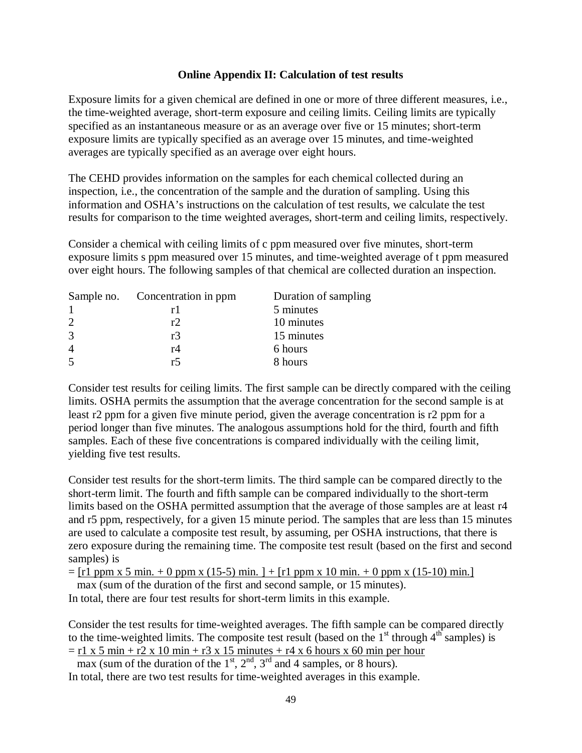**Online Appendix II: Calculation of test results**

Exposure limits for a given chemical are defined in one or more of three different measures, i.e., the time-weighted average, short-term exposure and ceiling limits. Ceiling limits are typically specified as an instantaneous measure or as an average over five or 15 minutes; short-term exposure limits are typically specified as an average over 15 minutes, and time-weighted averages are typically specified as an average over eight hours.

The CEHD provides information on the samples for each chemical collected during an inspection, i.e., the concentration of the sample and the duration of sampling. Using this information and OSHA's instructions on the calculation of test results, we calculate the test results for comparison to the time weighted averages, short-term and ceiling limits, respectively.

Consider a chemical with ceiling limits of c ppm measured over five minutes, short-term exposure limits s ppm measured over 15 minutes, and time-weighted average of t ppm measured over eight hours. The following samples of that chemical are collected duration an inspection.

| Sample no. | Concentration in ppm | Duration of sampling |
|---|---|---|
| 1 | r1 | 5 minutes |
| 2 | r2 | 10 minutes |
| 3 | r3 | 15 minutes |
| 4 | r4 | 6 hours |
| 5 | r5 | 8 hours |

Consider test results for ceiling limits. The first sample can be directly compared with the ceiling limits. OSHA permits the assumption that the average concentration for the second sample is at least r2 ppm for a given five minute period, given the average concentration is r2 ppm for a period longer than five minutes. The analogous assumptions hold for the third, fourth and fifth samples. Each of these five concentrations is compared individually with the ceiling limit, yielding five test results.

Consider test results for the short-term limits. The third sample can be compared directly to the short-term limit. The fourth and fifth sample can be compared individually to the short-term limits based on the OSHA permitted assumption that the average of those samples are at least r4 and r5 ppm, respectively, for a given 15 minute period. The samples that are less than 15 minutes are used to calculate a composite test result, by assuming, per OSHA instructions, that there is zero exposure during the remaining time. The composite test result (based on the first and second samples) is

$$= \frac{[\text{r1 ppm} \times 5 \text{ min.} + 0 \text{ ppm} \times (15\text{-}5) \text{ min.}] + [\text{r1 ppm} \times 10 \text{ min.} + 0 \text{ ppm} \times (15\text{-}10) \text{ min.}]}{\max(\text{sum of the duration of the first and second sample, or 15 minutes})}$$

In total, there are four test results for short-term limits in this example.

Consider the test results for time-weighted averages. The fifth sample can be compared directly to the time-weighted limits. The composite test result (based on the 1st through 4th samples) is

$$= \frac{\text{r1} \times 5 \text{ min} + \text{r2} \times 10 \text{ min} + \text{r3} \times 15 \text{ minutes} + \text{r4} \times 6 \text{ hours} \times 60 \text{ min per hour}}{\max(\text{sum of the duration of the 1st, 2nd, 3rd and 4 samples, or 8 hours})}$$

In total, there are two test results for time-weighted averages in this example.